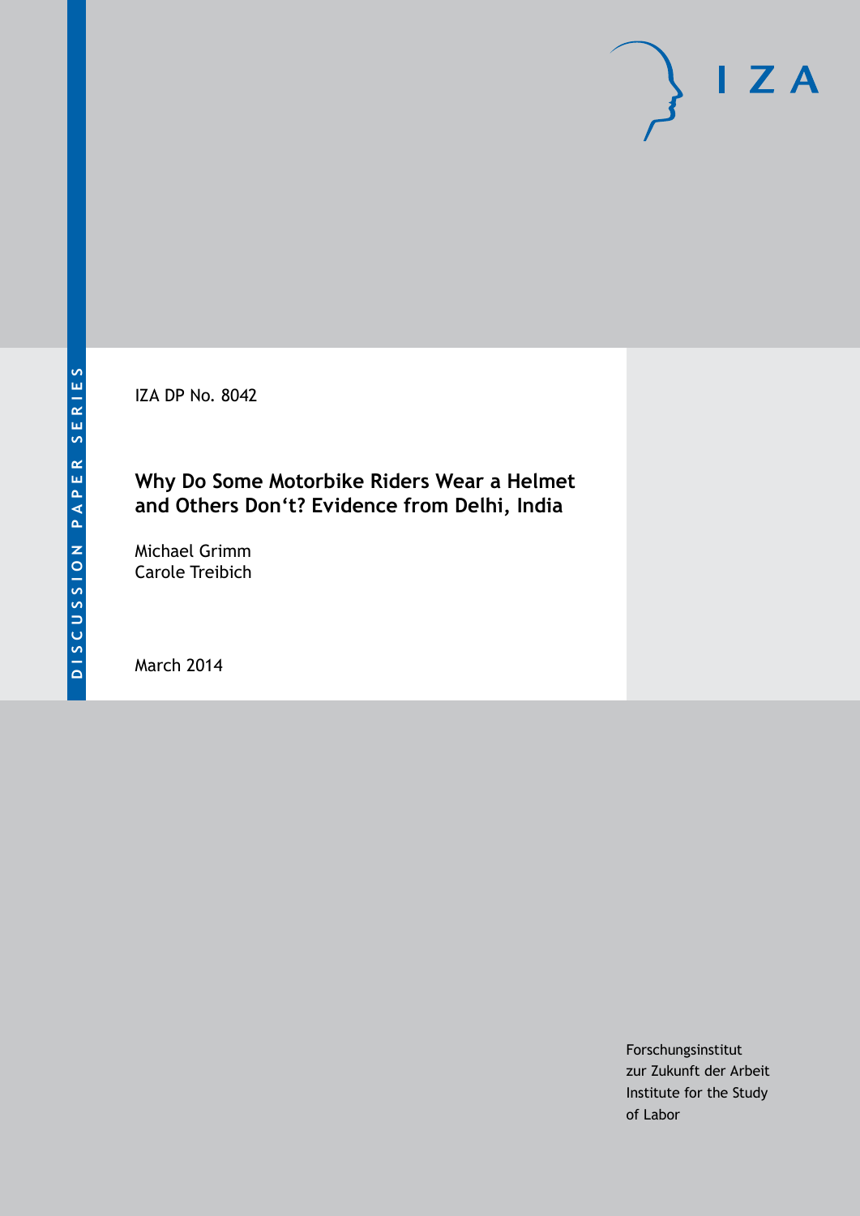DISCUSSION PAPER SERIES

IZA DP No. 8042

# Why Do Some Motorbike Riders Wear a Helmet and Others Don't? Evidence from Delhi, India

Michael Grimm
Carole Treibich

March 2014

Forschungsinstitut
zur Zukunft der Arbeit
Institute for the Study
of Labor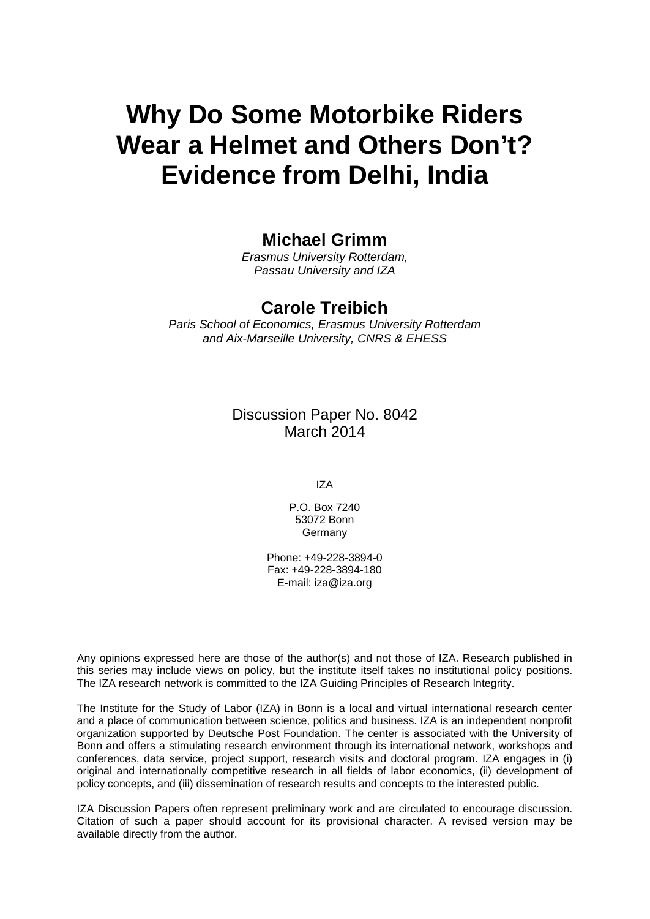# Why Do Some Motorbike Riders Wear a Helmet and Others Don't? Evidence from Delhi, India

## Michael Grimm

*Erasmus University Rotterdam, Passau University and IZA*

## Carole Treibich

*Paris School of Economics, Erasmus University Rotterdam and Aix-Marseille University, CNRS & EHESS*

Discussion Paper No. 8042
March 2014

IZA

P.O. Box 7240
53072 Bonn
Germany

Phone: +49-228-3894-0
Fax: +49-228-3894-180
E-mail: iza@iza.org

Any opinions expressed here are those of the author(s) and not those of IZA. Research published in this series may include views on policy, but the institute itself takes no institutional policy positions. The IZA research network is committed to the IZA Guiding Principles of Research Integrity.

The Institute for the Study of Labor (IZA) in Bonn is a local and virtual international research center and a place of communication between science, politics and business. IZA is an independent nonprofit organization supported by Deutsche Post Foundation. The center is associated with the University of Bonn and offers a stimulating research environment through its international network, workshops and conferences, data service, project support, research visits and doctoral program. IZA engages in (i) original and internationally competitive research in all fields of labor economics, (ii) development of policy concepts, and (iii) dissemination of research results and concepts to the interested public.

IZA Discussion Papers often represent preliminary work and are circulated to encourage discussion. Citation of such a paper should account for its provisional character. A revised version may be available directly from the author.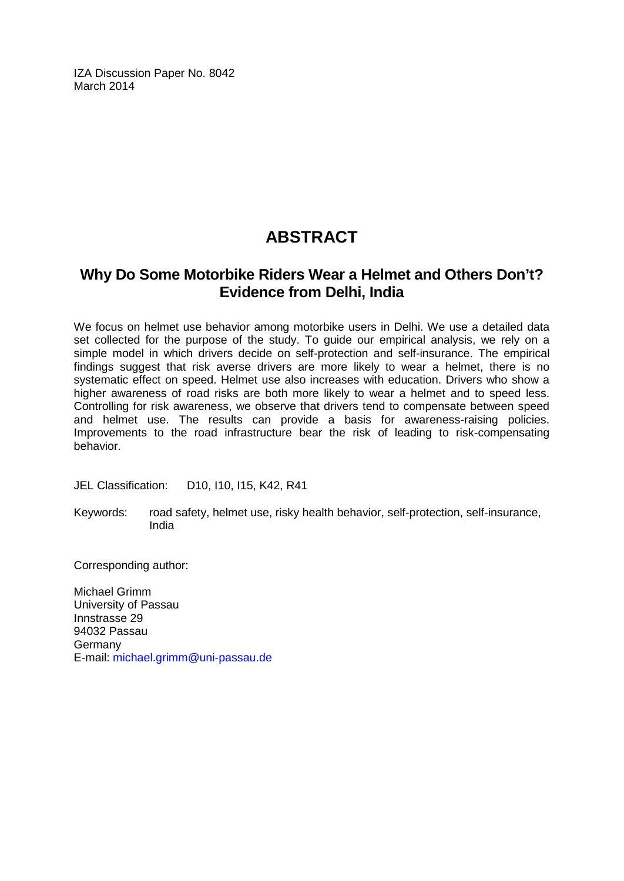IZA Discussion Paper No. 8042
March 2014

# ABSTRACT

## Why Do Some Motorbike Riders Wear a Helmet and Others Don't? Evidence from Delhi, India

We focus on helmet use behavior among motorbike users in Delhi. We use a detailed data set collected for the purpose of the study. To guide our empirical analysis, we rely on a simple model in which drivers decide on self-protection and self-insurance. The empirical findings suggest that risk averse drivers are more likely to wear a helmet, there is no systematic effect on speed. Helmet use also increases with education. Drivers who show a higher awareness of road risks are both more likely to wear a helmet and to speed less. Controlling for risk awareness, we observe that drivers tend to compensate between speed and helmet use. The results can provide a basis for awareness-raising policies. Improvements to the road infrastructure bear the risk of leading to risk-compensating behavior.

JEL Classification: D10, I10, I15, K42, R41

Keywords: road safety, helmet use, risky health behavior, self-protection, self-insurance, India

Corresponding author:

Michael Grimm
University of Passau
Innstrasse 29
94032 Passau
Germany
E-mail: michael.grimm@uni-passau.de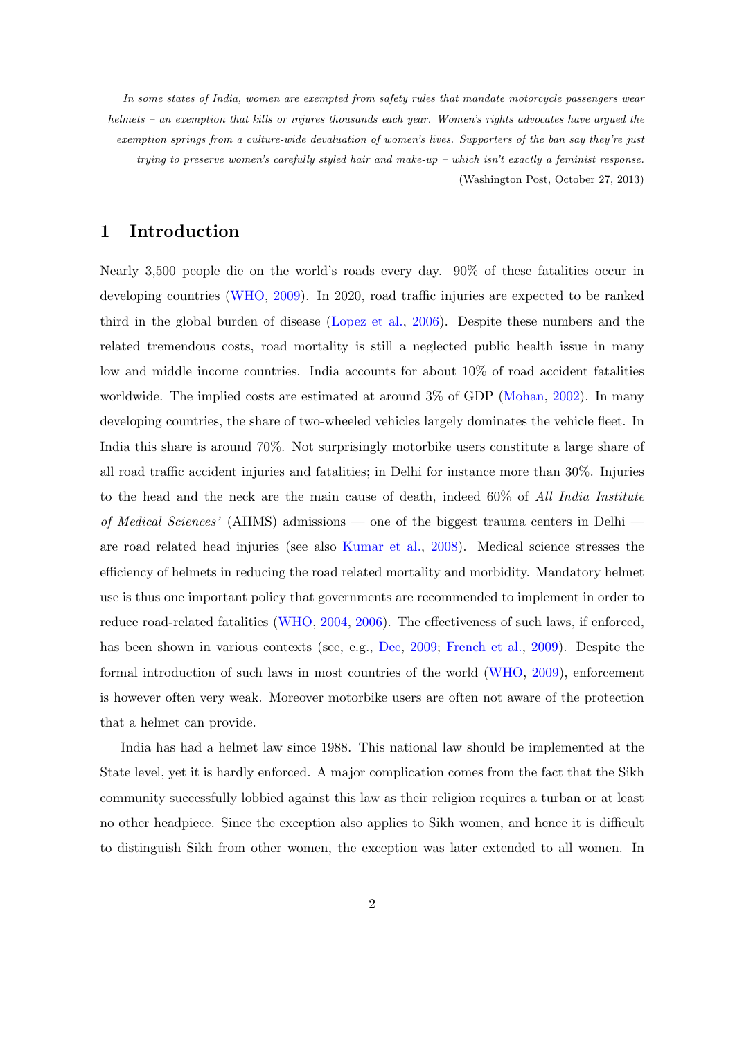*In some states of India, women are exempted from safety rules that mandate motorcycle passengers wear helmets – an exemption that kills or injures thousands each year. Women's rights advocates have argued the exemption springs from a culture-wide devaluation of women's lives. Supporters of the ban say they're just trying to preserve women's carefully styled hair and make-up – which isn't exactly a feminist response.*

(Washington Post, October 27, 2013)

## 1 Introduction

Nearly 3,500 people die on the world's roads every day. 90% of these fatalities occur in developing countries (WHO, 2009). In 2020, road traffic injuries are expected to be ranked third in the global burden of disease (Lopez et al., 2006). Despite these numbers and the related tremendous costs, road mortality is still a neglected public health issue in many low and middle income countries. India accounts for about 10% of road accident fatalities worldwide. The implied costs are estimated at around 3% of GDP (Mohan, 2002). In many developing countries, the share of two-wheeled vehicles largely dominates the vehicle fleet. In India this share is around 70%. Not surprisingly motorbike users constitute a large share of all road traffic accident injuries and fatalities; in Delhi for instance more than 30%. Injuries to the head and the neck are the main cause of death, indeed 60% of *All India Institute of Medical Sciences'* (AIIMS) admissions — one of the biggest trauma centers in Delhi — are road related head injuries (see also Kumar et al., 2008). Medical science stresses the efficiency of helmets in reducing the road related mortality and morbidity. Mandatory helmet use is thus one important policy that governments are recommended to implement in order to reduce road-related fatalities (WHO, 2004, 2006). The effectiveness of such laws, if enforced, has been shown in various contexts (see, e.g., Dee, 2009; French et al., 2009). Despite the formal introduction of such laws in most countries of the world (WHO, 2009), enforcement is however often very weak. Moreover motorbike users are often not aware of the protection that a helmet can provide.

India has had a helmet law since 1988. This national law should be implemented at the State level, yet it is hardly enforced. A major complication comes from the fact that the Sikh community successfully lobbied against this law as their religion requires a turban or at least no other headpiece. Since the exception also applies to Sikh women, and hence it is difficult to distinguish Sikh from other women, the exception was later extended to all women. In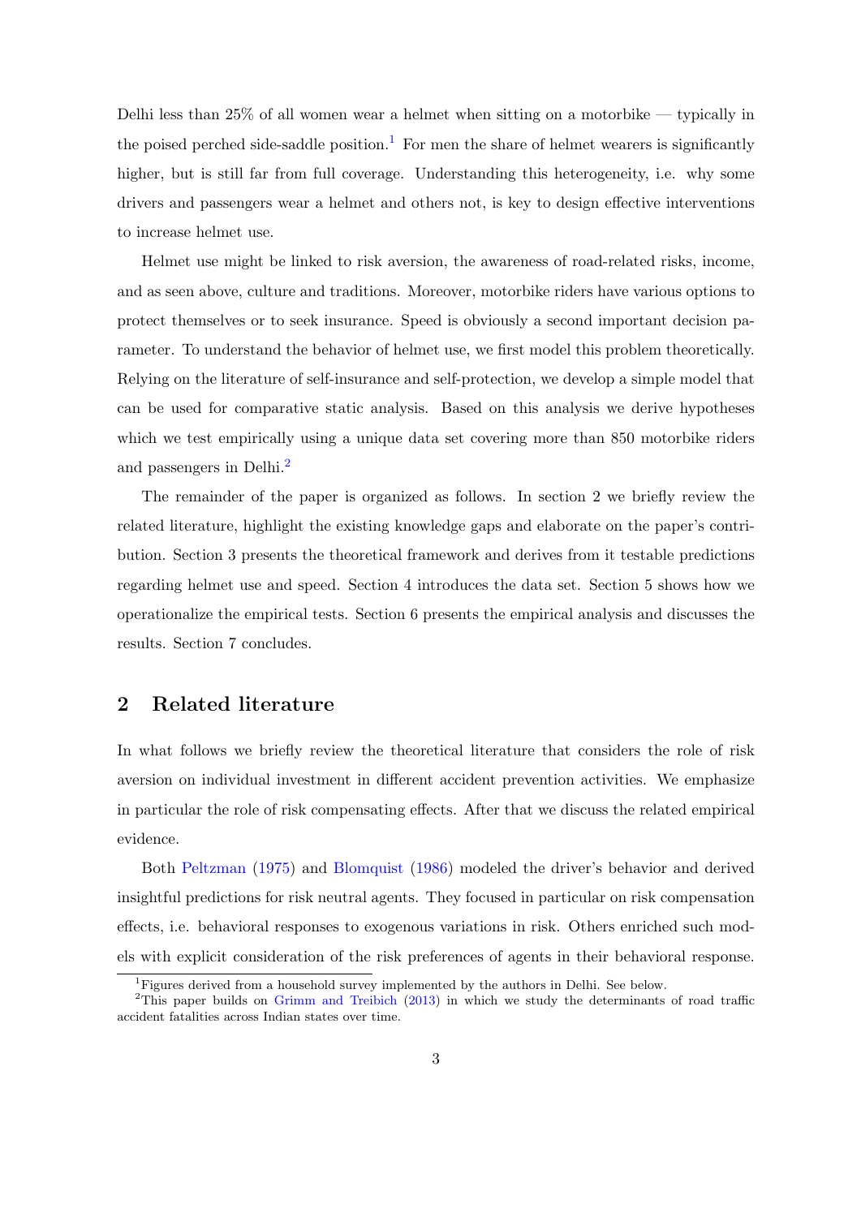Delhi less than 25% of all women wear a helmet when sitting on a motorbike — typically in the poised perched side-saddle position.[1] For men the share of helmet wearers is significantly higher, but is still far from full coverage. Understanding this heterogeneity, i.e. why some drivers and passengers wear a helmet and others not, is key to design effective interventions to increase helmet use.

Helmet use might be linked to risk aversion, the awareness of road-related risks, income, and as seen above, culture and traditions. Moreover, motorbike riders have various options to protect themselves or to seek insurance. Speed is obviously a second important decision parameter. To understand the behavior of helmet use, we first model this problem theoretically. Relying on the literature of self-insurance and self-protection, we develop a simple model that can be used for comparative static analysis. Based on this analysis we derive hypotheses which we test empirically using a unique data set covering more than 850 motorbike riders and passengers in Delhi.[2]

The remainder of the paper is organized as follows. In section 2 we briefly review the related literature, highlight the existing knowledge gaps and elaborate on the paper's contribution. Section 3 presents the theoretical framework and derives from it testable predictions regarding helmet use and speed. Section 4 introduces the data set. Section 5 shows how we operationalize the empirical tests. Section 6 presents the empirical analysis and discusses the results. Section 7 concludes.

## 2 Related literature

In what follows we briefly review the theoretical literature that considers the role of risk aversion on individual investment in different accident prevention activities. We emphasize in particular the role of risk compensating effects. After that we discuss the related empirical evidence.

Both Peltzman (1975) and Blomquist (1986) modeled the driver's behavior and derived insightful predictions for risk neutral agents. They focused in particular on risk compensation effects, i.e. behavioral responses to exogenous variations in risk. Others enriched such models with explicit consideration of the risk preferences of agents in their behavioral response.

[1] Figures derived from a household survey implemented by the authors in Delhi. See below.

[2] This paper builds on Grimm and Treibich (2013) in which we study the determinants of road traffic accident fatalities across Indian states over time.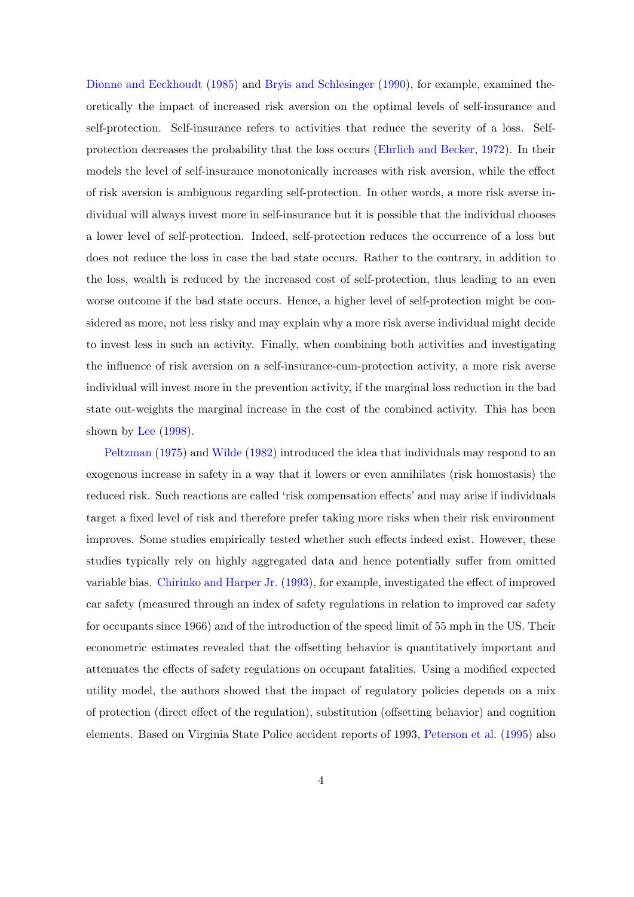Dionne and Eeckhoudt (1985) and Bryis and Schlesinger (1990), for example, examined theoretically the impact of increased risk aversion on the optimal levels of self-insurance and self-protection. Self-insurance refers to activities that reduce the severity of a loss. Self-protection decreases the probability that the loss occurs (Ehrlich and Becker, 1972). In their models the level of self-insurance monotonically increases with risk aversion, while the effect of risk aversion is ambiguous regarding self-protection. In other words, a more risk averse individual will always invest more in self-insurance but it is possible that the individual chooses a lower level of self-protection. Indeed, self-protection reduces the occurrence of a loss but does not reduce the loss in case the bad state occurs. Rather to the contrary, in addition to the loss, wealth is reduced by the increased cost of self-protection, thus leading to an even worse outcome if the bad state occurs. Hence, a higher level of self-protection might be considered as more, not less risky and may explain why a more risk averse individual might decide to invest less in such an activity. Finally, when combining both activities and investigating the influence of risk aversion on a self-insurance-cum-protection activity, a more risk averse individual will invest more in the prevention activity, if the marginal loss reduction in the bad state out-weights the marginal increase in the cost of the combined activity. This has been shown by Lee (1998).

Peltzman (1975) and Wilde (1982) introduced the idea that individuals may respond to an exogenous increase in safety in a way that it lowers or even annihilates (risk homostasis) the reduced risk. Such reactions are called 'risk compensation effects' and may arise if individuals target a fixed level of risk and therefore prefer taking more risks when their risk environment improves. Some studies empirically tested whether such effects indeed exist. However, these studies typically rely on highly aggregated data and hence potentially suffer from omitted variable bias. Chirinko and Harper Jr. (1993), for example, investigated the effect of improved car safety (measured through an index of safety regulations in relation to improved car safety for occupants since 1966) and of the introduction of the speed limit of 55 mph in the US. Their econometric estimates revealed that the offsetting behavior is quantitatively important and attenuates the effects of safety regulations on occupant fatalities. Using a modified expected utility model, the authors showed that the impact of regulatory policies depends on a mix of protection (direct effect of the regulation), substitution (offsetting behavior) and cognition elements. Based on Virginia State Police accident reports of 1993, Peterson et al. (1995) also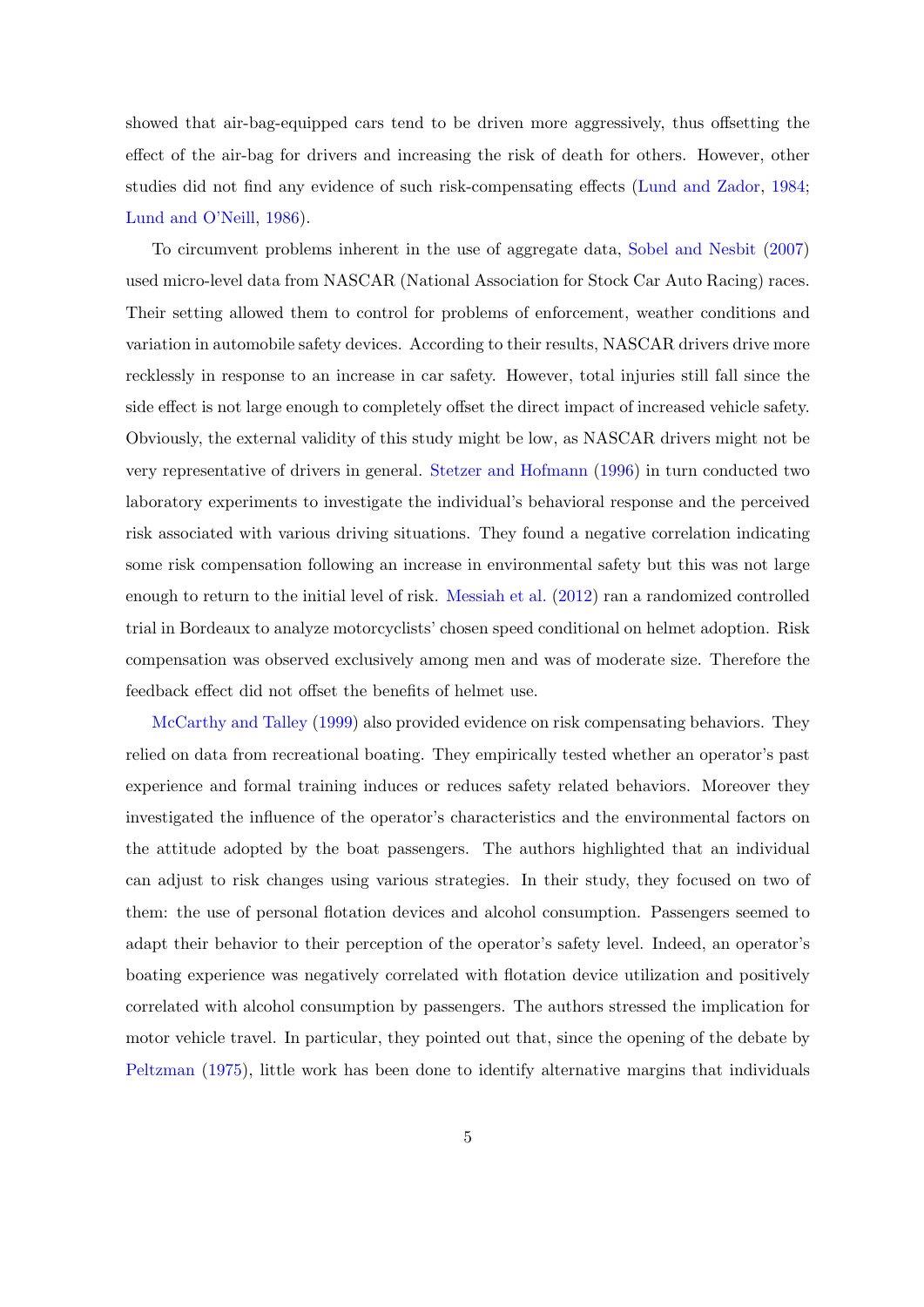showed that air-bag-equipped cars tend to be driven more aggressively, thus offsetting the effect of the air-bag for drivers and increasing the risk of death for others. However, other studies did not find any evidence of such risk-compensating effects (Lund and Zador, 1984; Lund and O'Neill, 1986).

To circumvent problems inherent in the use of aggregate data, Sobel and Nesbit (2007) used micro-level data from NASCAR (National Association for Stock Car Auto Racing) races. Their setting allowed them to control for problems of enforcement, weather conditions and variation in automobile safety devices. According to their results, NASCAR drivers drive more recklessly in response to an increase in car safety. However, total injuries still fall since the side effect is not large enough to completely offset the direct impact of increased vehicle safety. Obviously, the external validity of this study might be low, as NASCAR drivers might not be very representative of drivers in general. Stetzer and Hofmann (1996) in turn conducted two laboratory experiments to investigate the individual's behavioral response and the perceived risk associated with various driving situations. They found a negative correlation indicating some risk compensation following an increase in environmental safety but this was not large enough to return to the initial level of risk. Messiah et al. (2012) ran a randomized controlled trial in Bordeaux to analyze motorcyclists' chosen speed conditional on helmet adoption. Risk compensation was observed exclusively among men and was of moderate size. Therefore the feedback effect did not offset the benefits of helmet use.

McCarthy and Talley (1999) also provided evidence on risk compensating behaviors. They relied on data from recreational boating. They empirically tested whether an operator's past experience and formal training induces or reduces safety related behaviors. Moreover they investigated the influence of the operator's characteristics and the environmental factors on the attitude adopted by the boat passengers. The authors highlighted that an individual can adjust to risk changes using various strategies. In their study, they focused on two of them: the use of personal flotation devices and alcohol consumption. Passengers seemed to adapt their behavior to their perception of the operator's safety level. Indeed, an operator's boating experience was negatively correlated with flotation device utilization and positively correlated with alcohol consumption by passengers. The authors stressed the implication for motor vehicle travel. In particular, they pointed out that, since the opening of the debate by Peltzman (1975), little work has been done to identify alternative margins that individuals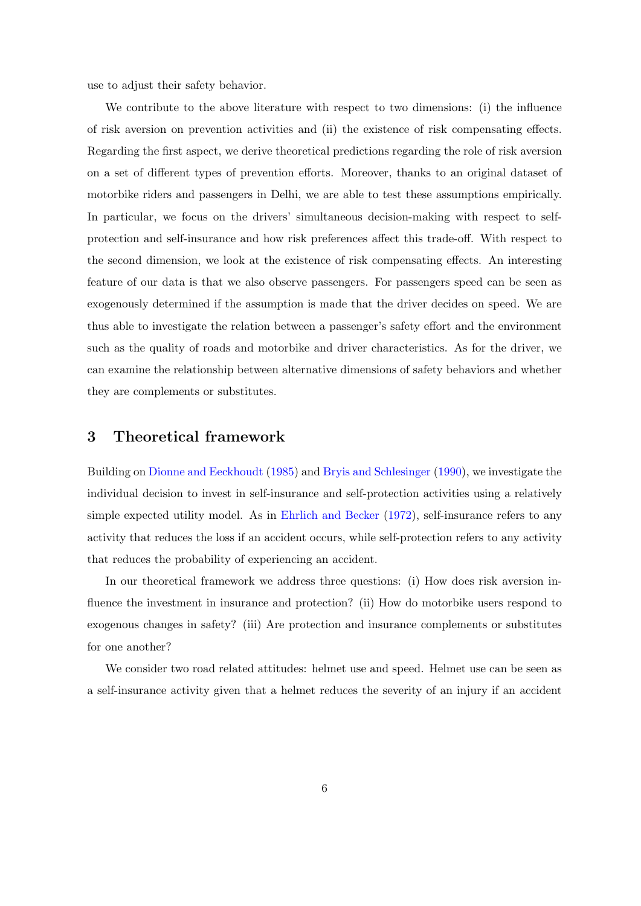use to adjust their safety behavior.

We contribute to the above literature with respect to two dimensions: (i) the influence of risk aversion on prevention activities and (ii) the existence of risk compensating effects. Regarding the first aspect, we derive theoretical predictions regarding the role of risk aversion on a set of different types of prevention efforts. Moreover, thanks to an original dataset of motorbike riders and passengers in Delhi, we are able to test these assumptions empirically. In particular, we focus on the drivers' simultaneous decision-making with respect to self-protection and self-insurance and how risk preferences affect this trade-off. With respect to the second dimension, we look at the existence of risk compensating effects. An interesting feature of our data is that we also observe passengers. For passengers speed can be seen as exogenously determined if the assumption is made that the driver decides on speed. We are thus able to investigate the relation between a passenger's safety effort and the environment such as the quality of roads and motorbike and driver characteristics. As for the driver, we can examine the relationship between alternative dimensions of safety behaviors and whether they are complements or substitutes.

## 3 Theoretical framework

Building on Dionne and Eeckhoudt (1985) and Bryis and Schlesinger (1990), we investigate the individual decision to invest in self-insurance and self-protection activities using a relatively simple expected utility model. As in Ehrlich and Becker (1972), self-insurance refers to any activity that reduces the loss if an accident occurs, while self-protection refers to any activity that reduces the probability of experiencing an accident.

In our theoretical framework we address three questions: (i) How does risk aversion influence the investment in insurance and protection? (ii) How do motorbike users respond to exogenous changes in safety? (iii) Are protection and insurance complements or substitutes for one another?

We consider two road related attitudes: helmet use and speed. Helmet use can be seen as a self-insurance activity given that a helmet reduces the severity of an injury if an accident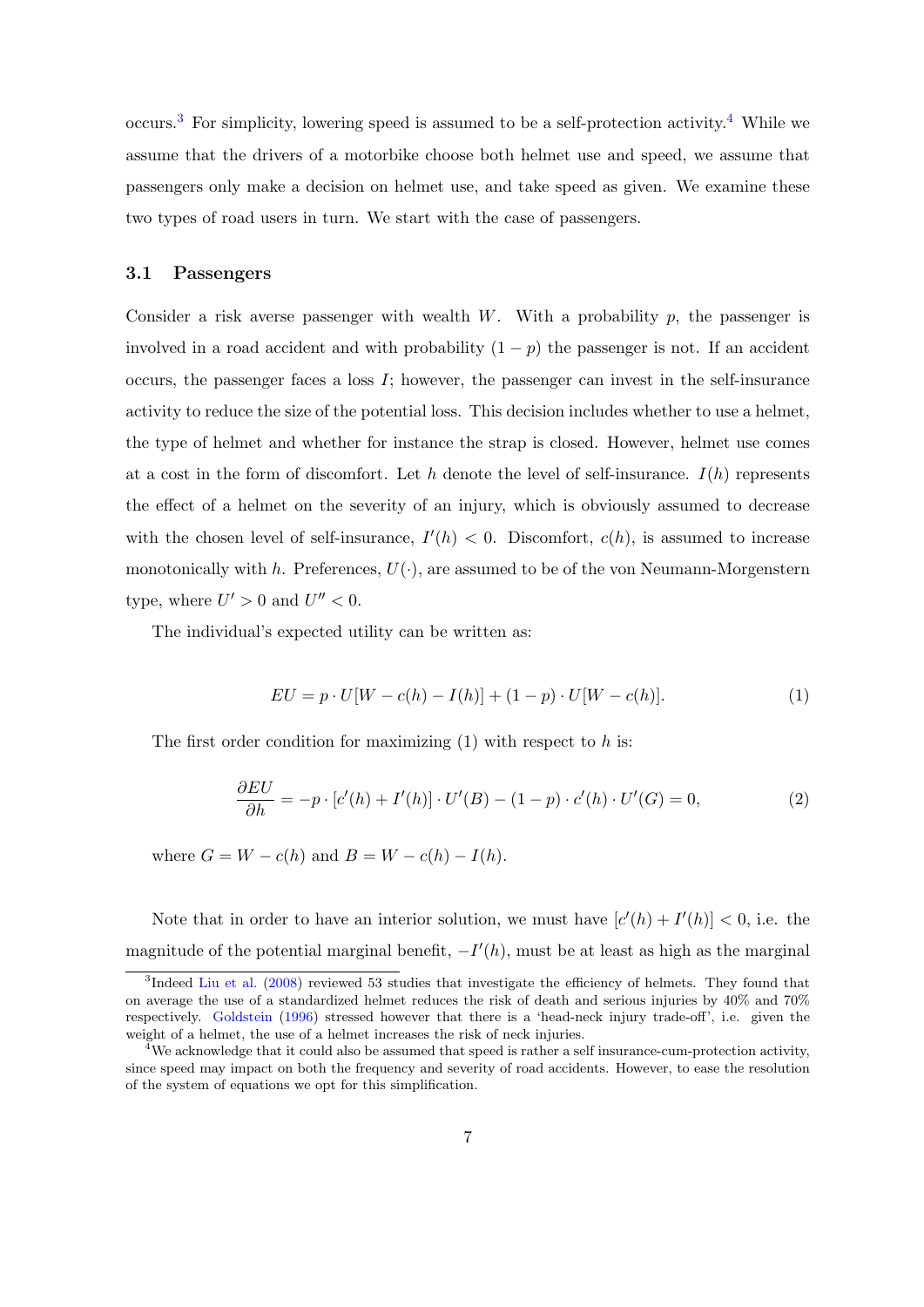occurs.[3] For simplicity, lowering speed is assumed to be a self-protection activity.[4] While we assume that the drivers of a motorbike choose both helmet use and speed, we assume that passengers only make a decision on helmet use, and take speed as given. We examine these two types of road users in turn. We start with the case of passengers.

### 3.1 Passengers

Consider a risk averse passenger with wealth $W$. With a probability $p$, the passenger is involved in a road accident and with probability $(1-p)$ the passenger is not. If an accident occurs, the passenger faces a loss $I$; however, the passenger can invest in the self-insurance activity to reduce the size of the potential loss. This decision includes whether to use a helmet, the type of helmet and whether for instance the strap is closed. However, helmet use comes at a cost in the form of discomfort. Let $h$ denote the level of self-insurance. $I(h)$ represents the effect of a helmet on the severity of an injury, which is obviously assumed to decrease with the chosen level of self-insurance, $I'(h) < 0$. Discomfort, $c(h)$, is assumed to increase monotonically with $h$. Preferences, $U(\cdot)$, are assumed to be of the von Neumann-Morgenstern type, where $U' > 0$ and $U'' < 0$.

The individual's expected utility can be written as:

$$EU = p \cdot U[W - c(h) - I(h)] + (1-p) \cdot U[W - c(h)]. \tag{1}$$

The first order condition for maximizing (1) with respect to $h$ is:

$$\frac{\partial EU}{\partial h} = -p \cdot [c'(h) + I'(h)] \cdot U'(B) - (1-p) \cdot c'(h) \cdot U'(G) = 0, \tag{2}$$

where $G = W - c(h)$ and $B = W - c(h) - I(h)$.

Note that in order to have an interior solution, we must have $[c'(h) + I'(h)] < 0$, i.e. the magnitude of the potential marginal benefit, $-I'(h)$, must be at least as high as the marginal

[3] Indeed Liu et al. (2008) reviewed 53 studies that investigate the efficiency of helmets. They found that on average the use of a standardized helmet reduces the risk of death and serious injuries by 40% and 70% respectively. Goldstein (1996) stressed however that there is a 'head-neck injury trade-off', i.e. given the weight of a helmet, the use of a helmet increases the risk of neck injuries.

[4] We acknowledge that it could also be assumed that speed is rather a self insurance-cum-protection activity, since speed may impact on both the frequency and severity of road accidents. However, to ease the resolution of the system of equations we opt for this simplification.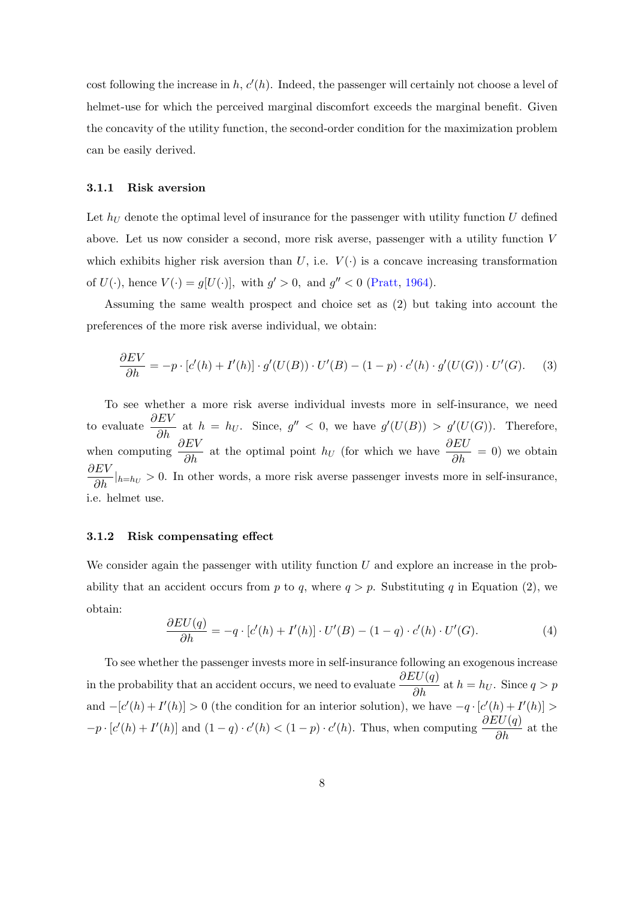cost following the increase in $h$, $c'(h)$. Indeed, the passenger will certainly not choose a level of helmet-use for which the perceived marginal discomfort exceeds the marginal benefit. Given the concavity of the utility function, the second-order condition for the maximization problem can be easily derived.

### 3.1.1 Risk aversion

Let $h_U$ denote the optimal level of insurance for the passenger with utility function $U$ defined above. Let us now consider a second, more risk averse, passenger with a utility function $V$ which exhibits higher risk aversion than $U$, i.e. $V(\cdot)$ is a concave increasing transformation of $U(\cdot)$, hence $V(\cdot) = g[U(\cdot)]$, with $g' > 0$, and $g'' < 0$ (Pratt, 1964).

Assuming the same wealth prospect and choice set as (2) but taking into account the preferences of the more risk averse individual, we obtain:

$$\frac{\partial EV}{\partial h} = -p \cdot [c'(h) + I'(h)] \cdot g'(U(B)) \cdot U'(B) - (1-p) \cdot c'(h) \cdot g'(U(G)) \cdot U'(G). \tag{3}$$

To see whether a more risk averse individual invests more in self-insurance, we need to evaluate $\frac{\partial EV}{\partial h}$ at $h = h_U$. Since, $g'' < 0$, we have $g'(U(B)) > g'(U(G))$. Therefore, when computing $\frac{\partial EV}{\partial h}$ at the optimal point $h_U$ (for which we have $\frac{\partial EU}{\partial h} = 0$) we obtain $\frac{\partial EV}{\partial h}|_{h=h_U} > 0$. In other words, a more risk averse passenger invests more in self-insurance, i.e. helmet use.

### 3.1.2 Risk compensating effect

We consider again the passenger with utility function $U$ and explore an increase in the probability that an accident occurs from $p$ to $q$, where $q > p$. Substituting $q$ in Equation (2), we obtain:

$$\frac{\partial EU(q)}{\partial h} = -q \cdot [c'(h) + I'(h)] \cdot U'(B) - (1-q) \cdot c'(h) \cdot U'(G). \tag{4}$$

To see whether the passenger invests more in self-insurance following an exogenous increase in the probability that an accident occurs, we need to evaluate $\frac{\partial EU(q)}{\partial h}$ at $h = h_U$. Since $q > p$ and $-[c'(h) + I'(h)] > 0$ (the condition for an interior solution), we have $-q \cdot [c'(h) + I'(h)] > -p \cdot [c'(h) + I'(h)]$ and $(1-q) \cdot c'(h) < (1-p) \cdot c'(h)$. Thus, when computing $\frac{\partial EU(q)}{\partial h}$ at the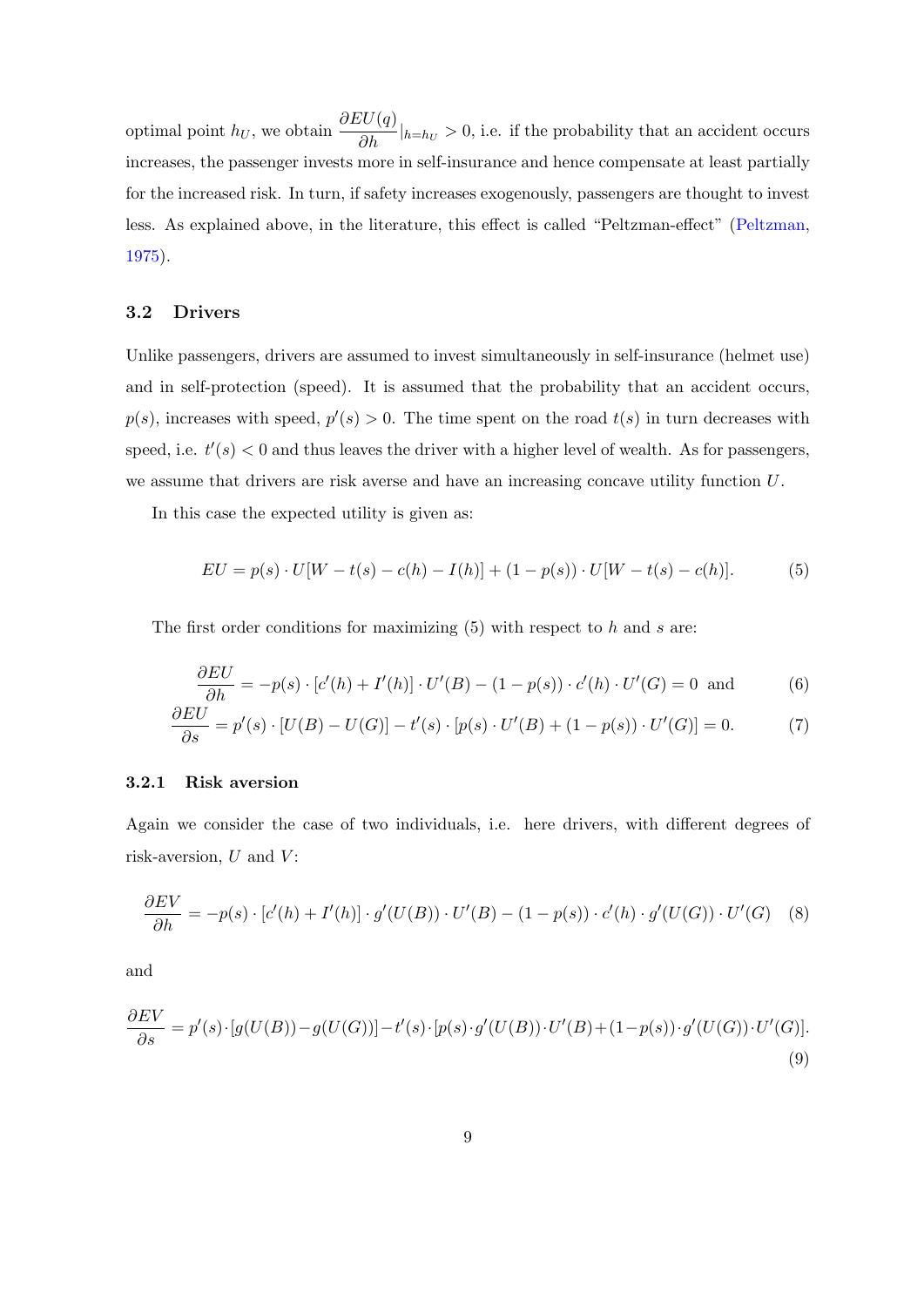optimal point $h_U$, we obtain $\frac{\partial EU(q)}{\partial h}|_{h=h_U} > 0$, i.e. if the probability that an accident occurs increases, the passenger invests more in self-insurance and hence compensate at least partially for the increased risk. In turn, if safety increases exogenously, passengers are thought to invest less. As explained above, in the literature, this effect is called "Peltzman-effect" (Peltzman, 1975).

### 3.2 Drivers

Unlike passengers, drivers are assumed to invest simultaneously in self-insurance (helmet use) and in self-protection (speed). It is assumed that the probability that an accident occurs, $p(s)$, increases with speed, $p'(s) > 0$. The time spent on the road $t(s)$ in turn decreases with speed, i.e. $t'(s) < 0$ and thus leaves the driver with a higher level of wealth. As for passengers, we assume that drivers are risk averse and have an increasing concave utility function $U$.

In this case the expected utility is given as:

$$EU = p(s) \cdot U[W - t(s) - c(h) - I(h)] + (1 - p(s)) \cdot U[W - t(s) - c(h)]. \tag{5}$$

The first order conditions for maximizing (5) with respect to $h$ and $s$ are:

$$\frac{\partial EU}{\partial h} = -p(s) \cdot [c'(h) + I'(h)] \cdot U'(B) - (1 - p(s)) \cdot c'(h) \cdot U'(G) = 0 \text{ and} \tag{6}$$

$$\frac{\partial EU}{\partial s} = p'(s) \cdot [U(B) - U(G)] - t'(s) \cdot [p(s) \cdot U'(B) + (1 - p(s)) \cdot U'(G)] = 0. \tag{7}$$

#### 3.2.1 Risk aversion

Again we consider the case of two individuals, i.e. here drivers, with different degrees of risk-aversion, $U$ and $V$:

$$\frac{\partial EV}{\partial h} = -p(s) \cdot [c'(h) + I'(h)] \cdot g'(U(B)) \cdot U'(B) - (1 - p(s)) \cdot c'(h) \cdot g'(U(G)) \cdot U'(G) \tag{8}$$

and

$$\frac{\partial EV}{\partial s} = p'(s) \cdot [g(U(B)) - g(U(G))] - t'(s) \cdot [p(s) \cdot g'(U(B)) \cdot U'(B) + (1 - p(s)) \cdot g'(U(G)) \cdot U'(G)]. \tag{9}$$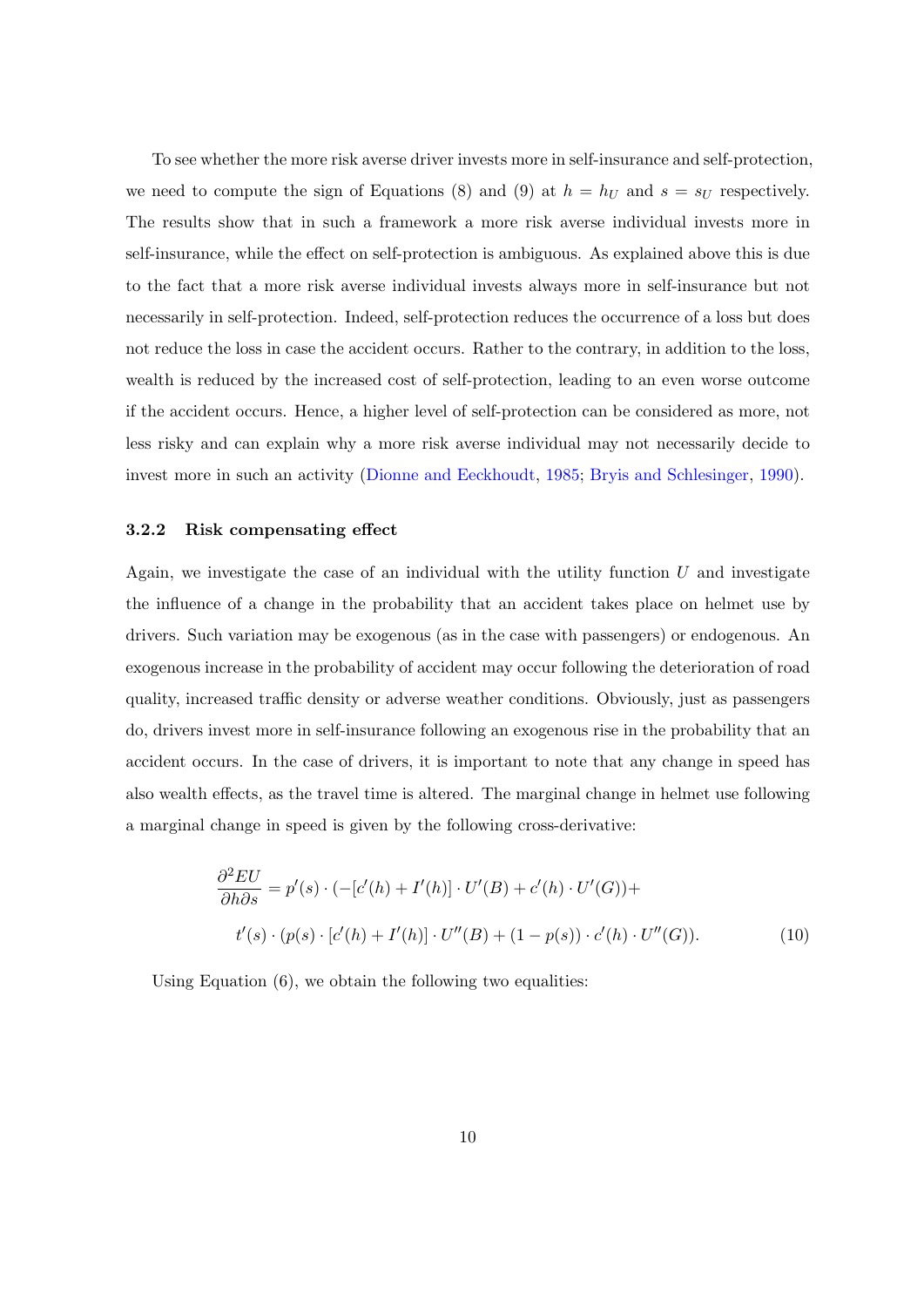To see whether the more risk averse driver invests more in self-insurance and self-protection, we need to compute the sign of Equations (8) and (9) at $h = h_U$ and $s = s_U$ respectively. The results show that in such a framework a more risk averse individual invests more in self-insurance, while the effect on self-protection is ambiguous. As explained above this is due to the fact that a more risk averse individual invests always more in self-insurance but not necessarily in self-protection. Indeed, self-protection reduces the occurrence of a loss but does not reduce the loss in case the accident occurs. Rather to the contrary, in addition to the loss, wealth is reduced by the increased cost of self-protection, leading to an even worse outcome if the accident occurs. Hence, a higher level of self-protection can be considered as more, not less risky and can explain why a more risk averse individual may not necessarily decide to invest more in such an activity (Dionne and Eeckhoudt, 1985; Bryis and Schlesinger, 1990).

### 3.2.2 Risk compensating effect

Again, we investigate the case of an individual with the utility function $U$ and investigate the influence of a change in the probability that an accident takes place on helmet use by drivers. Such variation may be exogenous (as in the case with passengers) or endogenous. An exogenous increase in the probability of accident may occur following the deterioration of road quality, increased traffic density or adverse weather conditions. Obviously, just as passengers do, drivers invest more in self-insurance following an exogenous rise in the probability that an accident occurs. In the case of drivers, it is important to note that any change in speed has also wealth effects, as the travel time is altered. The marginal change in helmet use following a marginal change in speed is given by the following cross-derivative:

$$
\begin{aligned}
\frac{\partial^2 EU}{\partial h \partial s} = \; & p'(s) \cdot (-[c'(h) + I'(h)] \cdot U'(B) + c'(h) \cdot U'(G)) + \\
& t'(s) \cdot (p(s) \cdot [c'(h) + I'(h)] \cdot U''(B) + (1 - p(s)) \cdot c'(h) \cdot U''(G)). \qquad (10)
\end{aligned}
$$

Using Equation (6), we obtain the following two equalities: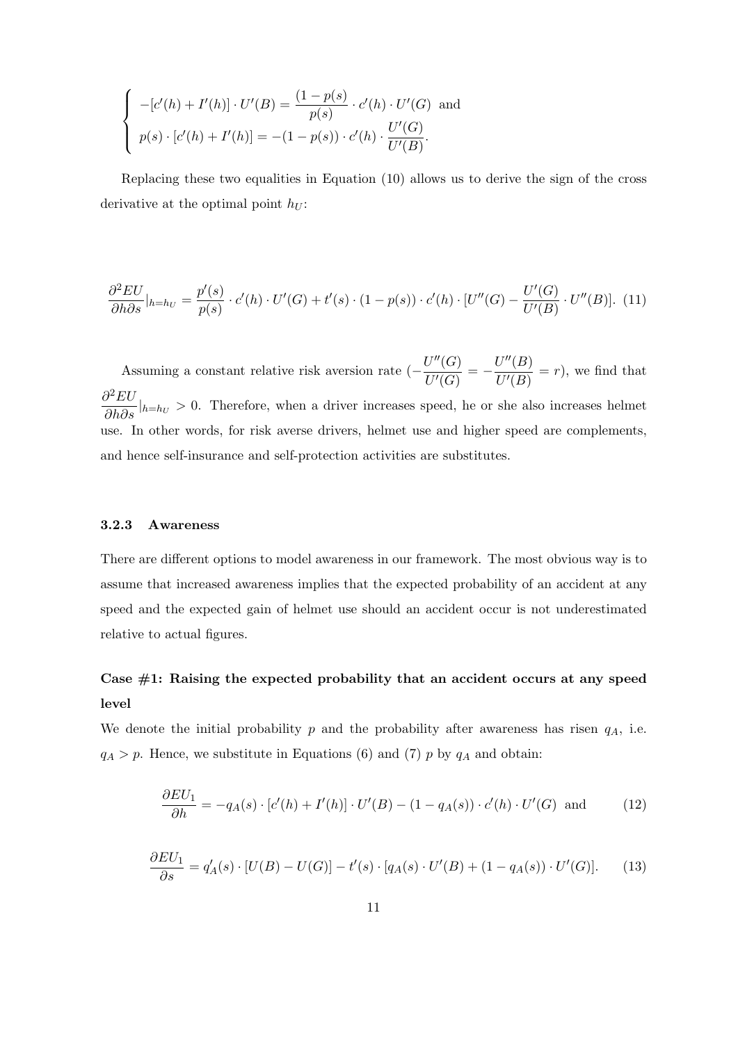$$\begin{cases} -[c'(h) + I'(h)] \cdot U'(B) = \dfrac{(1-p(s)}{p(s)} \cdot c'(h) \cdot U'(G) \text{ and} \\ p(s) \cdot [c'(h) + I'(h)] = -(1-p(s)) \cdot c'(h) \cdot \dfrac{U'(G)}{U'(B)}. \end{cases}$$

Replacing these two equalities in Equation (10) allows us to derive the sign of the cross derivative at the optimal point $h_U$:

$$\frac{\partial^2 EU}{\partial h \partial s}|_{h=h_U} = \frac{p'(s)}{p(s)} \cdot c'(h) \cdot U'(G) + t'(s) \cdot (1-p(s)) \cdot c'(h) \cdot [U''(G) - \frac{U'(G)}{U'(B)} \cdot U''(B)]. \quad (11)$$

Assuming a constant relative risk aversion rate ($-\frac{U''(G)}{U'(G)} = -\frac{U''(B)}{U'(B)} = r$), we find that $\frac{\partial^2 EU}{\partial h \partial s}|_{h=h_U} > 0$. Therefore, when a driver increases speed, he or she also increases helmet use. In other words, for risk averse drivers, helmet use and higher speed are complements, and hence self-insurance and self-protection activities are substitutes.

### 3.2.3 Awareness

There are different options to model awareness in our framework. The most obvious way is to assume that increased awareness implies that the expected probability of an accident at any speed and the expected gain of helmet use should an accident occur is not underestimated relative to actual figures.

**Case #1: Raising the expected probability that an accident occurs at any speed level**

We denote the initial probability $p$ and the probability after awareness has risen $q_A$, i.e. $q_A > p$. Hence, we substitute in Equations (6) and (7) $p$ by $q_A$ and obtain:

$$\frac{\partial EU_1}{\partial h} = -q_A(s) \cdot [c'(h) + I'(h)] \cdot U'(B) - (1 - q_A(s)) \cdot c'(h) \cdot U'(G) \text{ and} \quad (12)$$

$$\frac{\partial EU_1}{\partial s} = q'_A(s) \cdot [U(B) - U(G)] - t'(s) \cdot [q_A(s) \cdot U'(B) + (1 - q_A(s)) \cdot U'(G)]. \quad (13)$$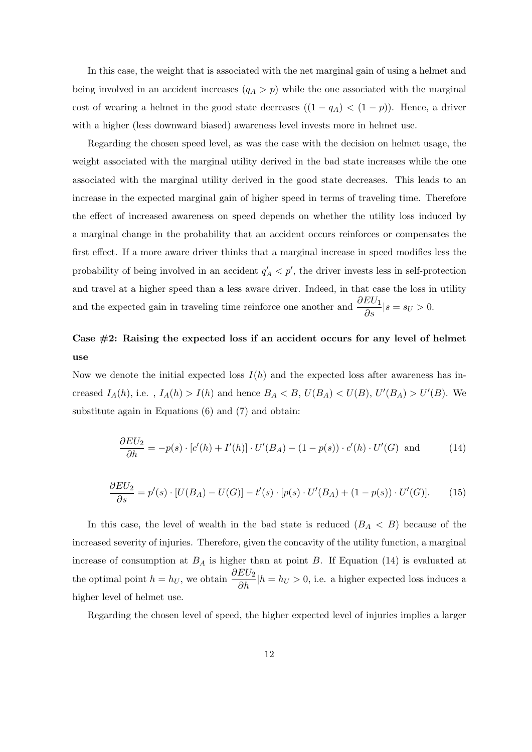In this case, the weight that is associated with the net marginal gain of using a helmet and being involved in an accident increases ($q_A > p$) while the one associated with the marginal cost of wearing a helmet in the good state decreases ($(1 - q_A) < (1 - p)$). Hence, a driver with a higher (less downward biased) awareness level invests more in helmet use.

Regarding the chosen speed level, as was the case with the decision on helmet usage, the weight associated with the marginal utility derived in the bad state increases while the one associated with the marginal utility derived in the good state decreases. This leads to an increase in the expected marginal gain of higher speed in terms of traveling time. Therefore the effect of increased awareness on speed depends on whether the utility loss induced by a marginal change in the probability that an accident occurs reinforces or compensates the first effect. If a more aware driver thinks that a marginal increase in speed modifies less the probability of being involved in an accident $q'_A < p'$, the driver invests less in self-protection and travel at a higher speed than a less aware driver. Indeed, in that case the loss in utility and the expected gain in traveling time reinforce one another and $\dfrac{\partial EU_1}{\partial s}|s = s_U > 0$.

**Case #2: Raising the expected loss if an accident occurs for any level of helmet use**

Now we denote the initial expected loss $I(h)$ and the expected loss after awareness has increased $I_A(h)$, i.e. , $I_A(h) > I(h)$ and hence $B_A < B$, $U(B_A) < U(B)$, $U'(B_A) > U'(B)$. We substitute again in Equations (6) and (7) and obtain:

$$\frac{\partial EU_2}{\partial h} = -p(s) \cdot [c'(h) + I'(h)] \cdot U'(B_A) - (1 - p(s)) \cdot c'(h) \cdot U'(G) \text{ and} \tag{14}$$

$$\frac{\partial EU_2}{\partial s} = p'(s) \cdot [U(B_A) - U(G)] - t'(s) \cdot [p(s) \cdot U'(B_A) + (1 - p(s)) \cdot U'(G)]. \tag{15}$$

In this case, the level of wealth in the bad state is reduced ($B_A < B$) because of the increased severity of injuries. Therefore, given the concavity of the utility function, a marginal increase of consumption at $B_A$ is higher than at point $B$. If Equation (14) is evaluated at the optimal point $h = h_U$, we obtain $\dfrac{\partial EU_2}{\partial h}|h = h_U > 0$, i.e. a higher expected loss induces a higher level of helmet use.

Regarding the chosen level of speed, the higher expected level of injuries implies a larger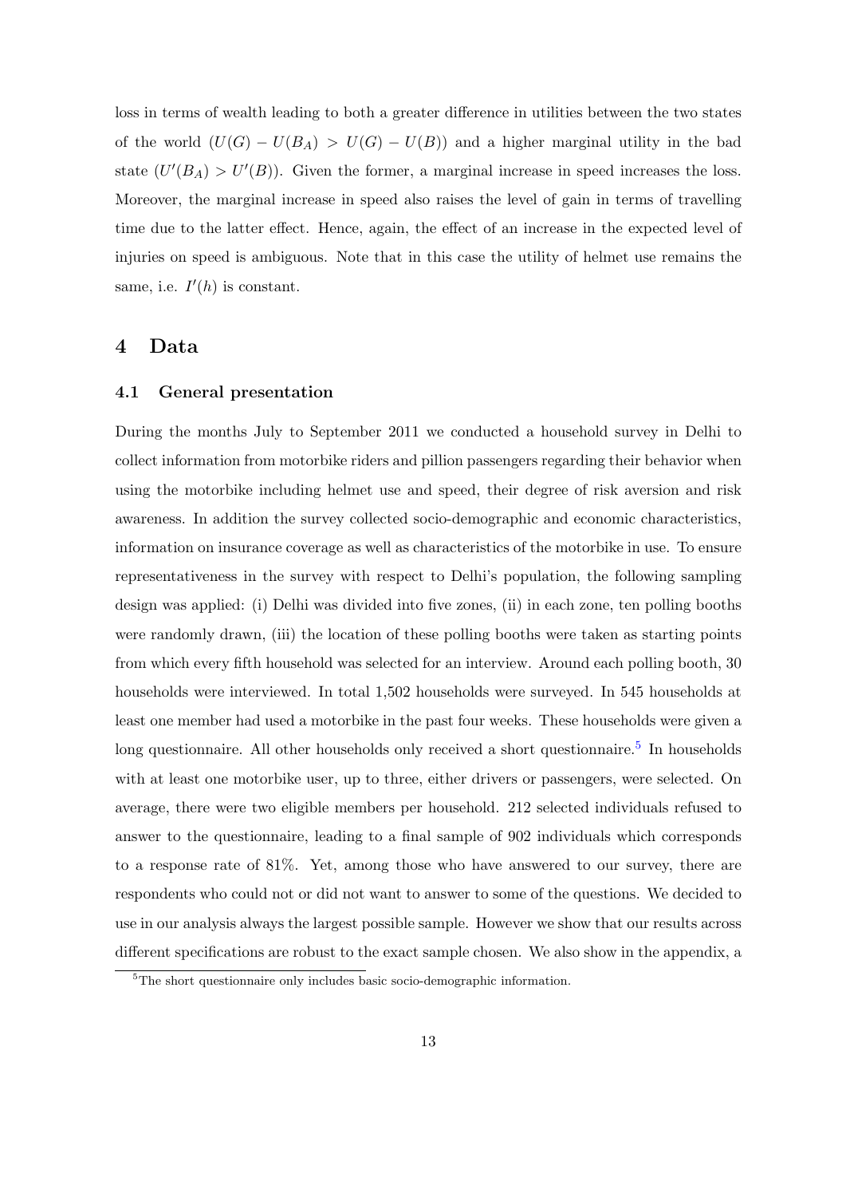loss in terms of wealth leading to both a greater difference in utilities between the two states of the world ($U(G) - U(B_A) > U(G) - U(B)$) and a higher marginal utility in the bad state ($U'(B_A) > U'(B)$). Given the former, a marginal increase in speed increases the loss. Moreover, the marginal increase in speed also raises the level of gain in terms of travelling time due to the latter effect. Hence, again, the effect of an increase in the expected level of injuries on speed is ambiguous. Note that in this case the utility of helmet use remains the same, i.e. $I'(h)$ is constant.

# 4 Data

## 4.1 General presentation

During the months July to September 2011 we conducted a household survey in Delhi to collect information from motorbike riders and pillion passengers regarding their behavior when using the motorbike including helmet use and speed, their degree of risk aversion and risk awareness. In addition the survey collected socio-demographic and economic characteristics, information on insurance coverage as well as characteristics of the motorbike in use. To ensure representativeness in the survey with respect to Delhi's population, the following sampling design was applied: (i) Delhi was divided into five zones, (ii) in each zone, ten polling booths were randomly drawn, (iii) the location of these polling booths were taken as starting points from which every fifth household was selected for an interview. Around each polling booth, 30 households were interviewed. In total 1,502 households were surveyed. In 545 households at least one member had used a motorbike in the past four weeks. These households were given a long questionnaire. All other households only received a short questionnaire.[5] In households with at least one motorbike user, up to three, either drivers or passengers, were selected. On average, there were two eligible members per household. 212 selected individuals refused to answer to the questionnaire, leading to a final sample of 902 individuals which corresponds to a response rate of 81%. Yet, among those who have answered to our survey, there are respondents who could not or did not want to answer to some of the questions. We decided to use in our analysis always the largest possible sample. However we show that our results across different specifications are robust to the exact sample chosen. We also show in the appendix, a

[5] The short questionnaire only includes basic socio-demographic information.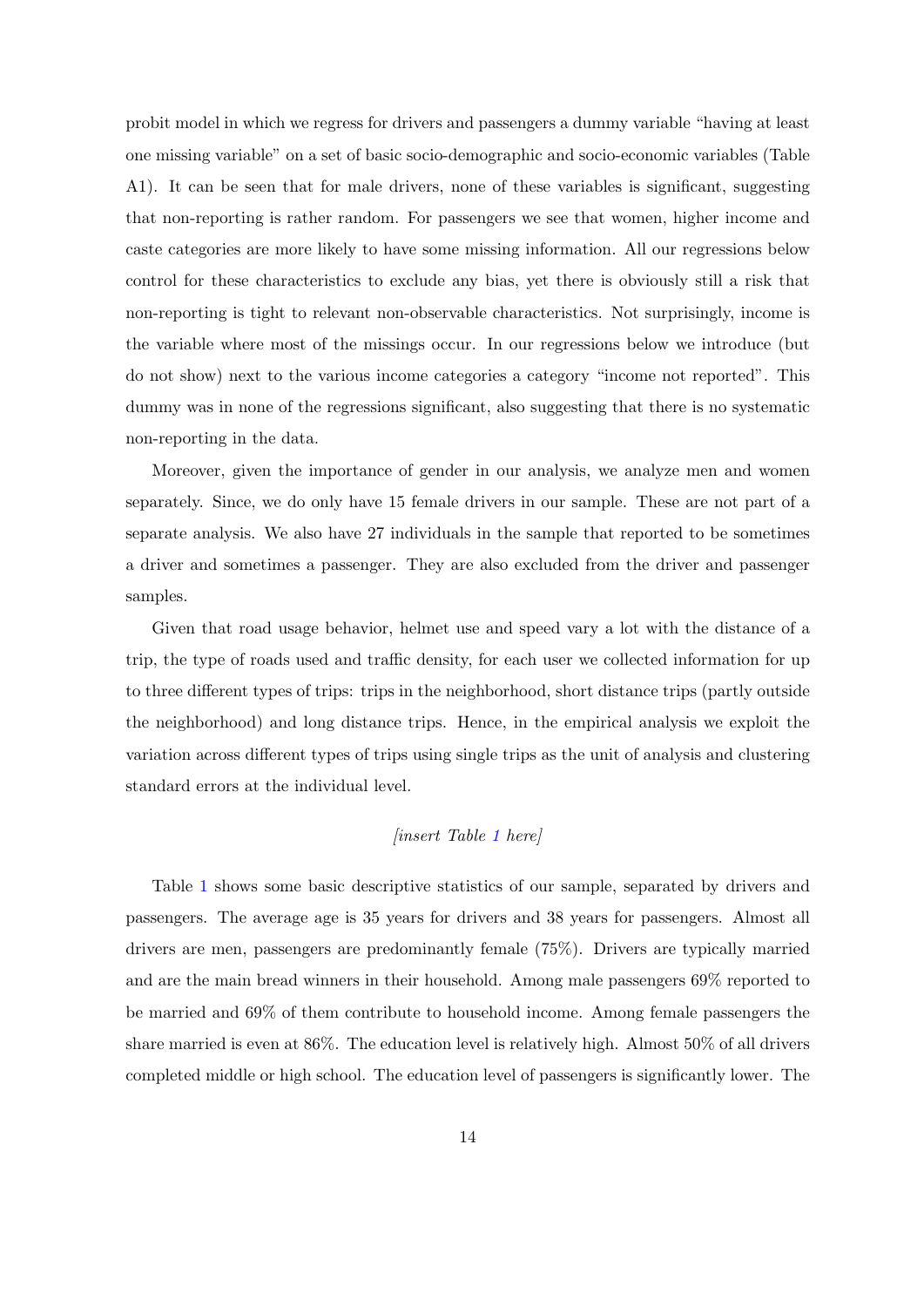probit model in which we regress for drivers and passengers a dummy variable "having at least one missing variable" on a set of basic socio-demographic and socio-economic variables (Table A1). It can be seen that for male drivers, none of these variables is significant, suggesting that non-reporting is rather random. For passengers we see that women, higher income and caste categories are more likely to have some missing information. All our regressions below control for these characteristics to exclude any bias, yet there is obviously still a risk that non-reporting is tight to relevant non-observable characteristics. Not surprisingly, income is the variable where most of the missings occur. In our regressions below we introduce (but do not show) next to the various income categories a category "income not reported". This dummy was in none of the regressions significant, also suggesting that there is no systematic non-reporting in the data.

Moreover, given the importance of gender in our analysis, we analyze men and women separately. Since, we do only have 15 female drivers in our sample. These are not part of a separate analysis. We also have 27 individuals in the sample that reported to be sometimes a driver and sometimes a passenger. They are also excluded from the driver and passenger samples.

Given that road usage behavior, helmet use and speed vary a lot with the distance of a trip, the type of roads used and traffic density, for each user we collected information for up to three different types of trips: trips in the neighborhood, short distance trips (partly outside the neighborhood) and long distance trips. Hence, in the empirical analysis we exploit the variation across different types of trips using single trips as the unit of analysis and clustering standard errors at the individual level.

*[insert Table 1 here]*

Table 1 shows some basic descriptive statistics of our sample, separated by drivers and passengers. The average age is 35 years for drivers and 38 years for passengers. Almost all drivers are men, passengers are predominantly female (75%). Drivers are typically married and are the main bread winners in their household. Among male passengers 69% reported to be married and 69% of them contribute to household income. Among female passengers the share married is even at 86%. The education level is relatively high. Almost 50% of all drivers completed middle or high school. The education level of passengers is significantly lower. The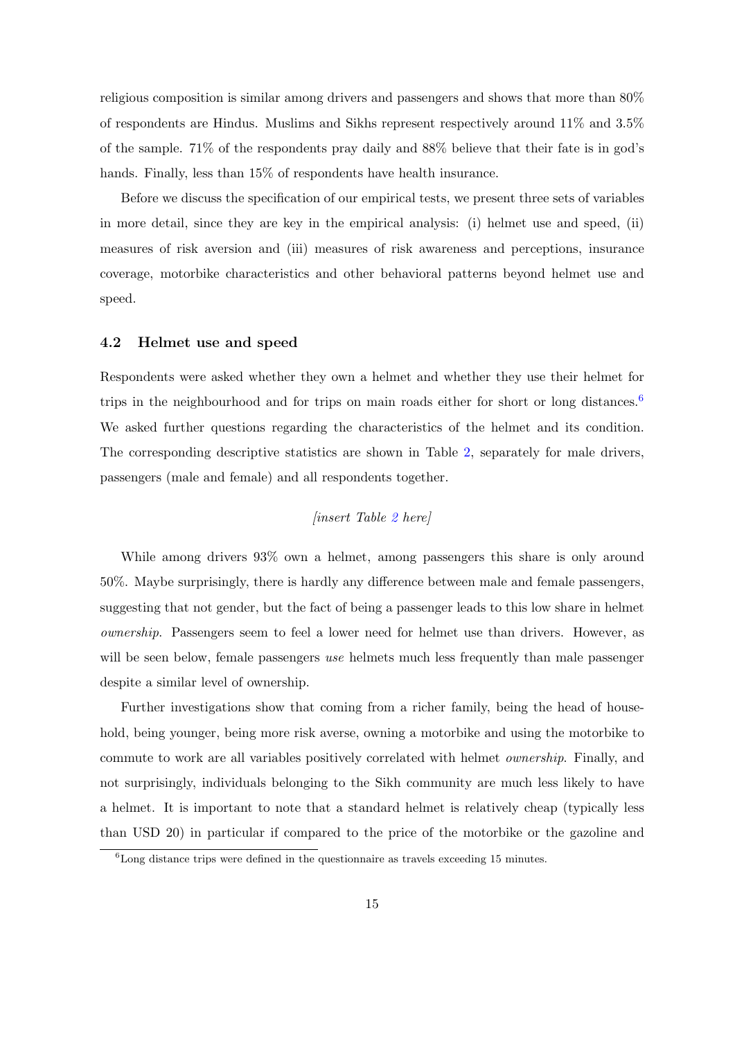religious composition is similar among drivers and passengers and shows that more than 80% of respondents are Hindus. Muslims and Sikhs represent respectively around 11% and 3.5% of the sample. 71% of the respondents pray daily and 88% believe that their fate is in god's hands. Finally, less than 15% of respondents have health insurance.

Before we discuss the specification of our empirical tests, we present three sets of variables in more detail, since they are key in the empirical analysis: (i) helmet use and speed, (ii) measures of risk aversion and (iii) measures of risk awareness and perceptions, insurance coverage, motorbike characteristics and other behavioral patterns beyond helmet use and speed.

### 4.2 Helmet use and speed

Respondents were asked whether they own a helmet and whether they use their helmet for trips in the neighbourhood and for trips on main roads either for short or long distances.[6] We asked further questions regarding the characteristics of the helmet and its condition. The corresponding descriptive statistics are shown in Table 2, separately for male drivers, passengers (male and female) and all respondents together.

*[insert Table 2 here]*

While among drivers 93% own a helmet, among passengers this share is only around 50%. Maybe surprisingly, there is hardly any difference between male and female passengers, suggesting that not gender, but the fact of being a passenger leads to this low share in helmet *ownership*. Passengers seem to feel a lower need for helmet use than drivers. However, as will be seen below, female passengers *use* helmets much less frequently than male passenger despite a similar level of ownership.

Further investigations show that coming from a richer family, being the head of household, being younger, being more risk averse, owning a motorbike and using the motorbike to commute to work are all variables positively correlated with helmet *ownership*. Finally, and not surprisingly, individuals belonging to the Sikh community are much less likely to have a helmet. It is important to note that a standard helmet is relatively cheap (typically less than USD 20) in particular if compared to the price of the motorbike or the gazoline and

[6] Long distance trips were defined in the questionnaire as travels exceeding 15 minutes.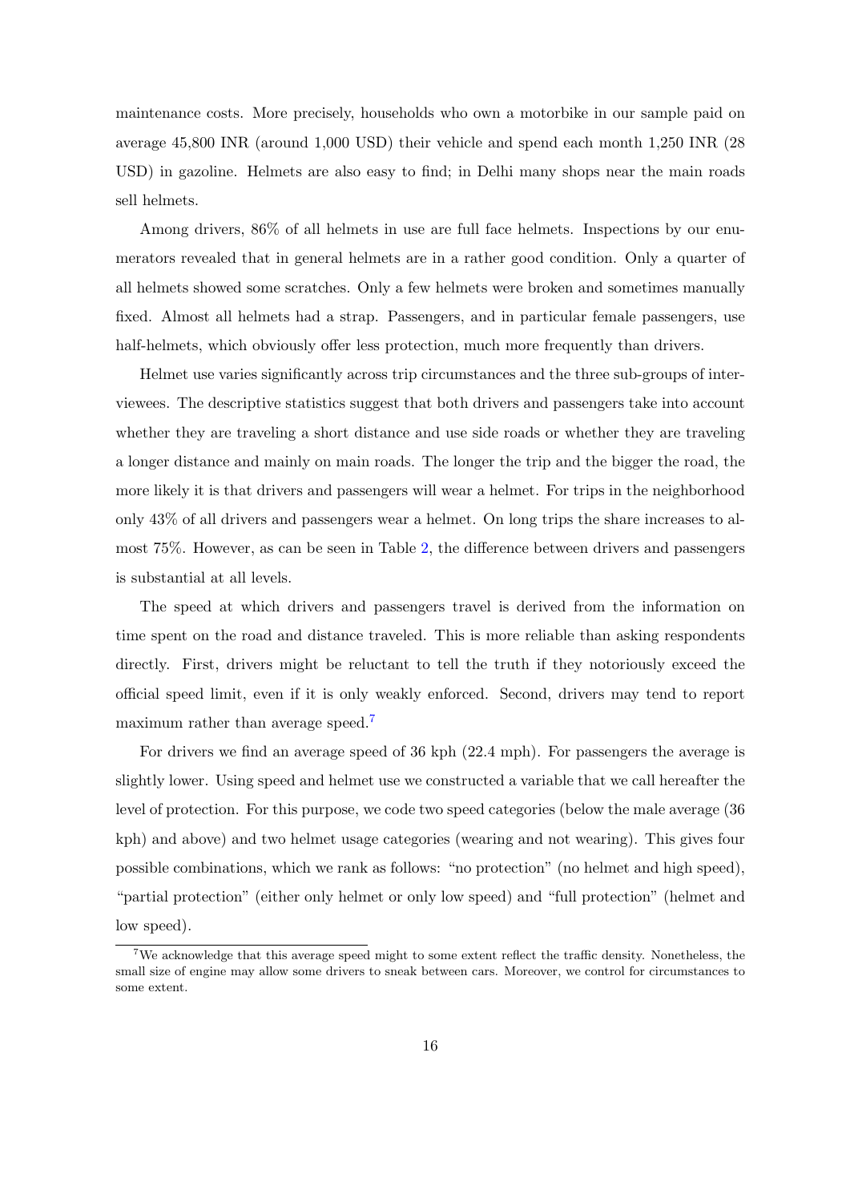maintenance costs. More precisely, households who own a motorbike in our sample paid on average 45,800 INR (around 1,000 USD) their vehicle and spend each month 1,250 INR (28 USD) in gazoline. Helmets are also easy to find; in Delhi many shops near the main roads sell helmets.

Among drivers, 86% of all helmets in use are full face helmets. Inspections by our enumerators revealed that in general helmets are in a rather good condition. Only a quarter of all helmets showed some scratches. Only a few helmets were broken and sometimes manually fixed. Almost all helmets had a strap. Passengers, and in particular female passengers, use half-helmets, which obviously offer less protection, much more frequently than drivers.

Helmet use varies significantly across trip circumstances and the three sub-groups of interviewees. The descriptive statistics suggest that both drivers and passengers take into account whether they are traveling a short distance and use side roads or whether they are traveling a longer distance and mainly on main roads. The longer the trip and the bigger the road, the more likely it is that drivers and passengers will wear a helmet. For trips in the neighborhood only 43% of all drivers and passengers wear a helmet. On long trips the share increases to almost 75%. However, as can be seen in Table 2, the difference between drivers and passengers is substantial at all levels.

The speed at which drivers and passengers travel is derived from the information on time spent on the road and distance traveled. This is more reliable than asking respondents directly. First, drivers might be reluctant to tell the truth if they notoriously exceed the official speed limit, even if it is only weakly enforced. Second, drivers may tend to report maximum rather than average speed.[7]

For drivers we find an average speed of 36 kph (22.4 mph). For passengers the average is slightly lower. Using speed and helmet use we constructed a variable that we call hereafter the level of protection. For this purpose, we code two speed categories (below the male average (36 kph) and above) and two helmet usage categories (wearing and not wearing). This gives four possible combinations, which we rank as follows: "no protection" (no helmet and high speed), "partial protection" (either only helmet or only low speed) and "full protection" (helmet and low speed).

[7] We acknowledge that this average speed might to some extent reflect the traffic density. Nonetheless, the small size of engine may allow some drivers to sneak between cars. Moreover, we control for circumstances to some extent.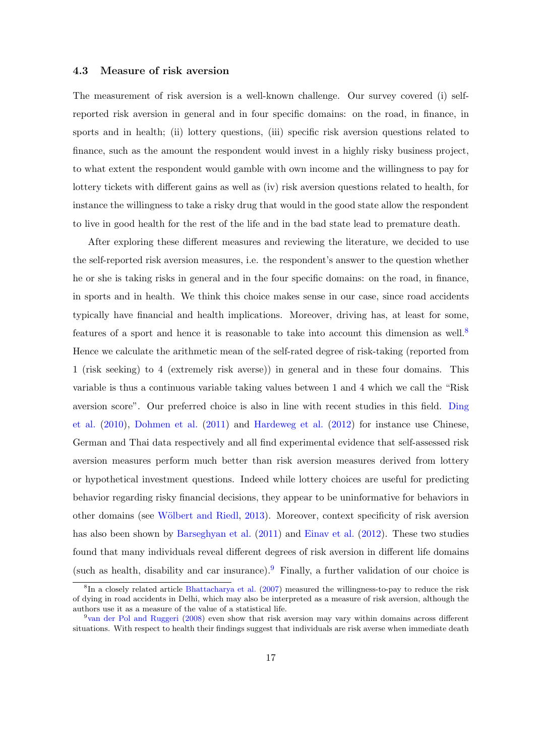### 4.3 Measure of risk aversion

The measurement of risk aversion is a well-known challenge. Our survey covered (i) self-reported risk aversion in general and in four specific domains: on the road, in finance, in sports and in health; (ii) lottery questions, (iii) specific risk aversion questions related to finance, such as the amount the respondent would invest in a highly risky business project, to what extent the respondent would gamble with own income and the willingness to pay for lottery tickets with different gains as well as (iv) risk aversion questions related to health, for instance the willingness to take a risky drug that would in the good state allow the respondent to live in good health for the rest of the life and in the bad state lead to premature death.

After exploring these different measures and reviewing the literature, we decided to use the self-reported risk aversion measures, i.e. the respondent's answer to the question whether he or she is taking risks in general and in the four specific domains: on the road, in finance, in sports and in health. We think this choice makes sense in our case, since road accidents typically have financial and health implications. Moreover, driving has, at least for some, features of a sport and hence it is reasonable to take into account this dimension as well.[8] Hence we calculate the arithmetic mean of the self-rated degree of risk-taking (reported from 1 (risk seeking) to 4 (extremely risk averse)) in general and in these four domains. This variable is thus a continuous variable taking values between 1 and 4 which we call the "Risk aversion score". Our preferred choice is also in line with recent studies in this field. Ding et al. (2010), Dohmen et al. (2011) and Hardeweg et al. (2012) for instance use Chinese, German and Thai data respectively and all find experimental evidence that self-assessed risk aversion measures perform much better than risk aversion measures derived from lottery or hypothetical investment questions. Indeed while lottery choices are useful for predicting behavior regarding risky financial decisions, they appear to be uninformative for behaviors in other domains (see Wölbert and Riedl, 2013). Moreover, context specificity of risk aversion has also been shown by Barseghyan et al. (2011) and Einav et al. (2012). These two studies found that many individuals reveal different degrees of risk aversion in different life domains (such as health, disability and car insurance).[9] Finally, a further validation of our choice is

[8] In a closely related article Bhattacharya et al. (2007) measured the willingness-to-pay to reduce the risk of dying in road accidents in Delhi, which may also be interpreted as a measure of risk aversion, although the authors use it as a measure of the value of a statistical life.

[9] van der Pol and Ruggeri (2008) even show that risk aversion may vary within domains across different situations. With respect to health their findings suggest that individuals are risk averse when immediate death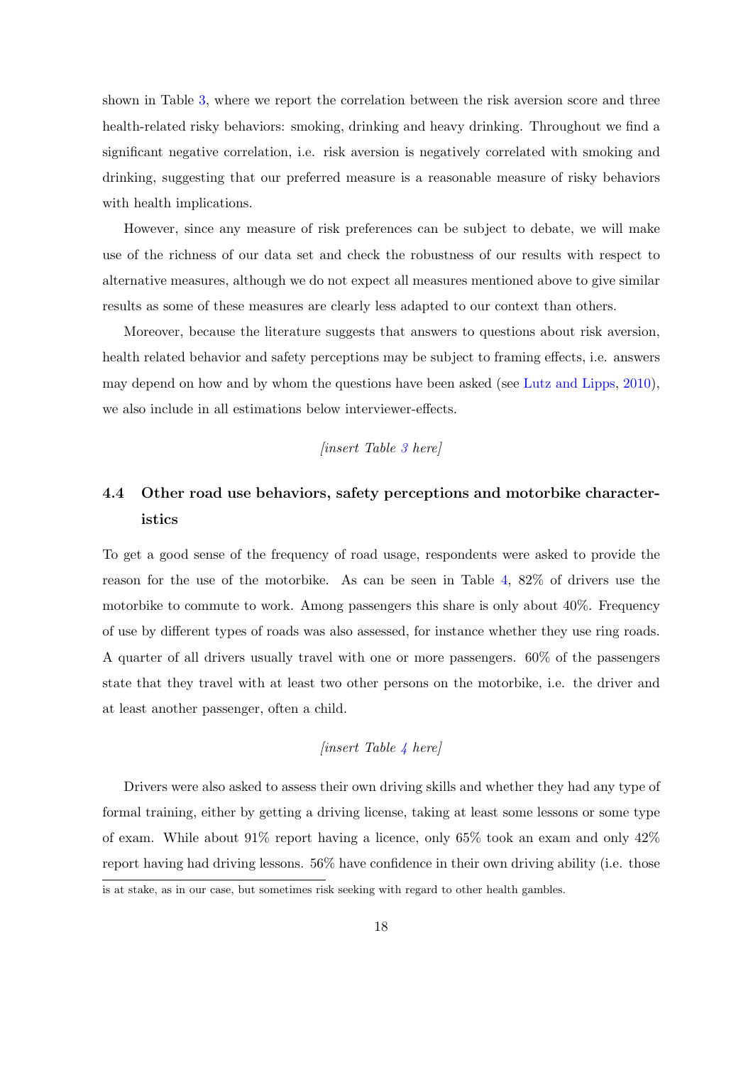shown in Table 3, where we report the correlation between the risk aversion score and three health-related risky behaviors: smoking, drinking and heavy drinking. Throughout we find a significant negative correlation, i.e. risk aversion is negatively correlated with smoking and drinking, suggesting that our preferred measure is a reasonable measure of risky behaviors with health implications.

However, since any measure of risk preferences can be subject to debate, we will make use of the richness of our data set and check the robustness of our results with respect to alternative measures, although we do not expect all measures mentioned above to give similar results as some of these measures are clearly less adapted to our context than others.

Moreover, because the literature suggests that answers to questions about risk aversion, health related behavior and safety perceptions may be subject to framing effects, i.e. answers may depend on how and by whom the questions have been asked (see Lutz and Lipps, 2010), we also include in all estimations below interviewer-effects.

*[insert Table 3 here]*

### 4.4 Other road use behaviors, safety perceptions and motorbike characteristics

To get a good sense of the frequency of road usage, respondents were asked to provide the reason for the use of the motorbike. As can be seen in Table 4, 82% of drivers use the motorbike to commute to work. Among passengers this share is only about 40%. Frequency of use by different types of roads was also assessed, for instance whether they use ring roads. A quarter of all drivers usually travel with one or more passengers. 60% of the passengers state that they travel with at least two other persons on the motorbike, i.e. the driver and at least another passenger, often a child.

*[insert Table 4 here]*

Drivers were also asked to assess their own driving skills and whether they had any type of formal training, either by getting a driving license, taking at least some lessons or some type of exam. While about 91% report having a licence, only 65% took an exam and only 42% report having had driving lessons. 56% have confidence in their own driving ability (i.e. those

is at stake, as in our case, but sometimes risk seeking with regard to other health gambles.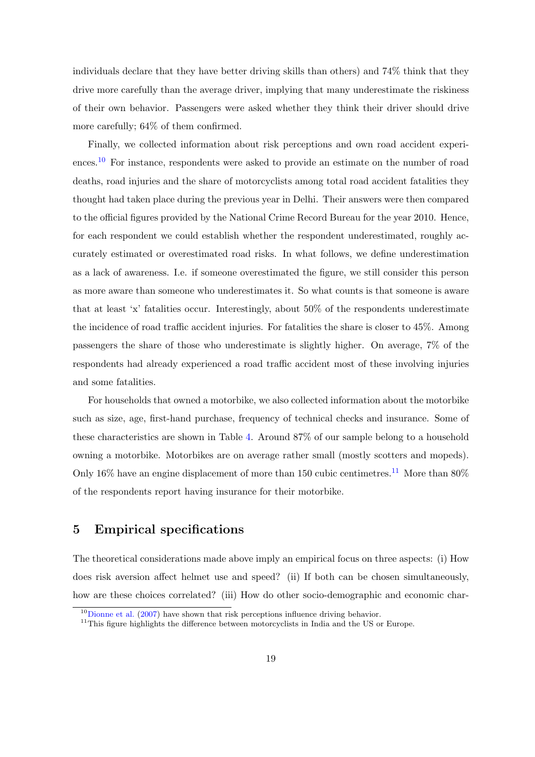individuals declare that they have better driving skills than others) and 74% think that they drive more carefully than the average driver, implying that many underestimate the riskiness of their own behavior. Passengers were asked whether they think their driver should drive more carefully; 64% of them confirmed.

Finally, we collected information about risk perceptions and own road accident experiences.[10] For instance, respondents were asked to provide an estimate on the number of road deaths, road injuries and the share of motorcyclists among total road accident fatalities they thought had taken place during the previous year in Delhi. Their answers were then compared to the official figures provided by the National Crime Record Bureau for the year 2010. Hence, for each respondent we could establish whether the respondent underestimated, roughly accurately estimated or overestimated road risks. In what follows, we define underestimation as a lack of awareness. I.e. if someone overestimated the figure, we still consider this person as more aware than someone who underestimates it. So what counts is that someone is aware that at least 'x' fatalities occur. Interestingly, about 50% of the respondents underestimate the incidence of road traffic accident injuries. For fatalities the share is closer to 45%. Among passengers the share of those who underestimate is slightly higher. On average, 7% of the respondents had already experienced a road traffic accident most of these involving injuries and some fatalities.

For households that owned a motorbike, we also collected information about the motorbike such as size, age, first-hand purchase, frequency of technical checks and insurance. Some of these characteristics are shown in Table 4. Around 87% of our sample belong to a household owning a motorbike. Motorbikes are on average rather small (mostly scotters and mopeds). Only 16% have an engine displacement of more than 150 cubic centimetres.[11] More than 80% of the respondents report having insurance for their motorbike.

## 5 Empirical specifications

The theoretical considerations made above imply an empirical focus on three aspects: (i) How does risk aversion affect helmet use and speed? (ii) If both can be chosen simultaneously, how are these choices correlated? (iii) How do other socio-demographic and economic char-

[10] Dionne et al. (2007) have shown that risk perceptions influence driving behavior.

[11] This figure highlights the difference between motorcyclists in India and the US or Europe.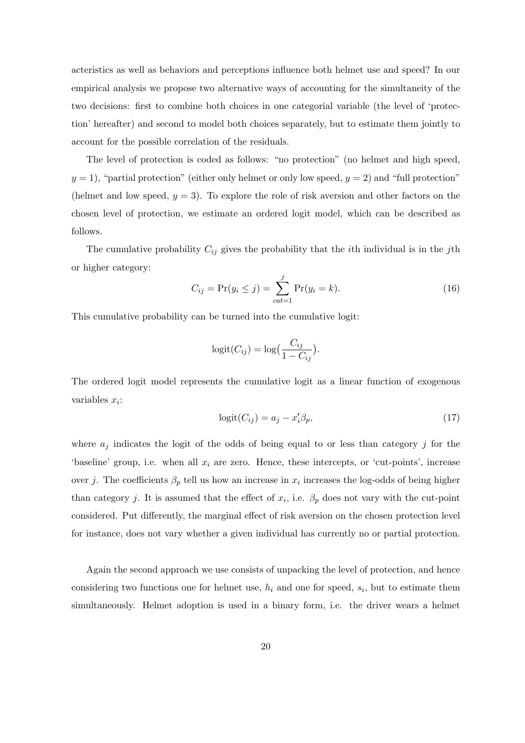acteristics as well as behaviors and perceptions influence both helmet use and speed? In our empirical analysis we propose two alternative ways of accounting for the simultaneity of the two decisions: first to combine both choices in one categorial variable (the level of 'protection' hereafter) and second to model both choices separately, but to estimate them jointly to account for the possible correlation of the residuals.

The level of protection is coded as follows: "no protection" (no helmet and high speed, $y = 1$), "partial protection" (either only helmet or only low speed, $y = 2$) and "full protection" (helmet and low speed, $y = 3$). To explore the role of risk aversion and other factors on the chosen level of protection, we estimate an ordered logit model, which can be described as follows.

The cumulative probability $C_{ij}$ gives the probability that the $i$th individual is in the $j$th or higher category:

$$C_{ij} = \Pr(y_i \leq j) = \sum_{cat=1}^{j} \Pr(y_i = k). \tag{16}$$

This cumulative probability can be turned into the cumulative logit:

$$\text{logit}(C_{ij}) = \log\big(\frac{C_{ij}}{1 - C_{ij}}\big).$$

The ordered logit model represents the cumulative logit as a linear function of exogenous variables $x_i$:

$$\text{logit}(C_{ij}) = a_j - x_i'\beta_p, \tag{17}$$

where $a_j$ indicates the logit of the odds of being equal to or less than category $j$ for the 'baseline' group, i.e. when all $x_i$ are zero. Hence, these intercepts, or 'cut-points', increase over $j$. The coefficients $\beta_p$ tell us how an increase in $x_i$ increases the log-odds of being higher than category $j$. It is assumed that the effect of $x_i$, i.e. $\beta_p$ does not vary with the cut-point considered. Put differently, the marginal effect of risk aversion on the chosen protection level for instance, does not vary whether a given individual has currently no or partial protection.

Again the second approach we use consists of unpacking the level of protection, and hence considering two functions one for helmet use, $h_i$ and one for speed, $s_i$, but to estimate them simultaneously. Helmet adoption is used in a binary form, i.e. the driver wears a helmet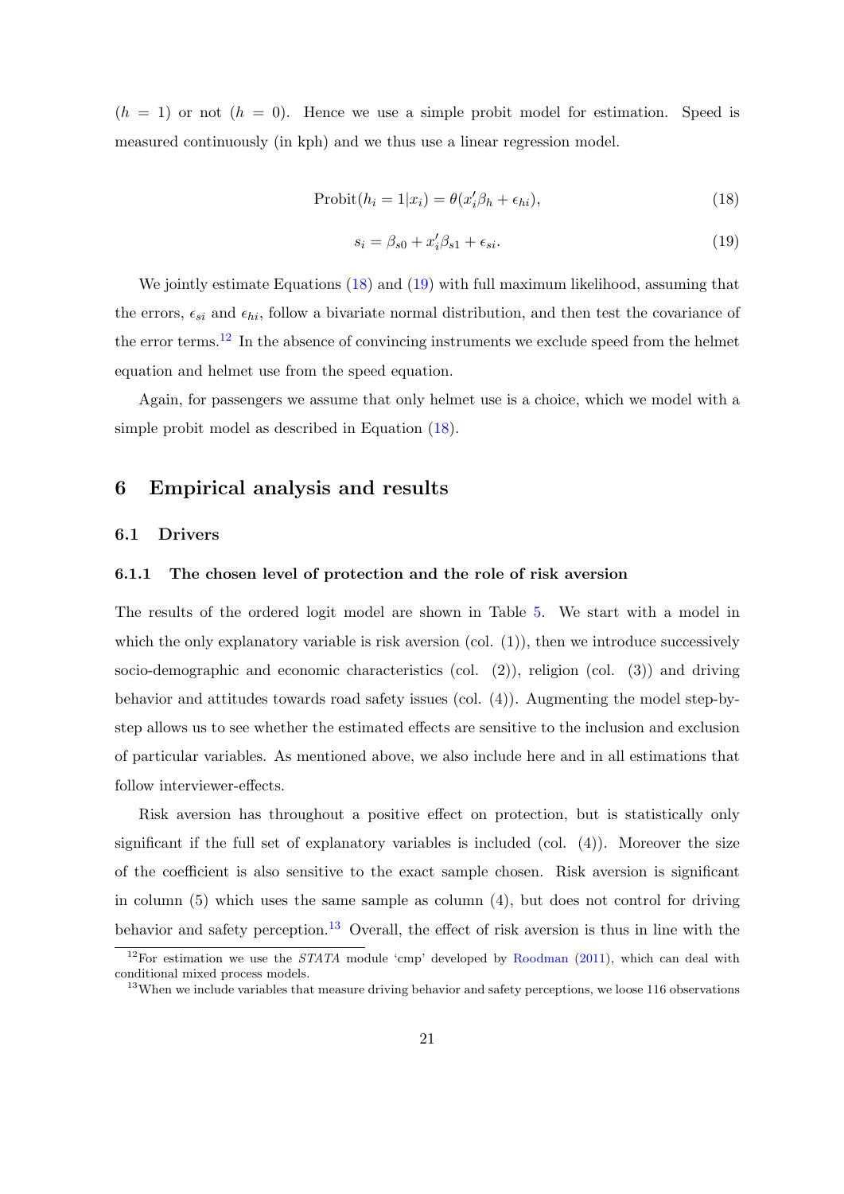($h = 1$) or not ($h = 0$). Hence we use a simple probit model for estimation. Speed is measured continuously (in kph) and we thus use a linear regression model.

$$\text{Probit}(h_i = 1|x_i) = \theta(x_i'\beta_h + \epsilon_{hi}), \tag{18}$$

$$s_i = \beta_{s0} + x_i'\beta_{s1} + \epsilon_{si}. \tag{19}$$

We jointly estimate Equations (18) and (19) with full maximum likelihood, assuming that the errors, $\epsilon_{si}$ and $\epsilon_{hi}$, follow a bivariate normal distribution, and then test the covariance of the error terms.[12] In the absence of convincing instruments we exclude speed from the helmet equation and helmet use from the speed equation.

Again, for passengers we assume that only helmet use is a choice, which we model with a simple probit model as described in Equation (18).

## 6 Empirical analysis and results

### 6.1 Drivers

#### 6.1.1 The chosen level of protection and the role of risk aversion

The results of the ordered logit model are shown in Table 5. We start with a model in which the only explanatory variable is risk aversion (col. (1)), then we introduce successively socio-demographic and economic characteristics (col. (2)), religion (col. (3)) and driving behavior and attitudes towards road safety issues (col. (4)). Augmenting the model step-by-step allows us to see whether the estimated effects are sensitive to the inclusion and exclusion of particular variables. As mentioned above, we also include here and in all estimations that follow interviewer-effects.

Risk aversion has throughout a positive effect on protection, but is statistically only significant if the full set of explanatory variables is included (col. (4)). Moreover the size of the coefficient is also sensitive to the exact sample chosen. Risk aversion is significant in column (5) which uses the same sample as column (4), but does not control for driving behavior and safety perception.[13] Overall, the effect of risk aversion is thus in line with the

[12] For estimation we use the *STATA* module 'cmp' developed by Roodman (2011), which can deal with conditional mixed process models.

[13] When we include variables that measure driving behavior and safety perceptions, we loose 116 observations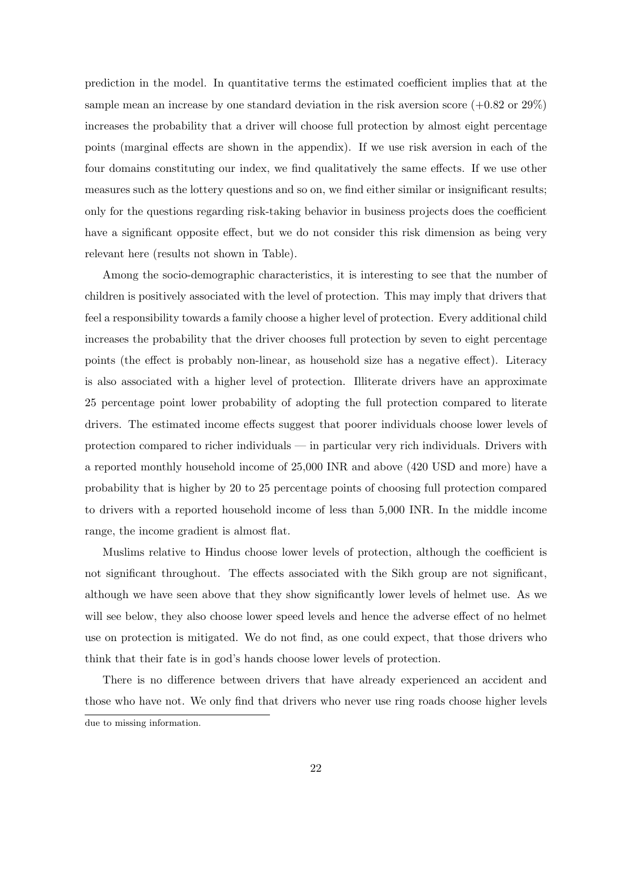prediction in the model. In quantitative terms the estimated coefficient implies that at the sample mean an increase by one standard deviation in the risk aversion score (+0.82 or 29%) increases the probability that a driver will choose full protection by almost eight percentage points (marginal effects are shown in the appendix). If we use risk aversion in each of the four domains constituting our index, we find qualitatively the same effects. If we use other measures such as the lottery questions and so on, we find either similar or insignificant results; only for the questions regarding risk-taking behavior in business projects does the coefficient have a significant opposite effect, but we do not consider this risk dimension as being very relevant here (results not shown in Table).

Among the socio-demographic characteristics, it is interesting to see that the number of children is positively associated with the level of protection. This may imply that drivers that feel a responsibility towards a family choose a higher level of protection. Every additional child increases the probability that the driver chooses full protection by seven to eight percentage points (the effect is probably non-linear, as household size has a negative effect). Literacy is also associated with a higher level of protection. Illiterate drivers have an approximate 25 percentage point lower probability of adopting the full protection compared to literate drivers. The estimated income effects suggest that poorer individuals choose lower levels of protection compared to richer individuals — in particular very rich individuals. Drivers with a reported monthly household income of 25,000 INR and above (420 USD and more) have a probability that is higher by 20 to 25 percentage points of choosing full protection compared to drivers with a reported household income of less than 5,000 INR. In the middle income range, the income gradient is almost flat.

Muslims relative to Hindus choose lower levels of protection, although the coefficient is not significant throughout. The effects associated with the Sikh group are not significant, although we have seen above that they show significantly lower levels of helmet use. As we will see below, they also choose lower speed levels and hence the adverse effect of no helmet use on protection is mitigated. We do not find, as one could expect, that those drivers who think that their fate is in god's hands choose lower levels of protection.

There is no difference between drivers that have already experienced an accident and those who have not. We only find that drivers who never use ring roads choose higher levels

due to missing information.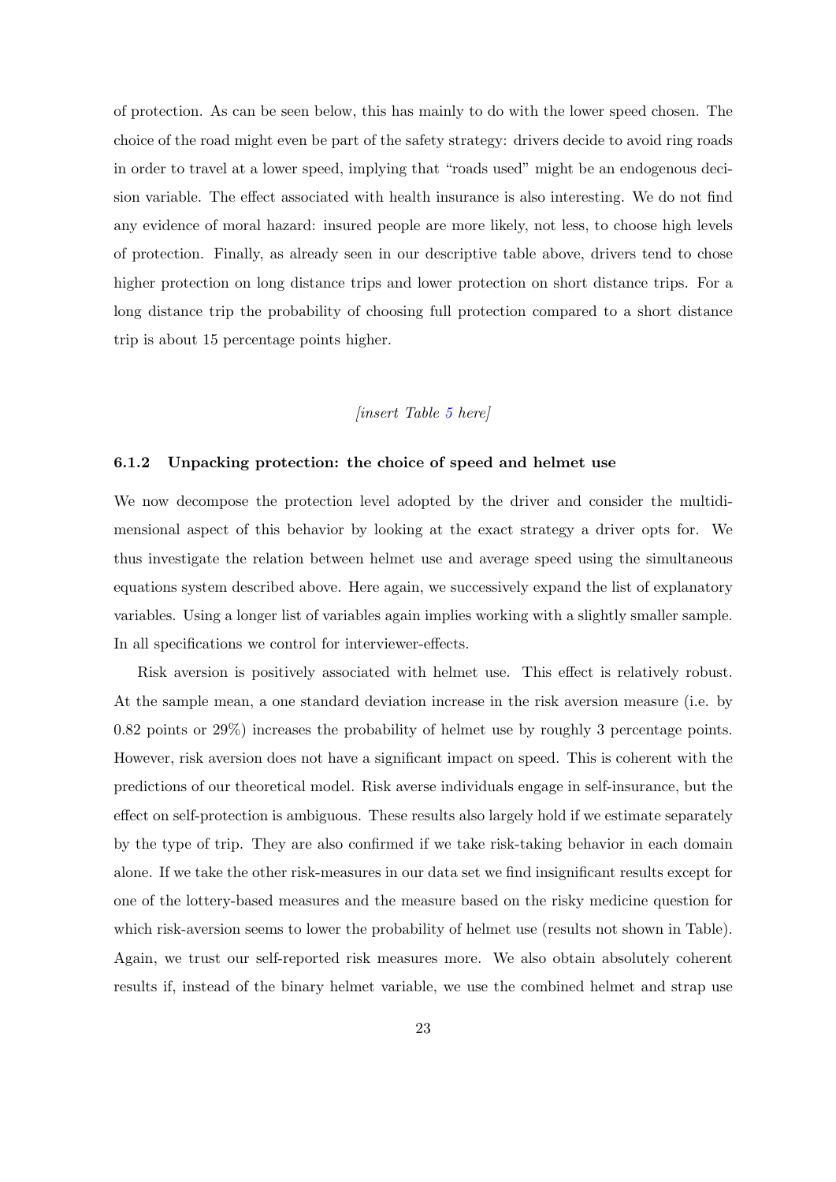of protection. As can be seen below, this has mainly to do with the lower speed chosen. The choice of the road might even be part of the safety strategy: drivers decide to avoid ring roads in order to travel at a lower speed, implying that "roads used" might be an endogenous decision variable. The effect associated with health insurance is also interesting. We do not find any evidence of moral hazard: insured people are more likely, not less, to choose high levels of protection. Finally, as already seen in our descriptive table above, drivers tend to chose higher protection on long distance trips and lower protection on short distance trips. For a long distance trip the probability of choosing full protection compared to a short distance trip is about 15 percentage points higher.

*[insert Table 5 here]*

### 6.1.2 Unpacking protection: the choice of speed and helmet use

We now decompose the protection level adopted by the driver and consider the multidimensional aspect of this behavior by looking at the exact strategy a driver opts for. We thus investigate the relation between helmet use and average speed using the simultaneous equations system described above. Here again, we successively expand the list of explanatory variables. Using a longer list of variables again implies working with a slightly smaller sample. In all specifications we control for interviewer-effects.

Risk aversion is positively associated with helmet use. This effect is relatively robust. At the sample mean, a one standard deviation increase in the risk aversion measure (i.e. by 0.82 points or 29%) increases the probability of helmet use by roughly 3 percentage points. However, risk aversion does not have a significant impact on speed. This is coherent with the predictions of our theoretical model. Risk averse individuals engage in self-insurance, but the effect on self-protection is ambiguous. These results also largely hold if we estimate separately by the type of trip. They are also confirmed if we take risk-taking behavior in each domain alone. If we take the other risk-measures in our data set we find insignificant results except for one of the lottery-based measures and the measure based on the risky medicine question for which risk-aversion seems to lower the probability of helmet use (results not shown in Table). Again, we trust our self-reported risk measures more. We also obtain absolutely coherent results if, instead of the binary helmet variable, we use the combined helmet and strap use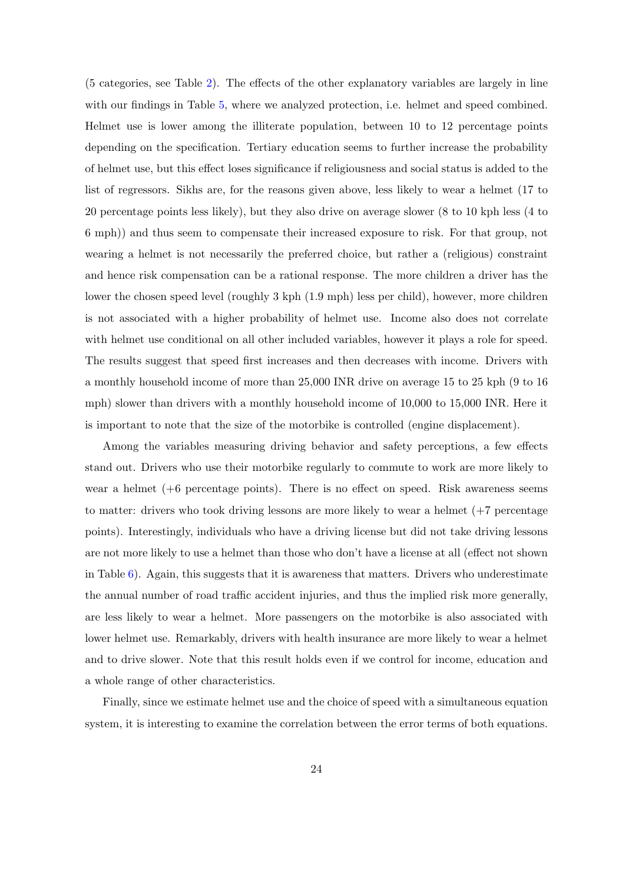(5 categories, see Table 2). The effects of the other explanatory variables are largely in line with our findings in Table 5, where we analyzed protection, i.e. helmet and speed combined. Helmet use is lower among the illiterate population, between 10 to 12 percentage points depending on the specification. Tertiary education seems to further increase the probability of helmet use, but this effect loses significance if religiousness and social status is added to the list of regressors. Sikhs are, for the reasons given above, less likely to wear a helmet (17 to 20 percentage points less likely), but they also drive on average slower (8 to 10 kph less (4 to 6 mph)) and thus seem to compensate their increased exposure to risk. For that group, not wearing a helmet is not necessarily the preferred choice, but rather a (religious) constraint and hence risk compensation can be a rational response. The more children a driver has the lower the chosen speed level (roughly 3 kph (1.9 mph) less per child), however, more children is not associated with a higher probability of helmet use. Income also does not correlate with helmet use conditional on all other included variables, however it plays a role for speed. The results suggest that speed first increases and then decreases with income. Drivers with a monthly household income of more than 25,000 INR drive on average 15 to 25 kph (9 to 16 mph) slower than drivers with a monthly household income of 10,000 to 15,000 INR. Here it is important to note that the size of the motorbike is controlled (engine displacement).

Among the variables measuring driving behavior and safety perceptions, a few effects stand out. Drivers who use their motorbike regularly to commute to work are more likely to wear a helmet (+6 percentage points). There is no effect on speed. Risk awareness seems to matter: drivers who took driving lessons are more likely to wear a helmet (+7 percentage points). Interestingly, individuals who have a driving license but did not take driving lessons are not more likely to use a helmet than those who don't have a license at all (effect not shown in Table 6). Again, this suggests that it is awareness that matters. Drivers who underestimate the annual number of road traffic accident injuries, and thus the implied risk more generally, are less likely to wear a helmet. More passengers on the motorbike is also associated with lower helmet use. Remarkably, drivers with health insurance are more likely to wear a helmet and to drive slower. Note that this result holds even if we control for income, education and a whole range of other characteristics.

Finally, since we estimate helmet use and the choice of speed with a simultaneous equation system, it is interesting to examine the correlation between the error terms of both equations.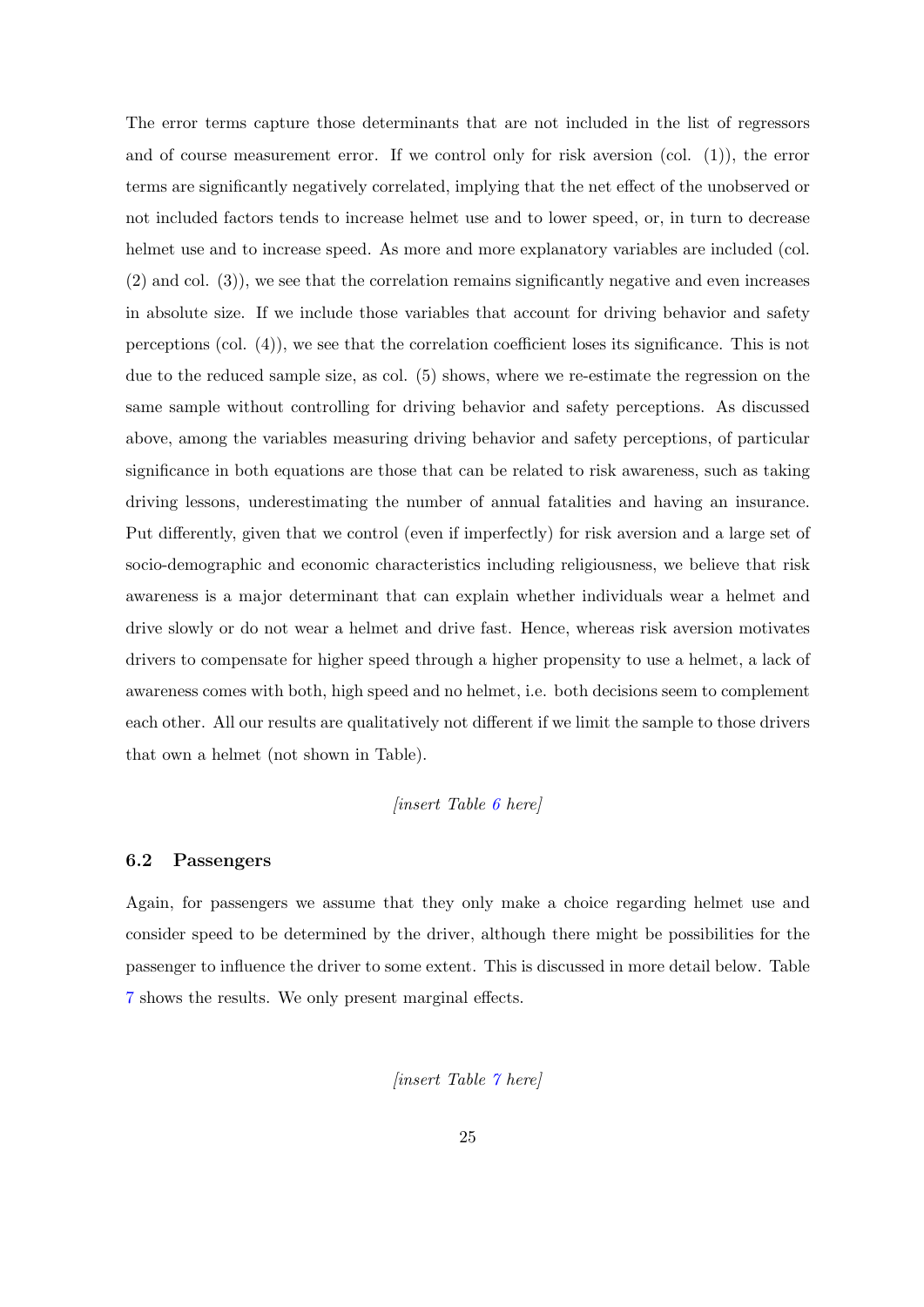The error terms capture those determinants that are not included in the list of regressors and of course measurement error. If we control only for risk aversion (col. (1)), the error terms are significantly negatively correlated, implying that the net effect of the unobserved or not included factors tends to increase helmet use and to lower speed, or, in turn to decrease helmet use and to increase speed. As more and more explanatory variables are included (col. (2) and col. (3)), we see that the correlation remains significantly negative and even increases in absolute size. If we include those variables that account for driving behavior and safety perceptions (col. (4)), we see that the correlation coefficient loses its significance. This is not due to the reduced sample size, as col. (5) shows, where we re-estimate the regression on the same sample without controlling for driving behavior and safety perceptions. As discussed above, among the variables measuring driving behavior and safety perceptions, of particular significance in both equations are those that can be related to risk awareness, such as taking driving lessons, underestimating the number of annual fatalities and having an insurance. Put differently, given that we control (even if imperfectly) for risk aversion and a large set of socio-demographic and economic characteristics including religiousness, we believe that risk awareness is a major determinant that can explain whether individuals wear a helmet and drive slowly or do not wear a helmet and drive fast. Hence, whereas risk aversion motivates drivers to compensate for higher speed through a higher propensity to use a helmet, a lack of awareness comes with both, high speed and no helmet, i.e. both decisions seem to complement each other. All our results are qualitatively not different if we limit the sample to those drivers that own a helmet (not shown in Table).

*[insert Table 6 here]*

### 6.2 Passengers

Again, for passengers we assume that they only make a choice regarding helmet use and consider speed to be determined by the driver, although there might be possibilities for the passenger to influence the driver to some extent. This is discussed in more detail below. Table 7 shows the results. We only present marginal effects.

*[insert Table 7 here]*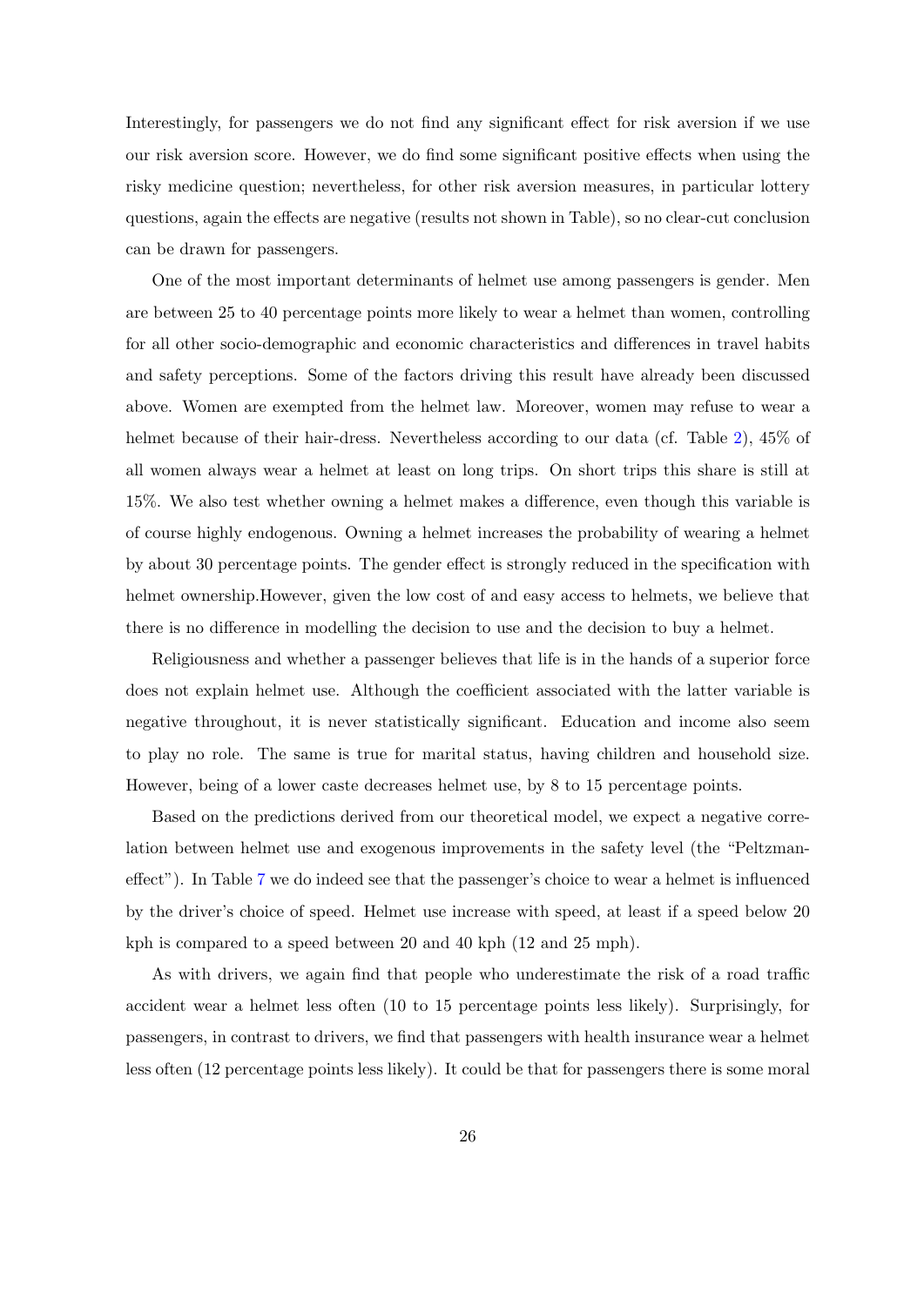Interestingly, for passengers we do not find any significant effect for risk aversion if we use our risk aversion score. However, we do find some significant positive effects when using the risky medicine question; nevertheless, for other risk aversion measures, in particular lottery questions, again the effects are negative (results not shown in Table), so no clear-cut conclusion can be drawn for passengers.

One of the most important determinants of helmet use among passengers is gender. Men are between 25 to 40 percentage points more likely to wear a helmet than women, controlling for all other socio-demographic and economic characteristics and differences in travel habits and safety perceptions. Some of the factors driving this result have already been discussed above. Women are exempted from the helmet law. Moreover, women may refuse to wear a helmet because of their hair-dress. Nevertheless according to our data (cf. Table 2), 45% of all women always wear a helmet at least on long trips. On short trips this share is still at 15%. We also test whether owning a helmet makes a difference, even though this variable is of course highly endogenous. Owning a helmet increases the probability of wearing a helmet by about 30 percentage points. The gender effect is strongly reduced in the specification with helmet ownership.However, given the low cost of and easy access to helmets, we believe that there is no difference in modelling the decision to use and the decision to buy a helmet.

Religiousness and whether a passenger believes that life is in the hands of a superior force does not explain helmet use. Although the coefficient associated with the latter variable is negative throughout, it is never statistically significant. Education and income also seem to play no role. The same is true for marital status, having children and household size. However, being of a lower caste decreases helmet use, by 8 to 15 percentage points.

Based on the predictions derived from our theoretical model, we expect a negative correlation between helmet use and exogenous improvements in the safety level (the "Peltzman-effect"). In Table 7 we do indeed see that the passenger's choice to wear a helmet is influenced by the driver's choice of speed. Helmet use increase with speed, at least if a speed below 20 kph is compared to a speed between 20 and 40 kph (12 and 25 mph).

As with drivers, we again find that people who underestimate the risk of a road traffic accident wear a helmet less often (10 to 15 percentage points less likely). Surprisingly, for passengers, in contrast to drivers, we find that passengers with health insurance wear a helmet less often (12 percentage points less likely). It could be that for passengers there is some moral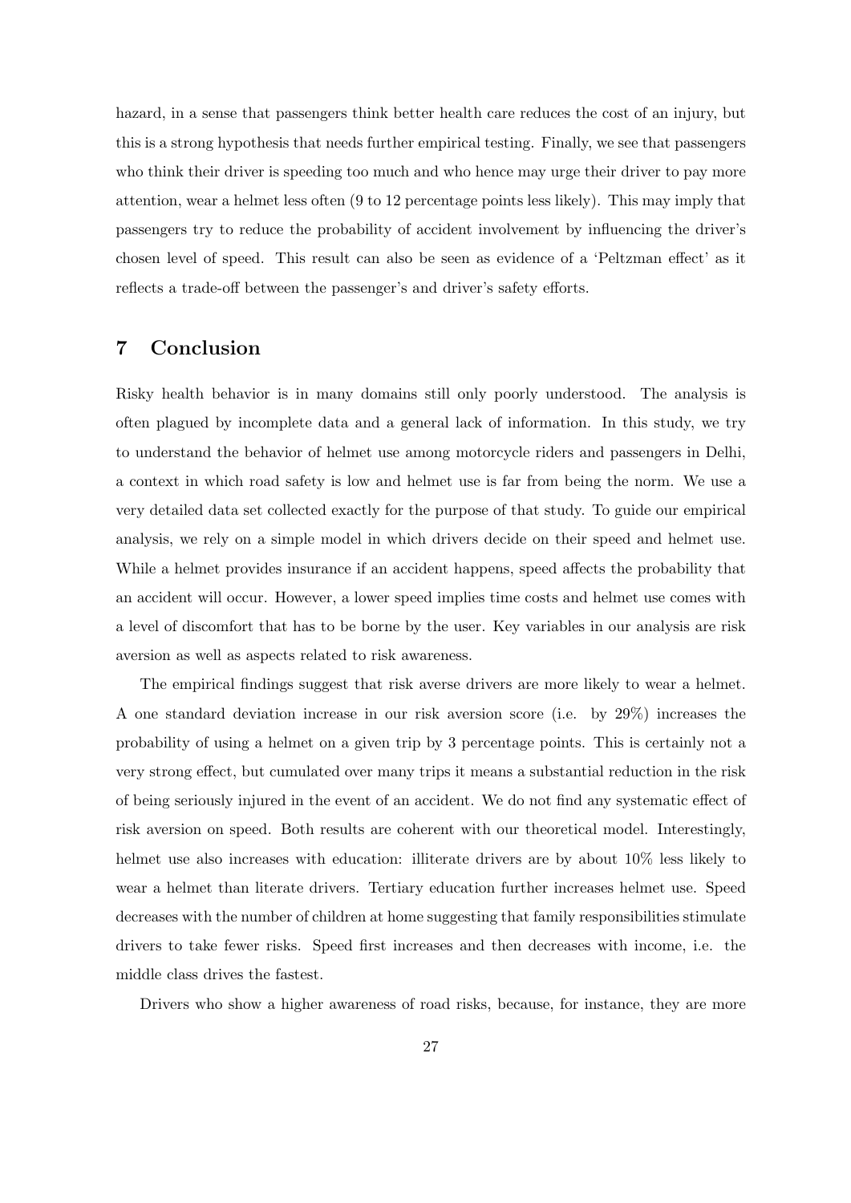hazard, in a sense that passengers think better health care reduces the cost of an injury, but this is a strong hypothesis that needs further empirical testing. Finally, we see that passengers who think their driver is speeding too much and who hence may urge their driver to pay more attention, wear a helmet less often (9 to 12 percentage points less likely). This may imply that passengers try to reduce the probability of accident involvement by influencing the driver's chosen level of speed. This result can also be seen as evidence of a 'Peltzman effect' as it reflects a trade-off between the passenger's and driver's safety efforts.

# 7 Conclusion

Risky health behavior is in many domains still only poorly understood. The analysis is often plagued by incomplete data and a general lack of information. In this study, we try to understand the behavior of helmet use among motorcycle riders and passengers in Delhi, a context in which road safety is low and helmet use is far from being the norm. We use a very detailed data set collected exactly for the purpose of that study. To guide our empirical analysis, we rely on a simple model in which drivers decide on their speed and helmet use. While a helmet provides insurance if an accident happens, speed affects the probability that an accident will occur. However, a lower speed implies time costs and helmet use comes with a level of discomfort that has to be borne by the user. Key variables in our analysis are risk aversion as well as aspects related to risk awareness.

The empirical findings suggest that risk averse drivers are more likely to wear a helmet. A one standard deviation increase in our risk aversion score (i.e. by 29%) increases the probability of using a helmet on a given trip by 3 percentage points. This is certainly not a very strong effect, but cumulated over many trips it means a substantial reduction in the risk of being seriously injured in the event of an accident. We do not find any systematic effect of risk aversion on speed. Both results are coherent with our theoretical model. Interestingly, helmet use also increases with education: illiterate drivers are by about 10% less likely to wear a helmet than literate drivers. Tertiary education further increases helmet use. Speed decreases with the number of children at home suggesting that family responsibilities stimulate drivers to take fewer risks. Speed first increases and then decreases with income, i.e. the middle class drives the fastest.

Drivers who show a higher awareness of road risks, because, for instance, they are more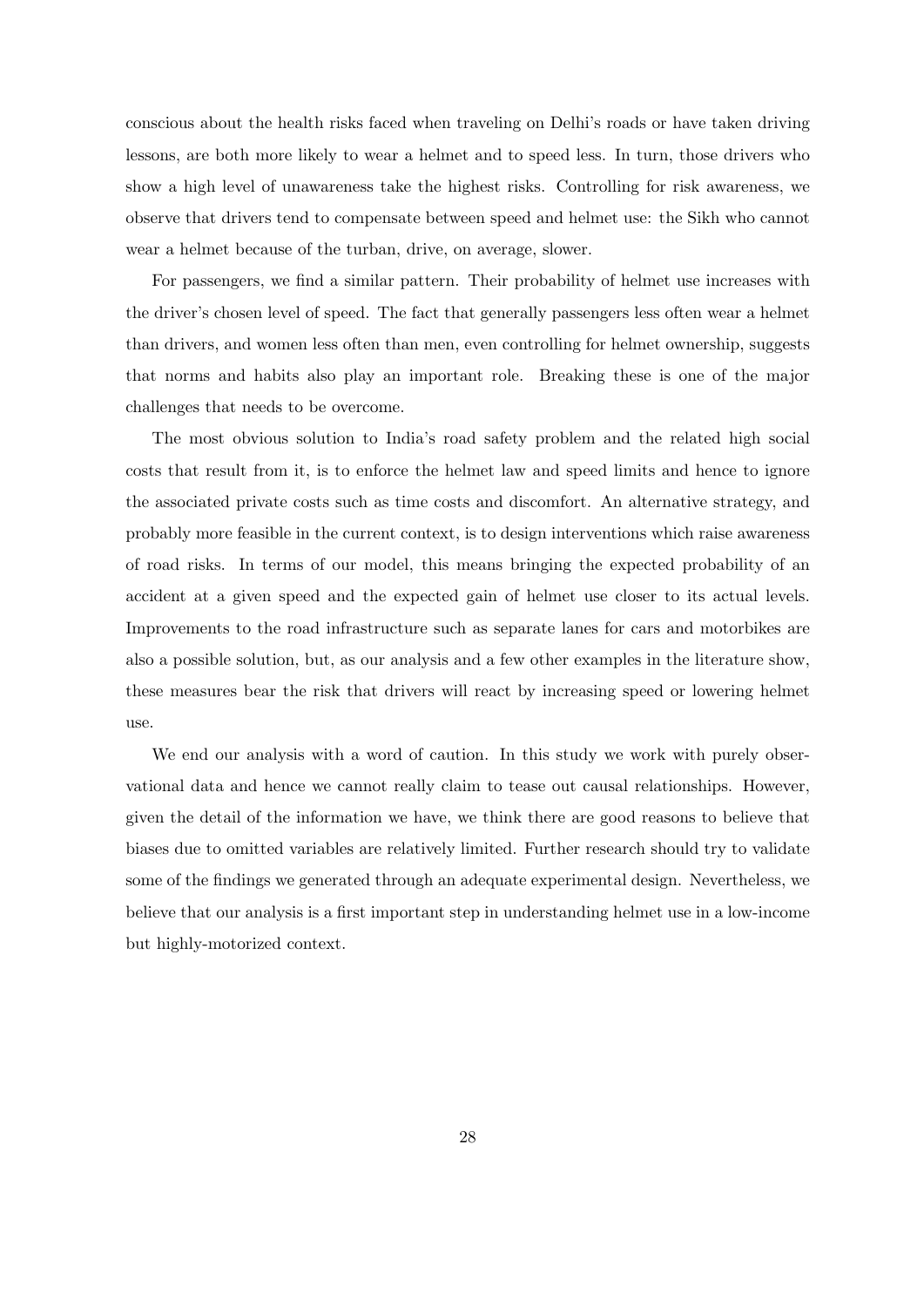conscious about the health risks faced when traveling on Delhi's roads or have taken driving lessons, are both more likely to wear a helmet and to speed less. In turn, those drivers who show a high level of unawareness take the highest risks. Controlling for risk awareness, we observe that drivers tend to compensate between speed and helmet use: the Sikh who cannot wear a helmet because of the turban, drive, on average, slower.

For passengers, we find a similar pattern. Their probability of helmet use increases with the driver's chosen level of speed. The fact that generally passengers less often wear a helmet than drivers, and women less often than men, even controlling for helmet ownership, suggests that norms and habits also play an important role. Breaking these is one of the major challenges that needs to be overcome.

The most obvious solution to India's road safety problem and the related high social costs that result from it, is to enforce the helmet law and speed limits and hence to ignore the associated private costs such as time costs and discomfort. An alternative strategy, and probably more feasible in the current context, is to design interventions which raise awareness of road risks. In terms of our model, this means bringing the expected probability of an accident at a given speed and the expected gain of helmet use closer to its actual levels. Improvements to the road infrastructure such as separate lanes for cars and motorbikes are also a possible solution, but, as our analysis and a few other examples in the literature show, these measures bear the risk that drivers will react by increasing speed or lowering helmet use.

We end our analysis with a word of caution. In this study we work with purely observational data and hence we cannot really claim to tease out causal relationships. However, given the detail of the information we have, we think there are good reasons to believe that biases due to omitted variables are relatively limited. Further research should try to validate some of the findings we generated through an adequate experimental design. Nevertheless, we believe that our analysis is a first important step in understanding helmet use in a low-income but highly-motorized context.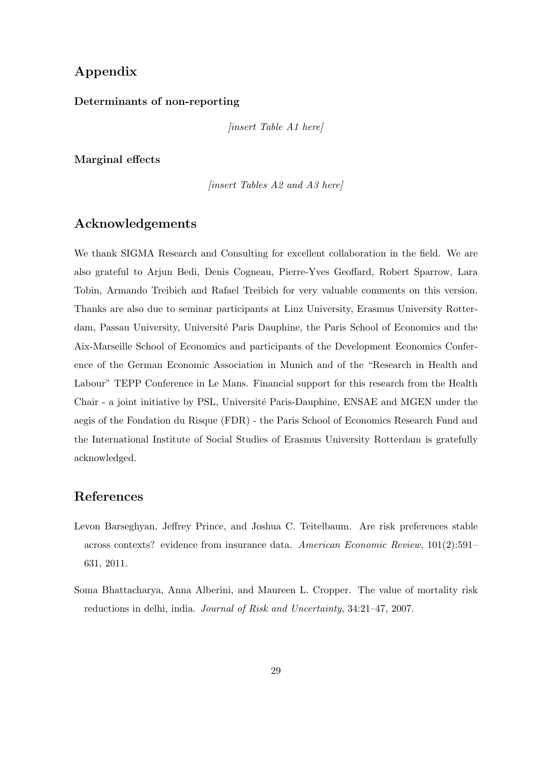## Appendix

### Determinants of non-reporting

*[insert Table A1 here]*

### Marginal effects

*[insert Tables A2 and A3 here]*

## Acknowledgements

We thank SIGMA Research and Consulting for excellent collaboration in the field. We are also grateful to Arjun Bedi, Denis Cogneau, Pierre-Yves Geoffard, Robert Sparrow, Lara Tobin, Armando Treibich and Rafael Treibich for very valuable comments on this version. Thanks are also due to seminar participants at Linz University, Erasmus University Rotterdam, Passau University, Université Paris Dauphine, the Paris School of Economics and the Aix-Marseille School of Economics and participants of the Development Economics Conference of the German Economic Association in Munich and of the "Research in Health and Labour" TEPP Conference in Le Mans. Financial support for this research from the Health Chair - a joint initiative by PSL, Université Paris-Dauphine, ENSAE and MGEN under the aegis of the Fondation du Risque (FDR) - the Paris School of Economics Research Fund and the International Institute of Social Studies of Erasmus University Rotterdam is gratefully acknowledged.

## References

Levon Barseghyan, Jeffrey Prince, and Joshua C. Teitelbaum. Are risk preferences stable across contexts? evidence from insurance data. *American Economic Review*, 101(2):591–631, 2011.

Soma Bhattacharya, Anna Alberini, and Maureen L. Cropper. The value of mortality risk reductions in delhi, india. *Journal of Risk and Uncertainty*, 34:21–47, 2007.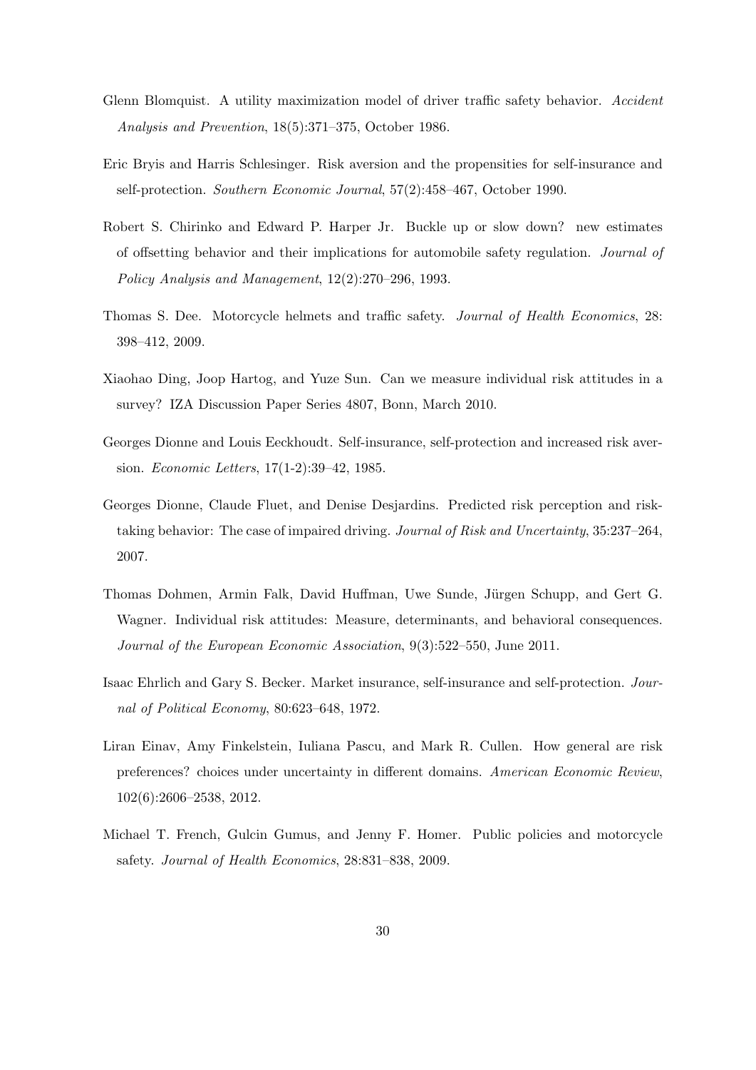Glenn Blomquist. A utility maximization model of driver traffic safety behavior. *Accident Analysis and Prevention*, 18(5):371–375, October 1986.

Eric Bryis and Harris Schlesinger. Risk aversion and the propensities for self-insurance and self-protection. *Southern Economic Journal*, 57(2):458–467, October 1990.

Robert S. Chirinko and Edward P. Harper Jr. Buckle up or slow down? new estimates of offsetting behavior and their implications for automobile safety regulation. *Journal of Policy Analysis and Management*, 12(2):270–296, 1993.

Thomas S. Dee. Motorcycle helmets and traffic safety. *Journal of Health Economics*, 28: 398–412, 2009.

Xiaohao Ding, Joop Hartog, and Yuze Sun. Can we measure individual risk attitudes in a survey? IZA Discussion Paper Series 4807, Bonn, March 2010.

Georges Dionne and Louis Eeckhoudt. Self-insurance, self-protection and increased risk aversion. *Economic Letters*, 17(1-2):39–42, 1985.

Georges Dionne, Claude Fluet, and Denise Desjardins. Predicted risk perception and risk-taking behavior: The case of impaired driving. *Journal of Risk and Uncertainty*, 35:237–264, 2007.

Thomas Dohmen, Armin Falk, David Huffman, Uwe Sunde, Jürgen Schupp, and Gert G. Wagner. Individual risk attitudes: Measure, determinants, and behavioral consequences. *Journal of the European Economic Association*, 9(3):522–550, June 2011.

Isaac Ehrlich and Gary S. Becker. Market insurance, self-insurance and self-protection. *Journal of Political Economy*, 80:623–648, 1972.

Liran Einav, Amy Finkelstein, Iuliana Pascu, and Mark R. Cullen. How general are risk preferences? choices under uncertainty in different domains. *American Economic Review*, 102(6):2606–2538, 2012.

Michael T. French, Gulcin Gumus, and Jenny F. Homer. Public policies and motorcycle safety. *Journal of Health Economics*, 28:831–838, 2009.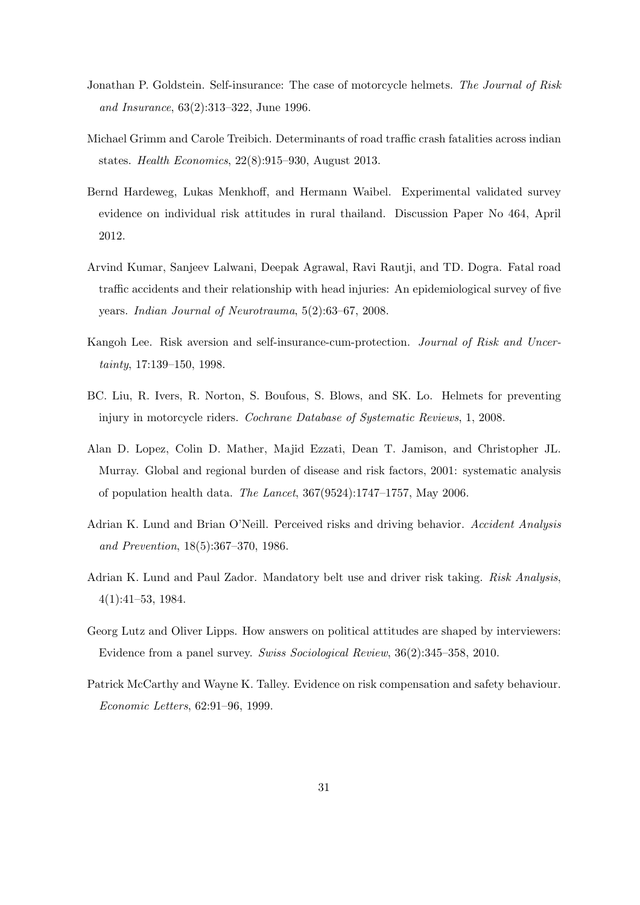Jonathan P. Goldstein. Self-insurance: The case of motorcycle helmets. *The Journal of Risk and Insurance*, 63(2):313–322, June 1996.

Michael Grimm and Carole Treibich. Determinants of road traffic crash fatalities across indian states. *Health Economics*, 22(8):915–930, August 2013.

Bernd Hardeweg, Lukas Menkhoff, and Hermann Waibel. Experimental validated survey evidence on individual risk attitudes in rural thailand. Discussion Paper No 464, April 2012.

Arvind Kumar, Sanjeev Lalwani, Deepak Agrawal, Ravi Rautji, and TD. Dogra. Fatal road traffic accidents and their relationship with head injuries: An epidemiological survey of five years. *Indian Journal of Neurotrauma*, 5(2):63–67, 2008.

Kangoh Lee. Risk aversion and self-insurance-cum-protection. *Journal of Risk and Uncertainty*, 17:139–150, 1998.

BC. Liu, R. Ivers, R. Norton, S. Boufous, S. Blows, and SK. Lo. Helmets for preventing injury in motorcycle riders. *Cochrane Database of Systematic Reviews*, 1, 2008.

Alan D. Lopez, Colin D. Mather, Majid Ezzati, Dean T. Jamison, and Christopher JL. Murray. Global and regional burden of disease and risk factors, 2001: systematic analysis of population health data. *The Lancet*, 367(9524):1747–1757, May 2006.

Adrian K. Lund and Brian O'Neill. Perceived risks and driving behavior. *Accident Analysis and Prevention*, 18(5):367–370, 1986.

Adrian K. Lund and Paul Zador. Mandatory belt use and driver risk taking. *Risk Analysis*, 4(1):41–53, 1984.

Georg Lutz and Oliver Lipps. How answers on political attitudes are shaped by interviewers: Evidence from a panel survey. *Swiss Sociological Review*, 36(2):345–358, 2010.

Patrick McCarthy and Wayne K. Talley. Evidence on risk compensation and safety behaviour. *Economic Letters*, 62:91–96, 1999.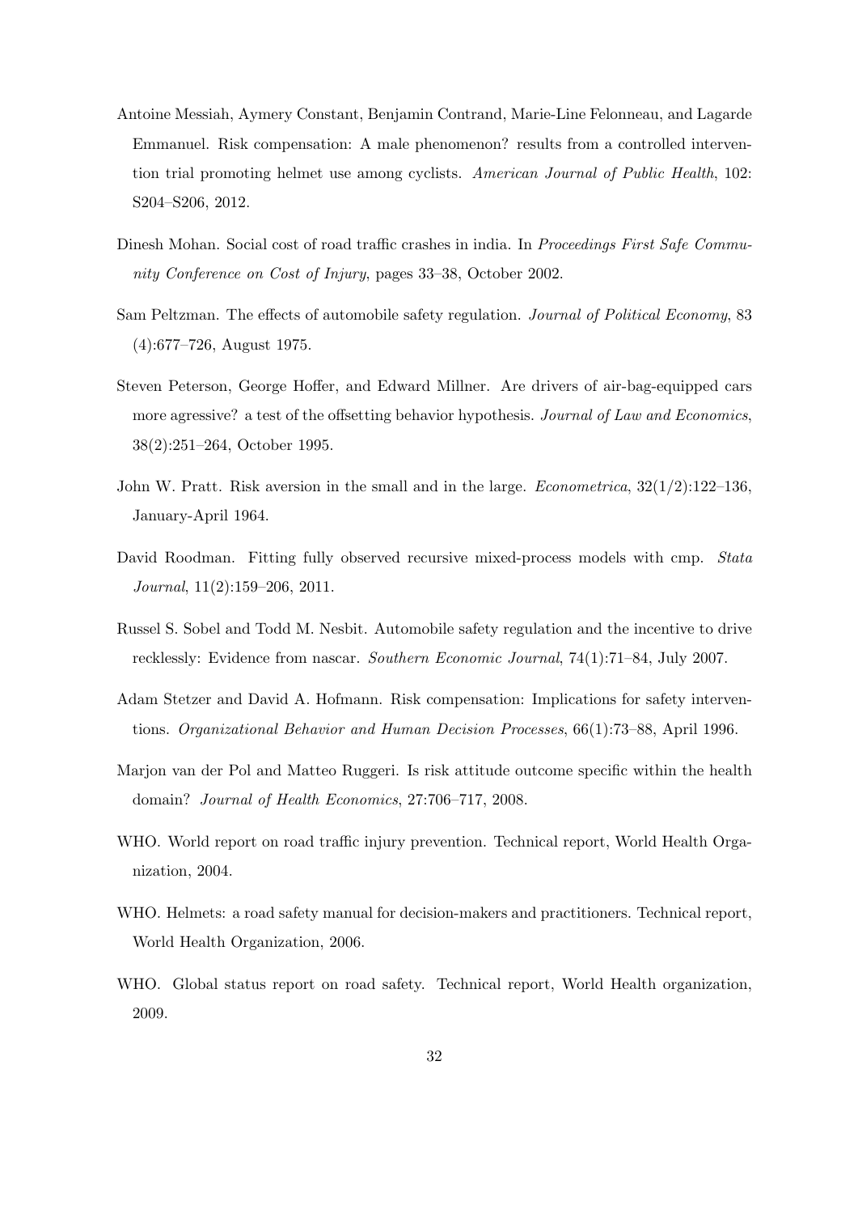Antoine Messiah, Aymery Constant, Benjamin Contrand, Marie-Line Felonneau, and Lagarde Emmanuel. Risk compensation: A male phenomenon? results from a controlled intervention trial promoting helmet use among cyclists. *American Journal of Public Health*, 102: S204–S206, 2012.

Dinesh Mohan. Social cost of road traffic crashes in india. In *Proceedings First Safe Community Conference on Cost of Injury*, pages 33–38, October 2002.

Sam Peltzman. The effects of automobile safety regulation. *Journal of Political Economy*, 83 (4):677–726, August 1975.

Steven Peterson, George Hoffer, and Edward Millner. Are drivers of air-bag-equipped cars more agressive? a test of the offsetting behavior hypothesis. *Journal of Law and Economics*, 38(2):251–264, October 1995.

John W. Pratt. Risk aversion in the small and in the large. *Econometrica*, 32(1/2):122–136, January-April 1964.

David Roodman. Fitting fully observed recursive mixed-process models with cmp. *Stata Journal*, 11(2):159–206, 2011.

Russel S. Sobel and Todd M. Nesbit. Automobile safety regulation and the incentive to drive recklessly: Evidence from nascar. *Southern Economic Journal*, 74(1):71–84, July 2007.

Adam Stetzer and David A. Hofmann. Risk compensation: Implications for safety interventions. *Organizational Behavior and Human Decision Processes*, 66(1):73–88, April 1996.

Marjon van der Pol and Matteo Ruggeri. Is risk attitude outcome specific within the health domain? *Journal of Health Economics*, 27:706–717, 2008.

WHO. World report on road traffic injury prevention. Technical report, World Health Organization, 2004.

WHO. Helmets: a road safety manual for decision-makers and practitioners. Technical report, World Health Organization, 2006.

WHO. Global status report on road safety. Technical report, World Health organization, 2009.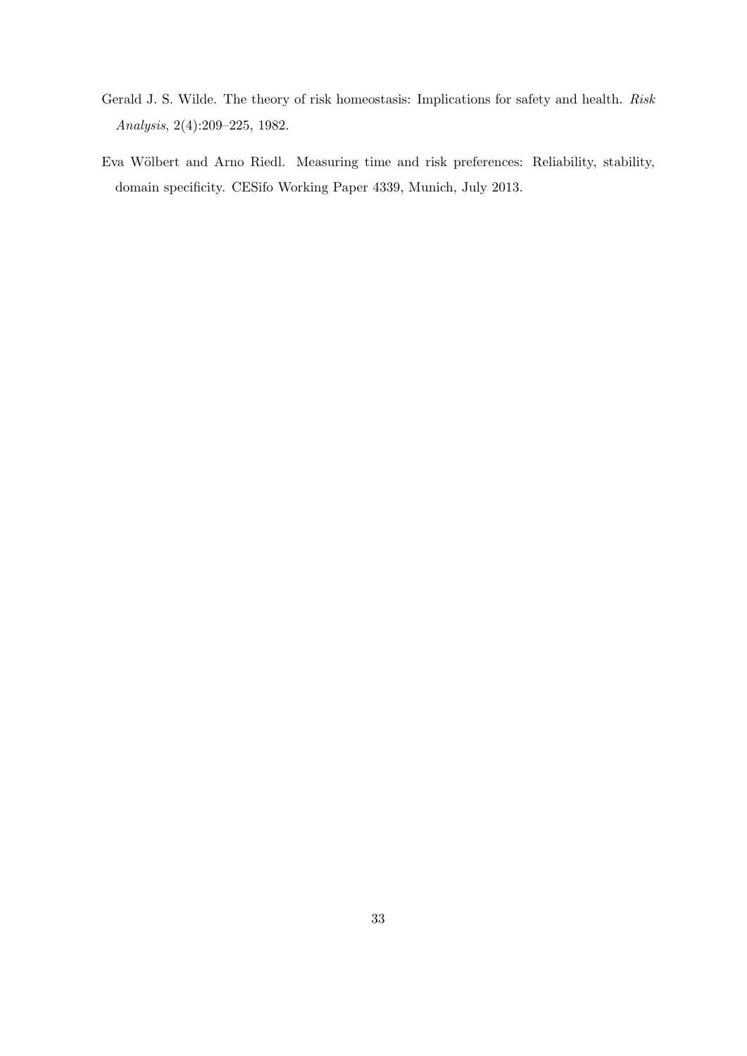Gerald J. S. Wilde. The theory of risk homeostasis: Implications for safety and health. *Risk Analysis*, 2(4):209–225, 1982.

Eva Wölbert and Arno Riedl. Measuring time and risk preferences: Reliability, stability, domain specificity. CESifo Working Paper 4339, Munich, July 2013.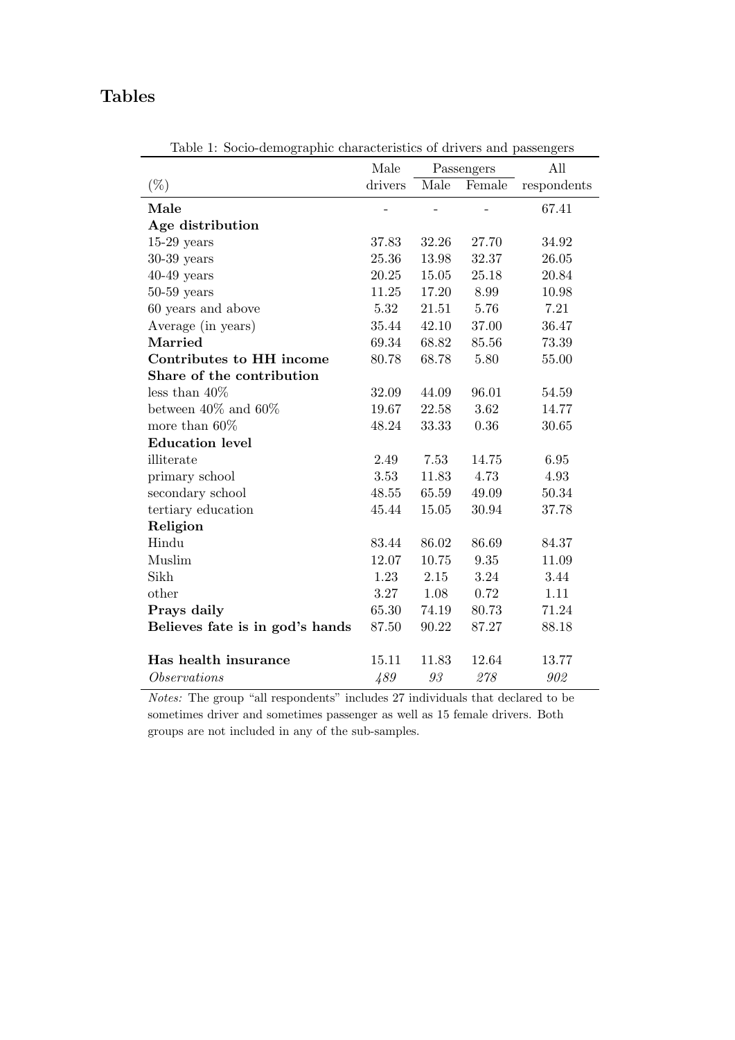## Tables

Table 1: Socio-demographic characteristics of drivers and passengers

| (%) | Male drivers | Passengers Male | Passengers Female | All respondents |
|---|---|---|---|---|
| **Male** | - | - | - | 67.41 |
| **Age distribution** | | | | |
| 15-29 years | 37.83 | 32.26 | 27.70 | 34.92 |
| 30-39 years | 25.36 | 13.98 | 32.37 | 26.05 |
| 40-49 years | 20.25 | 15.05 | 25.18 | 20.84 |
| 50-59 years | 11.25 | 17.20 | 8.99 | 10.98 |
| 60 years and above | 5.32 | 21.51 | 5.76 | 7.21 |
| Average (in years) | 35.44 | 42.10 | 37.00 | 36.47 |
| **Married** | 69.34 | 68.82 | 85.56 | 73.39 |
| **Contributes to HH income** | 80.78 | 68.78 | 5.80 | 55.00 |
| **Share of the contribution** | | | | |
| less than 40% | 32.09 | 44.09 | 96.01 | 54.59 |
| between 40% and 60% | 19.67 | 22.58 | 3.62 | 14.77 |
| more than 60% | 48.24 | 33.33 | 0.36 | 30.65 |
| **Education level** | | | | |
| illiterate | 2.49 | 7.53 | 14.75 | 6.95 |
| primary school | 3.53 | 11.83 | 4.73 | 4.93 |
| secondary school | 48.55 | 65.59 | 49.09 | 50.34 |
| tertiary education | 45.44 | 15.05 | 30.94 | 37.78 |
| **Religion** | | | | |
| Hindu | 83.44 | 86.02 | 86.69 | 84.37 |
| Muslim | 12.07 | 10.75 | 9.35 | 11.09 |
| Sikh | 1.23 | 2.15 | 3.24 | 3.44 |
| other | 3.27 | 1.08 | 0.72 | 1.11 |
| **Prays daily** | 65.30 | 74.19 | 80.73 | 71.24 |
| **Believes fate is in god's hands** | 87.50 | 90.22 | 87.27 | 88.18 |
| **Has health insurance** | 15.11 | 11.83 | 12.64 | 13.77 |
| *Observations* | *489* | *93* | *278* | *902* |

*Notes:* The group "all respondents" includes 27 individuals that declared to be sometimes driver and sometimes passenger as well as 15 female drivers. Both groups are not included in any of the sub-samples.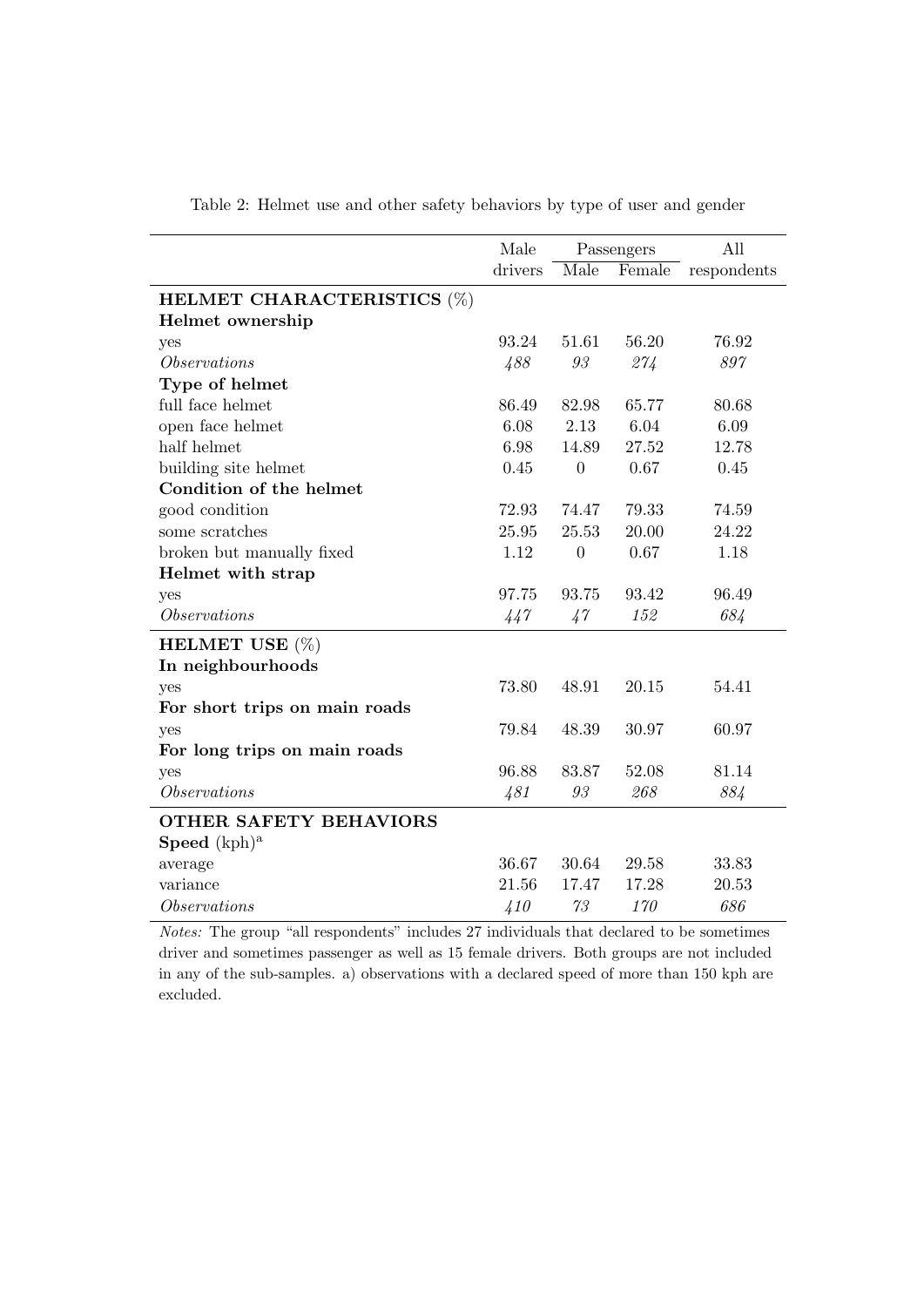Table 2: Helmet use and other safety behaviors by type of user and gender

| | Male drivers | Passengers | | All respondents |
|---|---|---|---|---|
| | | Male | Female | |
| **HELMET CHARACTERISTICS** (%) | | | | |
| **Helmet ownership** | | | | |
| yes | 93.24 | 51.61 | 56.20 | 76.92 |
| *Observations* | *488* | *93* | *274* | *897* |
| **Type of helmet** | | | | |
| full face helmet | 86.49 | 82.98 | 65.77 | 80.68 |
| open face helmet | 6.08 | 2.13 | 6.04 | 6.09 |
| half helmet | 6.98 | 14.89 | 27.52 | 12.78 |
| building site helmet | 0.45 | 0 | 0.67 | 0.45 |
| **Condition of the helmet** | | | | |
| good condition | 72.93 | 74.47 | 79.33 | 74.59 |
| some scratches | 25.95 | 25.53 | 20.00 | 24.22 |
| broken but manually fixed | 1.12 | 0 | 0.67 | 1.18 |
| **Helmet with strap** | | | | |
| yes | 97.75 | 93.75 | 93.42 | 96.49 |
| *Observations* | *447* | *47* | *152* | *684* |
| **HELMET USE** (%) | | | | |
| **In neighbourhoods** | | | | |
| yes | 73.80 | 48.91 | 20.15 | 54.41 |
| **For short trips on main roads** | | | | |
| yes | 79.84 | 48.39 | 30.97 | 60.97 |
| **For long trips on main roads** | | | | |
| yes | 96.88 | 83.87 | 52.08 | 81.14 |
| *Observations* | *481* | *93* | *268* | *884* |
| **OTHER SAFETY BEHAVIORS** | | | | |
| **Speed** (kph)[a] | | | | |
| average | 36.67 | 30.64 | 29.58 | 33.83 |
| variance | 21.56 | 17.47 | 17.28 | 20.53 |
| *Observations* | *410* | *73* | *170* | *686* |

*Notes:* The group "all respondents" includes 27 individuals that declared to be sometimes driver and sometimes passenger as well as 15 female drivers. Both groups are not included in any of the sub-samples. a) observations with a declared speed of more than 150 kph are excluded.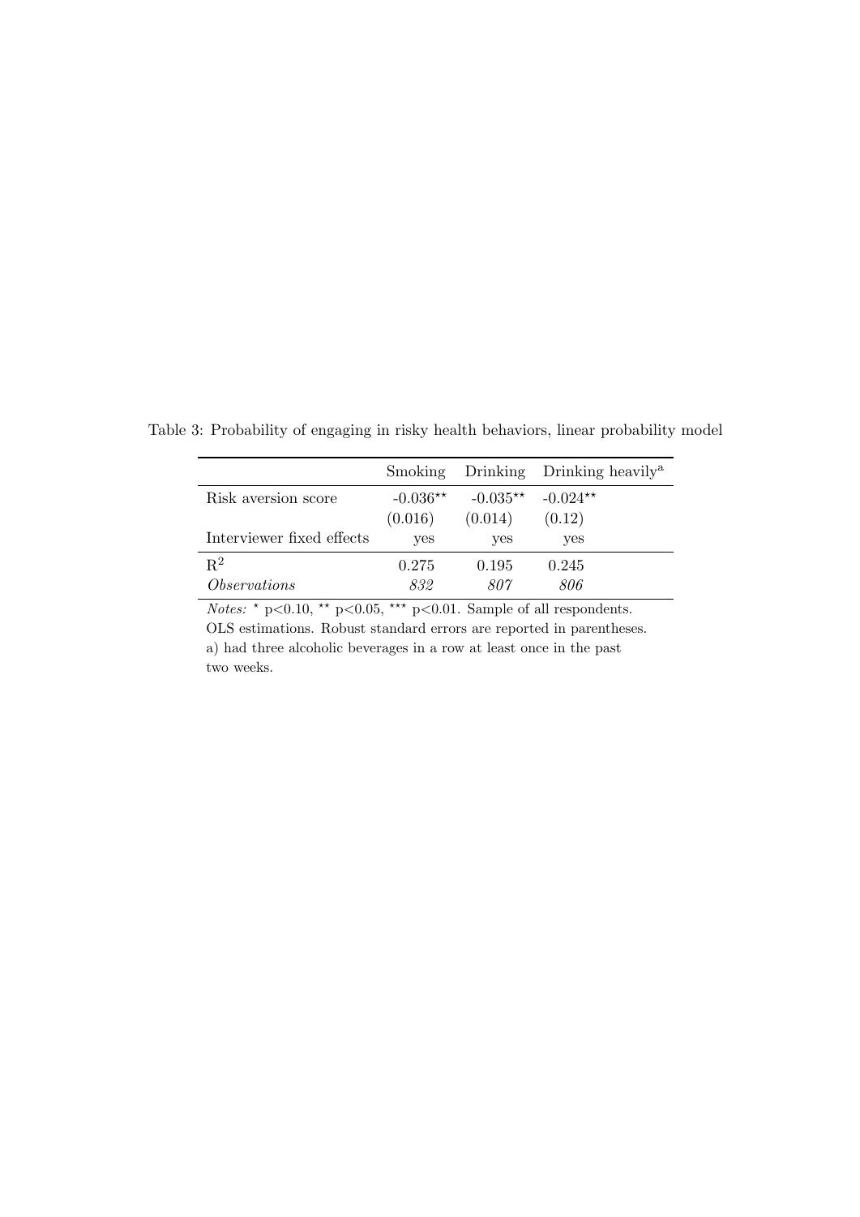Table 3: Probability of engaging in risky health behaviors, linear probability model

| | Smoking | Drinking | Drinking heavily[a] |
|---|---|---|---|
| Risk aversion score | -0.036** | -0.035** | -0.024** |
| | (0.016) | (0.014) | (0.12) |
| Interviewer fixed effects | yes | yes | yes |
| $R^2$ | 0.275 | 0.195 | 0.245 |
| *Observations* | *832* | *807* | *806* |

*Notes:* * p<0.10, ** p<0.05, *** p<0.01. Sample of all respondents. OLS estimations. Robust standard errors are reported in parentheses.
a) had three alcoholic beverages in a row at least once in the past two weeks.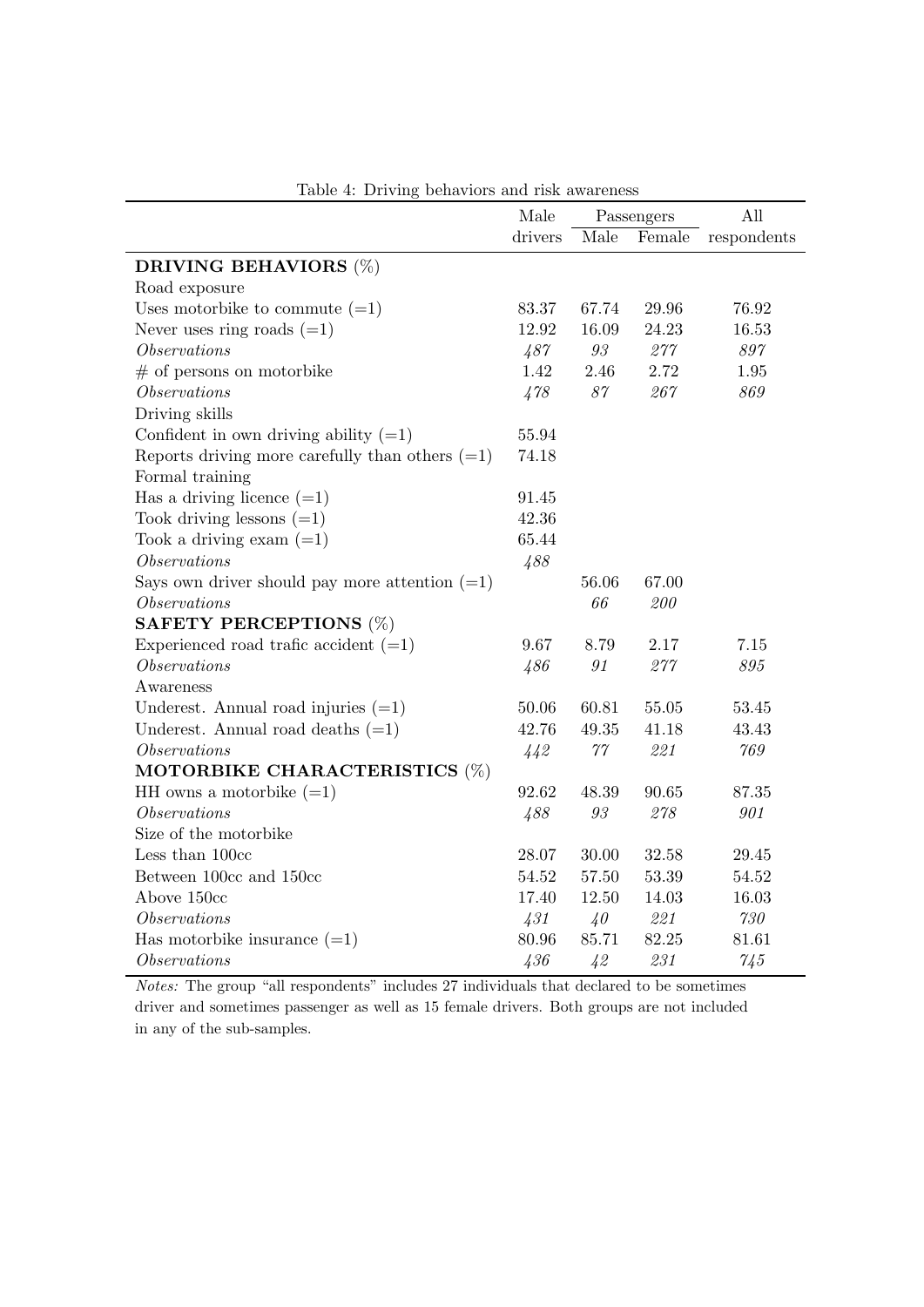Table 4: Driving behaviors and risk awareness

| | Male | Passengers | | All |
|---|---|---|---|---|
| | drivers | Male | Female | respondents |
| **DRIVING BEHAVIORS** (%) | | | | |
| Road exposure | | | | |
| Uses motorbike to commute (=1) | 83.37 | 67.74 | 29.96 | 76.92 |
| Never uses ring roads (=1) | 12.92 | 16.09 | 24.23 | 16.53 |
| *Observations* | *487* | *93* | *277* | *897* |
| # of persons on motorbike | 1.42 | 2.46 | 2.72 | 1.95 |
| *Observations* | *478* | *87* | *267* | *869* |
| Driving skills | | | | |
| Confident in own driving ability (=1) | 55.94 | | | |
| Reports driving more carefully than others (=1) | 74.18 | | | |
| Formal training | | | | |
| Has a driving licence (=1) | 91.45 | | | |
| Took driving lessons (=1) | 42.36 | | | |
| Took a driving exam (=1) | 65.44 | | | |
| *Observations* | *488* | | | |
| Says own driver should pay more attention (=1) | | 56.06 | 67.00 | |
| *Observations* | | *66* | *200* | |
| **SAFETY PERCEPTIONS** (%) | | | | |
| Experienced road trafic accident (=1) | 9.67 | 8.79 | 2.17 | 7.15 |
| *Observations* | *486* | *91* | *277* | *895* |
| Awareness | | | | |
| Underest. Annual road injuries (=1) | 50.06 | 60.81 | 55.05 | 53.45 |
| Underest. Annual road deaths (=1) | 42.76 | 49.35 | 41.18 | 43.43 |
| *Observations* | *442* | *77* | *221* | *769* |
| **MOTORBIKE CHARACTERISTICS** (%) | | | | |
| HH owns a motorbike (=1) | 92.62 | 48.39 | 90.65 | 87.35 |
| *Observations* | *488* | *93* | *278* | *901* |
| Size of the motorbike | | | | |
| Less than 100cc | 28.07 | 30.00 | 32.58 | 29.45 |
| Between 100cc and 150cc | 54.52 | 57.50 | 53.39 | 54.52 |
| Above 150cc | 17.40 | 12.50 | 14.03 | 16.03 |
| *Observations* | *431* | *40* | *221* | *730* |
| Has motorbike insurance (=1) | 80.96 | 85.71 | 82.25 | 81.61 |
| *Observations* | *436* | *42* | *231* | *745* |

*Notes:* The group "all respondents" includes 27 individuals that declared to be sometimes driver and sometimes passenger as well as 15 female drivers. Both groups are not included in any of the sub-samples.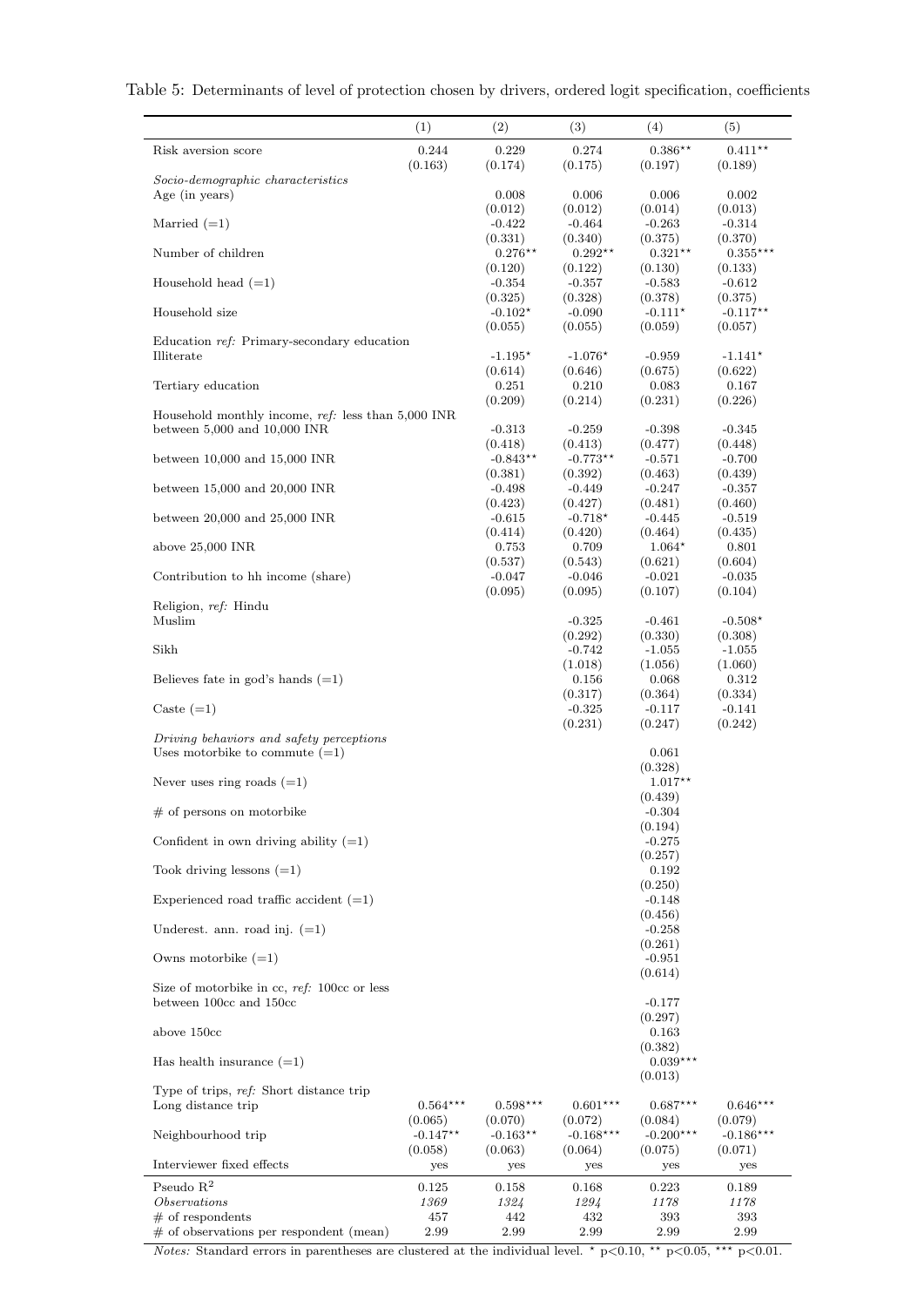Table 5: Determinants of level of protection chosen by drivers, ordered logit specification, coefficients

| | (1) | (2) | (3) | (4) | (5) |
|---|---|---|---|---|---|
| Risk aversion score | 0.244 | 0.229 | 0.274 | 0.386** | 0.411** |
| | (0.163) | (0.174) | (0.175) | (0.197) | (0.189) |
| *Socio-demographic characteristics* | | | | | |
| Age (in years) | | 0.008 | 0.006 | 0.006 | 0.002 |
| | | (0.012) | (0.012) | (0.014) | (0.013) |
| Married (=1) | | -0.422 | -0.464 | -0.263 | -0.314 |
| | | (0.331) | (0.340) | (0.375) | (0.370) |
| Number of children | | 0.276** | 0.292** | 0.321** | 0.355*** |
| | | (0.120) | (0.122) | (0.130) | (0.133) |
| Household head (=1) | | -0.354 | -0.357 | -0.583 | -0.612 |
| | | (0.325) | (0.328) | (0.378) | (0.375) |
| Household size | | -0.102* | -0.090 | -0.111* | -0.117** |
| | | (0.055) | (0.055) | (0.059) | (0.057) |
| Education *ref:* Primary-secondary education | | | | | |
| Illiterate | | -1.195* | -1.076* | -0.959 | -1.141* |
| | | (0.614) | (0.646) | (0.675) | (0.622) |
| Tertiary education | | 0.251 | 0.210 | 0.083 | 0.167 |
| | | (0.209) | (0.214) | (0.231) | (0.226) |
| Household monthly income, *ref:* less than 5,000 INR | | | | | |
| between 5,000 and 10,000 INR | | -0.313 | -0.259 | -0.398 | -0.345 |
| | | (0.418) | (0.413) | (0.477) | (0.448) |
| between 10,000 and 15,000 INR | | -0.843** | -0.773** | -0.571 | -0.700 |
| | | (0.381) | (0.392) | (0.463) | (0.439) |
| between 15,000 and 20,000 INR | | -0.498 | -0.449 | -0.247 | -0.357 |
| | | (0.423) | (0.427) | (0.481) | (0.460) |
| between 20,000 and 25,000 INR | | -0.615 | -0.718* | -0.445 | -0.519 |
| | | (0.414) | (0.420) | (0.464) | (0.435) |
| above 25,000 INR | | 0.753 | 0.709 | 1.064* | 0.801 |
| | | (0.537) | (0.543) | (0.621) | (0.604) |
| Contribution to hh income (share) | | -0.047 | -0.046 | -0.021 | -0.035 |
| | | (0.095) | (0.095) | (0.107) | (0.104) |
| Religion, *ref:* Hindu | | | | | |
| Muslim | | | -0.325 | -0.461 | -0.508* |
| | | | (0.292) | (0.330) | (0.308) |
| Sikh | | | -0.742 | -1.055 | -1.055 |
| | | | (1.018) | (1.056) | (1.060) |
| Believes fate in god's hands (=1) | | | 0.156 | 0.068 | 0.312 |
| | | | (0.317) | (0.364) | (0.334) |
| Caste (=1) | | | -0.325 | -0.117 | -0.141 |
| | | | (0.231) | (0.247) | (0.242) |
| *Driving behaviors and safety perceptions* | | | | | |
| Uses motorbike to commute (=1) | | | | 0.061 | |
| | | | | (0.328) | |
| Never uses ring roads (=1) | | | | 1.017** | |
| | | | | (0.439) | |
| # of persons on motorbike | | | | -0.304 | |
| | | | | (0.194) | |
| Confident in own driving ability (=1) | | | | -0.275 | |
| | | | | (0.257) | |
| Took driving lessons (=1) | | | | 0.192 | |
| | | | | (0.250) | |
| Experienced road traffic accident (=1) | | | | -0.148 | |
| | | | | (0.456) | |
| Underest. ann. road inj. (=1) | | | | -0.258 | |
| | | | | (0.261) | |
| Owns motorbike (=1) | | | | -0.951 | |
| | | | | (0.614) | |
| Size of motorbike in cc, *ref:* 100cc or less | | | | | |
| between 100cc and 150cc | | | | -0.177 | |
| | | | | (0.297) | |
| above 150cc | | | | 0.163 | |
| | | | | (0.382) | |
| Has health insurance (=1) | | | | 0.039*** | |
| | | | | (0.013) | |
| Type of trips, *ref:* Short distance trip | | | | | |
| Long distance trip | 0.564*** | 0.598*** | 0.601*** | 0.687*** | 0.646*** |
| | (0.065) | (0.070) | (0.072) | (0.084) | (0.079) |
| Neighbourhood trip | -0.147** | -0.163** | -0.168*** | -0.200*** | -0.186*** |
| | (0.058) | (0.063) | (0.064) | (0.075) | (0.071) |
| Interviewer fixed effects | yes | yes | yes | yes | yes |
| Pseudo $R^2$ | 0.125 | 0.158 | 0.168 | 0.223 | 0.189 |
| *Observations* | *1369* | *1324* | *1294* | *1178* | *1178* |
| # of respondents | 457 | 442 | 432 | 393 | 393 |
| # of observations per respondent (mean) | 2.99 | 2.99 | 2.99 | 2.99 | 2.99 |

*Notes:* Standard errors in parentheses are clustered at the individual level. * $p<0.10$, ** $p<0.05$, *** $p<0.01$.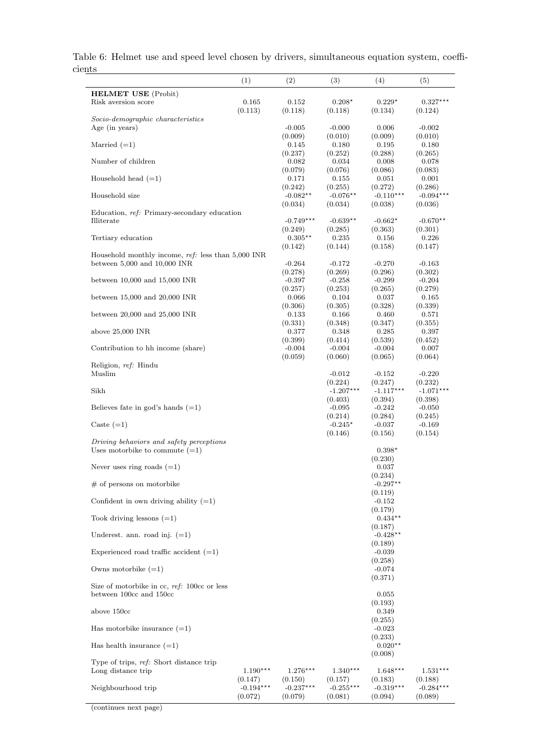Table 6: Helmet use and speed level chosen by drivers, simultaneous equation system, coefficients

| | (1) | (2) | (3) | (4) | (5) |
|---|---|---|---|---|---|
| **HELMET USE** (Probit) | | | | | |
| Risk aversion score | 0.165 | 0.152 | 0.208* | 0.229* | 0.327*** |
| | (0.113) | (0.118) | (0.118) | (0.134) | (0.124) |
| *Socio-demographic characteristics* | | | | | |
| Age (in years) | | -0.005 | -0.000 | 0.006 | -0.002 |
| | | (0.009) | (0.010) | (0.009) | (0.010) |
| Married (=1) | | 0.145 | 0.180 | 0.195 | 0.180 |
| | | (0.237) | (0.252) | (0.288) | (0.265) |
| Number of children | | 0.082 | 0.034 | 0.008 | 0.078 |
| | | (0.079) | (0.076) | (0.086) | (0.083) |
| Household head (=1) | | 0.171 | 0.155 | 0.051 | 0.001 |
| | | (0.242) | (0.255) | (0.272) | (0.286) |
| Household size | | -0.082** | -0.076** | -0.110*** | -0.094*** |
| | | (0.034) | (0.034) | (0.038) | (0.036) |
| Education, *ref:* Primary-secondary education | | | | | |
| Illiterate | | -0.749*** | -0.639** | -0.662* | -0.670** |
| | | (0.249) | (0.285) | (0.363) | (0.301) |
| Tertiary education | | 0.305** | 0.235 | 0.156 | 0.226 |
| | | (0.142) | (0.144) | (0.158) | (0.147) |
| Household monthly income, *ref:* less than 5,000 INR | | | | | |
| between 5,000 and 10,000 INR | | -0.264 | -0.172 | -0.270 | -0.163 |
| | | (0.278) | (0.269) | (0.296) | (0.302) |
| between 10,000 and 15,000 INR | | -0.397 | -0.258 | -0.299 | -0.204 |
| | | (0.257) | (0.253) | (0.265) | (0.279) |
| between 15,000 and 20,000 INR | | 0.066 | 0.104 | 0.037 | 0.165 |
| | | (0.306) | (0.305) | (0.328) | (0.339) |
| between 20,000 and 25,000 INR | | 0.133 | 0.166 | 0.460 | 0.571 |
| | | (0.331) | (0.348) | (0.347) | (0.355) |
| above 25,000 INR | | 0.377 | 0.348 | 0.285 | 0.397 |
| | | (0.399) | (0.414) | (0.539) | (0.452) |
| Contribution to hh income (share) | | -0.004 | -0.004 | -0.004 | 0.007 |
| | | (0.059) | (0.060) | (0.065) | (0.064) |
| Religion, *ref:* Hindu | | | | | |
| Muslim | | | -0.012 | -0.152 | -0.220 |
| | | | (0.224) | (0.247) | (0.232) |
| Sikh | | | -1.207*** | -1.117*** | -1.071*** |
| | | | (0.403) | (0.394) | (0.398) |
| Believes fate in god's hands (=1) | | | -0.095 | -0.242 | -0.050 |
| | | | (0.214) | (0.284) | (0.245) |
| Caste (=1) | | | -0.245* | -0.037 | -0.169 |
| | | | (0.146) | (0.156) | (0.154) |
| *Driving behaviors and safety perceptions* | | | | | |
| Uses motorbike to commute (=1) | | | | 0.398* | |
| | | | | (0.230) | |
| Never uses ring roads (=1) | | | | 0.037 | |
| | | | | (0.234) | |
| # of persons on motorbike | | | | -0.297** | |
| | | | | (0.119) | |
| Confident in own driving ability (=1) | | | | -0.152 | |
| | | | | (0.179) | |
| Took driving lessons (=1) | | | | 0.434** | |
| | | | | (0.187) | |
| Underest. ann. road inj. (=1) | | | | -0.428** | |
| | | | | (0.189) | |
| Experienced road traffic accident (=1) | | | | -0.039 | |
| | | | | (0.258) | |
| Owns motorbike (=1) | | | | -0.074 | |
| | | | | (0.371) | |
| Size of motorbike in cc, *ref:* 100cc or less | | | | | |
| between 100cc and 150cc | | | | 0.055 | |
| | | | | (0.193) | |
| above 150cc | | | | 0.349 | |
| | | | | (0.255) | |
| Has motorbike insurance (=1) | | | | -0.023 | |
| | | | | (0.233) | |
| Has health insurance (=1) | | | | 0.020** | |
| | | | | (0.008) | |
| Type of trips, *ref:* Short distance trip | | | | | |
| Long distance trip | 1.190*** | 1.276*** | 1.340*** | 1.648*** | 1.531*** |
| | (0.147) | (0.150) | (0.157) | (0.183) | (0.188) |
| Neighbourhood trip | -0.194*** | -0.237*** | -0.255*** | -0.319*** | -0.284*** |
| | (0.072) | (0.079) | (0.081) | (0.094) | (0.089) |

(continues next page)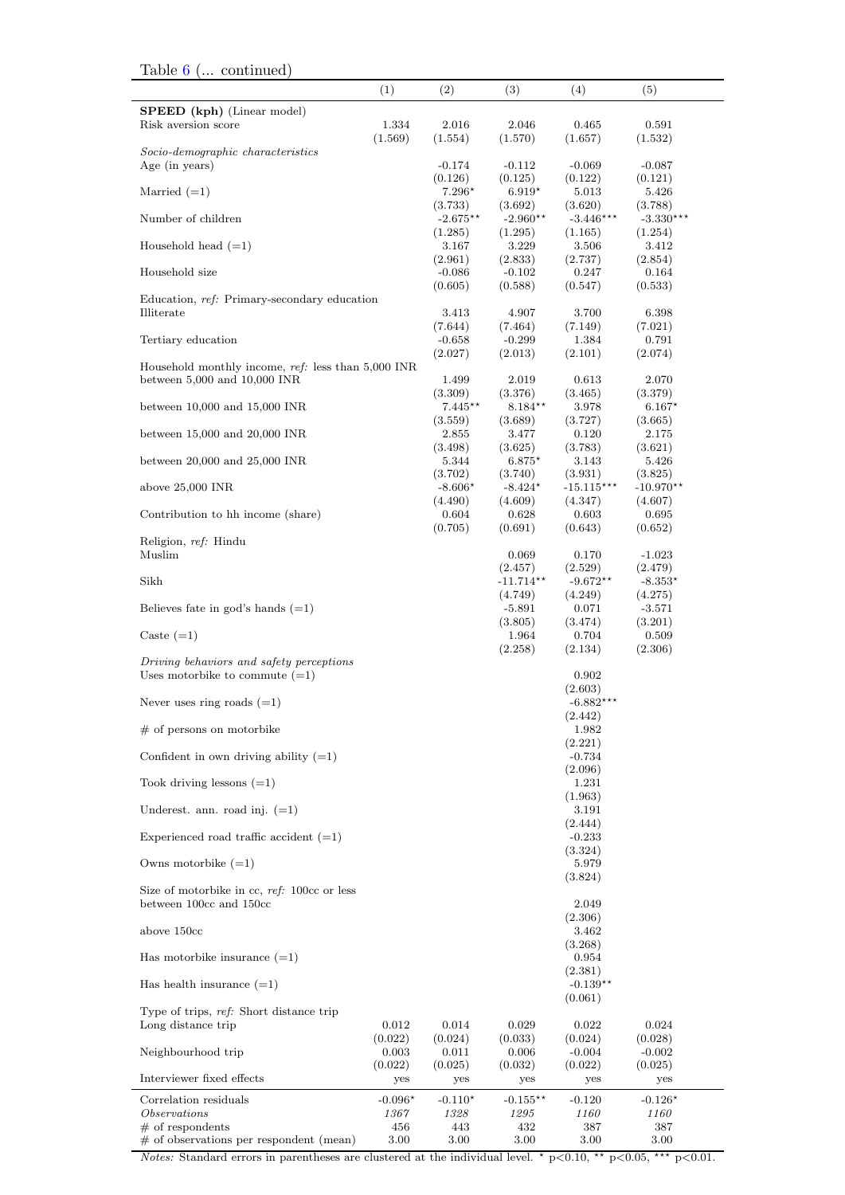Table 6 (... continued)

| | (1) | (2) | (3) | (4) | (5) |
|---|---|---|---|---|---|
| **SPEED (kph)** (Linear model) | | | | | |
| Risk aversion score | 1.334 | 2.016 | 2.046 | 0.465 | 0.591 |
| | (1.569) | (1.554) | (1.570) | (1.657) | (1.532) |
| *Socio-demographic characteristics* | | | | | |
| Age (in years) | | -0.174 | -0.112 | -0.069 | -0.087 |
| | | (0.126) | (0.125) | (0.122) | (0.121) |
| Married (=1) | | 7.296* | 6.919* | 5.013 | 5.426 |
| | | (3.733) | (3.692) | (3.620) | (3.788) |
| Number of children | | -2.675** | -2.960** | -3.446*** | -3.330*** |
| | | (1.285) | (1.295) | (1.165) | (1.254) |
| Household head (=1) | | 3.167 | 3.229 | 3.506 | 3.412 |
| | | (2.961) | (2.833) | (2.737) | (2.854) |
| Household size | | -0.086 | -0.102 | 0.247 | 0.164 |
| | | (0.605) | (0.588) | (0.547) | (0.533) |
| Education, *ref:* Primary-secondary education | | | | | |
| Illiterate | | 3.413 | 4.907 | 3.700 | 6.398 |
| | | (7.644) | (7.464) | (7.149) | (7.021) |
| Tertiary education | | -0.658 | -0.299 | 1.384 | 0.791 |
| | | (2.027) | (2.013) | (2.101) | (2.074) |
| Household monthly income, *ref:* less than 5,000 INR | | | | | |
| between 5,000 and 10,000 INR | | 1.499 | 2.019 | 0.613 | 2.070 |
| | | (3.309) | (3.376) | (3.465) | (3.379) |
| between 10,000 and 15,000 INR | | 7.445** | 8.184** | 3.978 | 6.167* |
| | | (3.559) | (3.689) | (3.727) | (3.665) |
| between 15,000 and 20,000 INR | | 2.855 | 3.477 | 0.120 | 2.175 |
| | | (3.498) | (3.625) | (3.783) | (3.621) |
| between 20,000 and 25,000 INR | | 5.344 | 6.875* | 3.143 | 5.426 |
| | | (3.702) | (3.740) | (3.931) | (3.825) |
| above 25,000 INR | | -8.606* | -8.424* | -15.115*** | -10.970** |
| | | (4.490) | (4.609) | (4.347) | (4.607) |
| Contribution to hh income (share) | | 0.604 | 0.628 | 0.603 | 0.695 |
| | | (0.705) | (0.691) | (0.643) | (0.652) |
| Religion, *ref:* Hindu | | | | | |
| Muslim | | | 0.069 | 0.170 | -1.023 |
| | | | (2.457) | (2.529) | (2.479) |
| Sikh | | | -11.714** | -9.672** | -8.353* |
| | | | (4.749) | (4.249) | (4.275) |
| Believes fate in god's hands (=1) | | | -5.891 | 0.071 | -3.571 |
| | | | (3.805) | (3.474) | (3.201) |
| Caste (=1) | | | 1.964 | 0.704 | 0.509 |
| | | | (2.258) | (2.134) | (2.306) |
| *Driving behaviors and safety perceptions* | | | | | |
| Uses motorbike to commute (=1) | | | | 0.902 | |
| | | | | (2.603) | |
| Never uses ring roads (=1) | | | | -6.882*** | |
| | | | | (2.442) | |
| # of persons on motorbike | | | | 1.982 | |
| | | | | (2.221) | |
| Confident in own driving ability (=1) | | | | -0.734 | |
| | | | | (2.096) | |
| Took driving lessons (=1) | | | | 1.231 | |
| | | | | (1.963) | |
| Underest. ann. road inj. (=1) | | | | 3.191 | |
| | | | | (2.444) | |
| Experienced road traffic accident (=1) | | | | -0.233 | |
| | | | | (3.324) | |
| Owns motorbike (=1) | | | | 5.979 | |
| | | | | (3.824) | |
| Size of motorbike in cc, *ref:* 100cc or less | | | | | |
| between 100cc and 150cc | | | | 2.049 | |
| | | | | (2.306) | |
| above 150cc | | | | 3.462 | |
| | | | | (3.268) | |
| Has motorbike insurance (=1) | | | | 0.954 | |
| | | | | (2.381) | |
| Has health insurance (=1) | | | | -0.139** | |
| | | | | (0.061) | |
| Type of trips, *ref:* Short distance trip | | | | | |
| Long distance trip | 0.012 | 0.014 | 0.029 | 0.022 | 0.024 |
| | (0.022) | (0.024) | (0.033) | (0.024) | (0.028) |
| Neighbourhood trip | 0.003 | 0.011 | 0.006 | -0.004 | -0.002 |
| | (0.022) | (0.025) | (0.032) | (0.022) | (0.025) |
| Interviewer fixed effects | yes | yes | yes | yes | yes |
| Correlation residuals | -0.096* | -0.110* | -0.155** | -0.120 | -0.126* |
| *Observations* | *1367* | *1328* | *1295* | *1160* | *1160* |
| # of respondents | 456 | 443 | 432 | 387 | 387 |
| # of observations per respondent (mean) | 3.00 | 3.00 | 3.00 | 3.00 | 3.00 |

*Notes:* Standard errors in parentheses are clustered at the individual level. * p<0.10, ** p<0.05, *** p<0.01.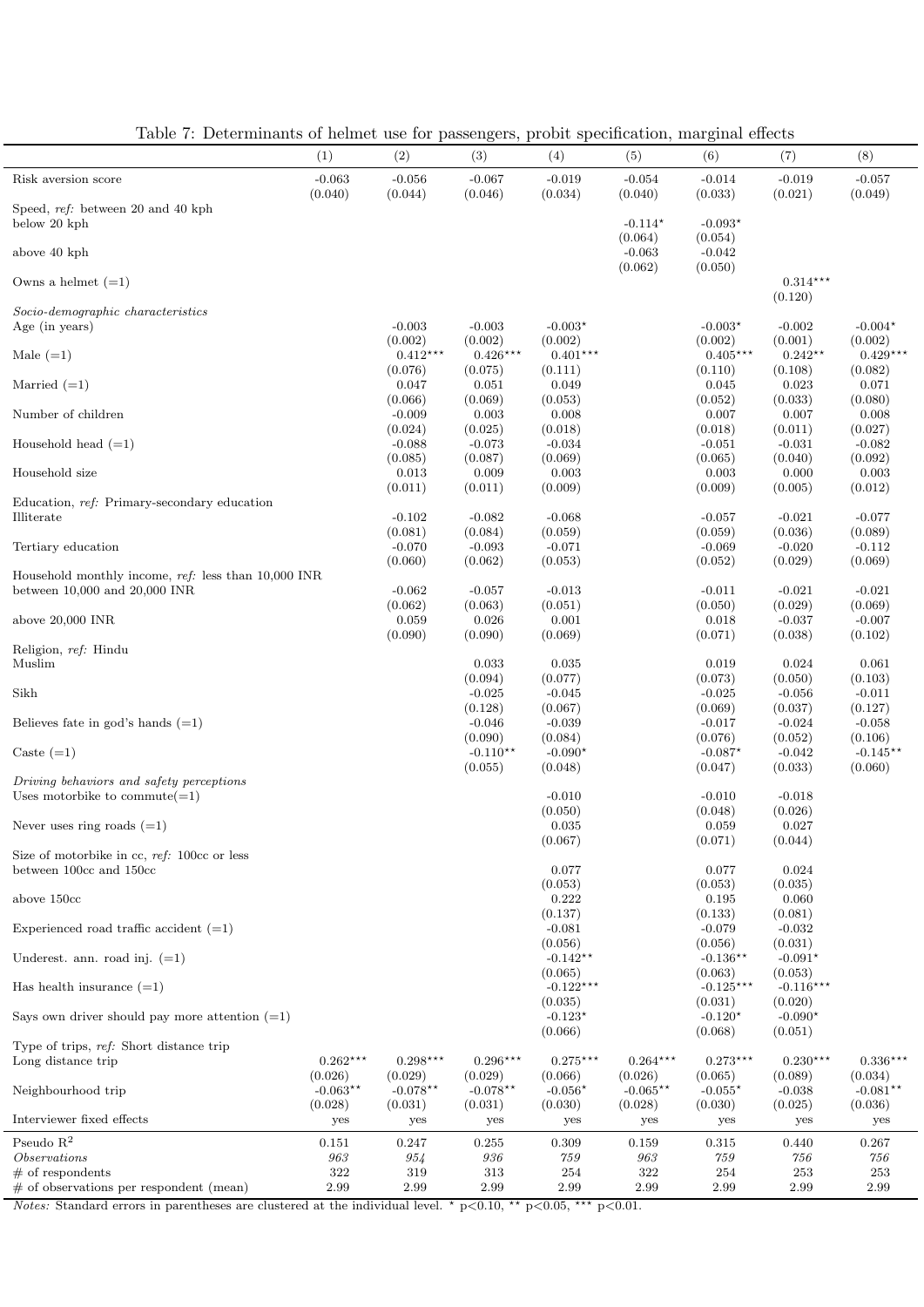Table 7: Determinants of helmet use for passengers, probit specification, marginal effects

| | (1) | (2) | (3) | (4) | (5) | (6) | (7) | (8) |
|---|---|---|---|---|---|---|---|---|
| Risk aversion score | -0.063 | -0.056 | -0.067 | -0.019 | -0.054 | -0.014 | -0.019 | -0.057 |
| | (0.040) | (0.044) | (0.046) | (0.034) | (0.040) | (0.033) | (0.021) | (0.049) |
| Speed, *ref:* between 20 and 40 kph | | | | | | | | |
| below 20 kph | | | | | -0.114* | -0.093* | | |
| | | | | | (0.064) | (0.054) | | |
| above 40 kph | | | | | -0.063 | -0.042 | | |
| | | | | | (0.062) | (0.050) | | |
| Owns a helmet (=1) | | | | | | | 0.314*** | |
| | | | | | | | (0.120) | |
| *Socio-demographic characteristics* | | | | | | | | |
| Age (in years) | | -0.003 | -0.003 | -0.003* | | -0.003* | -0.002 | -0.004* |
| | | (0.002) | (0.002) | (0.002) | | (0.002) | (0.001) | (0.002) |
| Male (=1) | | 0.412*** | 0.426*** | 0.401*** | | 0.405*** | 0.242** | 0.429*** |
| | | (0.076) | (0.075) | (0.111) | | (0.110) | (0.108) | (0.082) |
| Married (=1) | | 0.047 | 0.051 | 0.049 | | 0.045 | 0.023 | 0.071 |
| | | (0.066) | (0.069) | (0.053) | | (0.052) | (0.033) | (0.080) |
| Number of children | | -0.009 | 0.003 | 0.008 | | 0.007 | 0.007 | 0.008 |
| | | (0.024) | (0.025) | (0.018) | | (0.018) | (0.011) | (0.027) |
| Household head (=1) | | -0.088 | -0.073 | -0.034 | | -0.051 | -0.031 | -0.082 |
| | | (0.085) | (0.087) | (0.069) | | (0.065) | (0.040) | (0.092) |
| Household size | | 0.013 | 0.009 | 0.003 | | 0.003 | 0.000 | 0.003 |
| | | (0.011) | (0.011) | (0.009) | | (0.009) | (0.005) | (0.012) |
| Education, *ref:* Primary-secondary education | | | | | | | | |
| Illiterate | | -0.102 | -0.082 | -0.068 | | -0.057 | -0.021 | -0.077 |
| | | (0.081) | (0.084) | (0.059) | | (0.059) | (0.036) | (0.089) |
| Tertiary education | | -0.070 | -0.093 | -0.071 | | -0.069 | -0.020 | -0.112 |
| | | (0.060) | (0.062) | (0.053) | | (0.052) | (0.029) | (0.069) |
| Household monthly income, *ref:* less than 10,000 INR | | | | | | | | |
| between 10,000 and 20,000 INR | | -0.062 | -0.057 | -0.013 | | -0.011 | -0.021 | -0.021 |
| | | (0.062) | (0.063) | (0.051) | | (0.050) | (0.029) | (0.069) |
| above 20,000 INR | | 0.059 | 0.026 | 0.001 | | 0.018 | -0.037 | -0.007 |
| | | (0.090) | (0.090) | (0.069) | | (0.071) | (0.038) | (0.102) |
| Religion, *ref:* Hindu | | | | | | | | |
| Muslim | | | 0.033 | 0.035 | | 0.019 | 0.024 | 0.061 |
| | | | (0.094) | (0.077) | | (0.073) | (0.050) | (0.103) |
| Sikh | | | -0.025 | -0.045 | | -0.025 | -0.056 | -0.011 |
| | | | (0.128) | (0.067) | | (0.069) | (0.037) | (0.127) |
| Believes fate in god's hands (=1) | | | -0.046 | -0.039 | | -0.017 | -0.024 | -0.058 |
| | | | (0.090) | (0.084) | | (0.076) | (0.052) | (0.106) |
| Caste (=1) | | | -0.110** | -0.090* | | -0.087* | -0.042 | -0.145** |
| | | | (0.055) | (0.048) | | (0.047) | (0.033) | (0.060) |
| *Driving behaviors and safety perceptions* | | | | | | | | |
| Uses motorbike to commute(=1) | | | | -0.010 | | -0.010 | -0.018 | |
| | | | | (0.050) | | (0.048) | (0.026) | |
| Never uses ring roads (=1) | | | | 0.035 | | 0.059 | 0.027 | |
| | | | | (0.067) | | (0.071) | (0.044) | |
| Size of motorbike in cc, *ref:* 100cc or less | | | | | | | | |
| between 100cc and 150cc | | | | 0.077 | | 0.077 | 0.024 | |
| | | | | (0.053) | | (0.053) | (0.035) | |
| above 150cc | | | | 0.222 | | 0.195 | 0.060 | |
| | | | | (0.137) | | (0.133) | (0.081) | |
| Experienced road traffic accident (=1) | | | | -0.081 | | -0.079 | -0.032 | |
| | | | | (0.056) | | (0.056) | (0.031) | |
| Underest. ann. road inj. (=1) | | | | -0.142** | | -0.136** | -0.091* | |
| | | | | (0.065) | | (0.063) | (0.053) | |
| Has health insurance (=1) | | | | -0.122*** | | -0.125*** | -0.116*** | |
| | | | | (0.035) | | (0.031) | (0.020) | |
| Says own driver should pay more attention (=1) | | | | -0.123* | | -0.120* | -0.090* | |
| | | | | (0.066) | | (0.068) | (0.051) | |
| Type of trips, *ref:* Short distance trip | | | | | | | | |
| Long distance trip | 0.262*** | 0.298*** | 0.296*** | 0.275*** | 0.264*** | 0.273*** | 0.230*** | 0.336*** |
| | (0.026) | (0.029) | (0.029) | (0.066) | (0.026) | (0.065) | (0.089) | (0.034) |
| Neighbourhood trip | -0.063** | -0.078** | -0.078** | -0.056* | -0.065** | -0.055* | -0.038 | -0.081** |
| | (0.028) | (0.031) | (0.031) | (0.030) | (0.028) | (0.030) | (0.025) | (0.036) |
| Interviewer fixed effects | yes | yes | yes | yes | yes | yes | yes | yes |
| Pseudo $R^2$ | 0.151 | 0.247 | 0.255 | 0.309 | 0.159 | 0.315 | 0.440 | 0.267 |
| *Observations* | *963* | *954* | *936* | *759* | *963* | *759* | *756* | *756* |
| # of respondents | 322 | 319 | 313 | 254 | 322 | 254 | 253 | 253 |
| # of observations per respondent (mean) | 2.99 | 2.99 | 2.99 | 2.99 | 2.99 | 2.99 | 2.99 | 2.99 |

*Notes:* Standard errors in parentheses are clustered at the individual level. * p<0.10, ** p<0.05, *** p<0.01.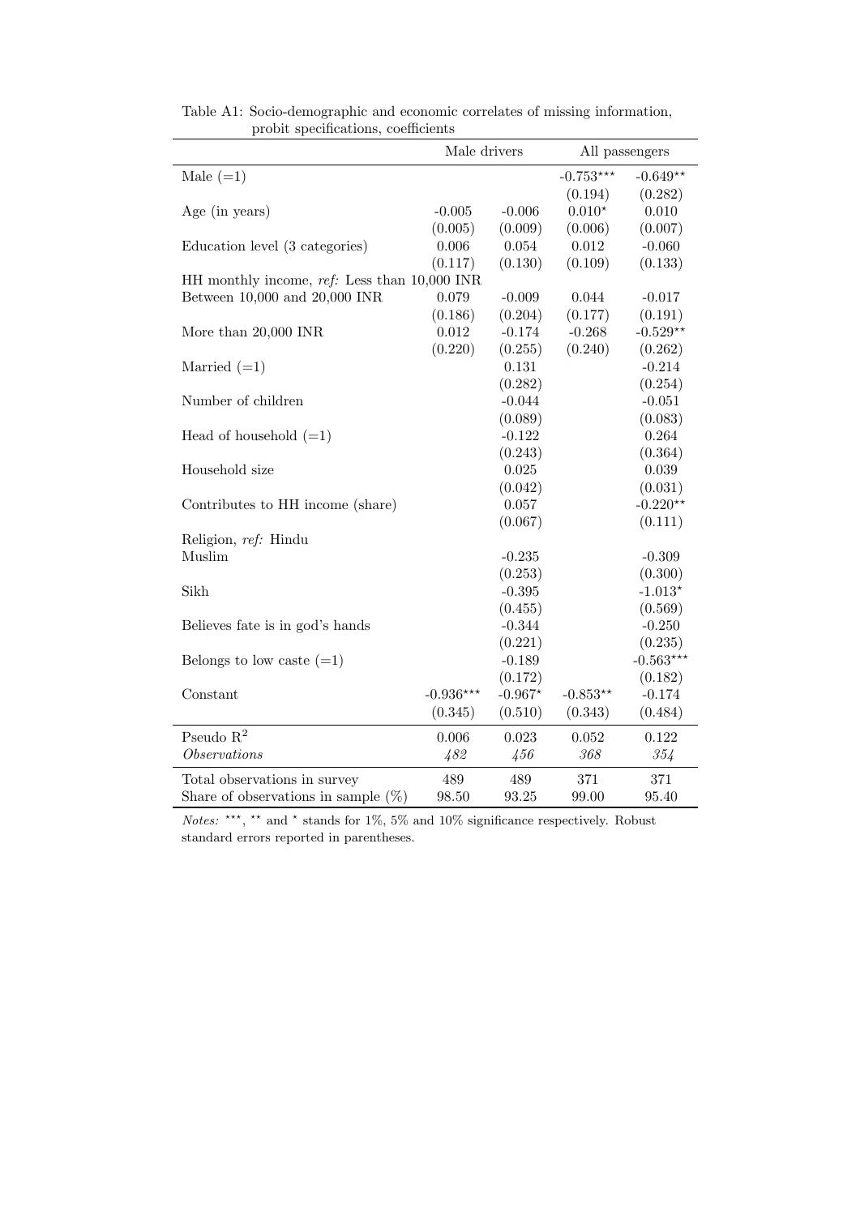Table A1: Socio-demographic and economic correlates of missing information, probit specifications, coefficients

| | Male drivers | | All passengers | |
|---|---|---|---|---|
| Male (=1) | | | -0.753*** | -0.649** |
| | | | (0.194) | (0.282) |
| Age (in years) | -0.005 | -0.006 | 0.010* | 0.010 |
| | (0.005) | (0.009) | (0.006) | (0.007) |
| Education level (3 categories) | 0.006 | 0.054 | 0.012 | -0.060 |
| | (0.117) | (0.130) | (0.109) | (0.133) |
| HH monthly income, *ref:* Less than 10,000 INR | | | | |
| Between 10,000 and 20,000 INR | 0.079 | -0.009 | 0.044 | -0.017 |
| | (0.186) | (0.204) | (0.177) | (0.191) |
| More than 20,000 INR | 0.012 | -0.174 | -0.268 | -0.529** |
| | (0.220) | (0.255) | (0.240) | (0.262) |
| Married (=1) | | 0.131 | | -0.214 |
| | | (0.282) | | (0.254) |
| Number of children | | -0.044 | | -0.051 |
| | | (0.089) | | (0.083) |
| Head of household (=1) | | -0.122 | | 0.264 |
| | | (0.243) | | (0.364) |
| Household size | | 0.025 | | 0.039 |
| | | (0.042) | | (0.031) |
| Contributes to HH income (share) | | 0.057 | | -0.220** |
| | | (0.067) | | (0.111) |
| Religion, *ref:* Hindu | | | | |
| Muslim | | -0.235 | | -0.309 |
| | | (0.253) | | (0.300) |
| Sikh | | -0.395 | | -1.013* |
| | | (0.455) | | (0.569) |
| Believes fate is in god's hands | | -0.344 | | -0.250 |
| | | (0.221) | | (0.235) |
| Belongs to low caste (=1) | | -0.189 | | -0.563*** |
| | | (0.172) | | (0.182) |
| Constant | -0.936*** | -0.967* | -0.853** | -0.174 |
| | (0.345) | (0.510) | (0.343) | (0.484) |
| Pseudo $R^2$ | 0.006 | 0.023 | 0.052 | 0.122 |
| *Observations* | *482* | *456* | *368* | *354* |
| Total observations in survey | 489 | 489 | 371 | 371 |
| Share of observations in sample (%) | 98.50 | 93.25 | 99.00 | 95.40 |

*Notes:* ***, ** and * stands for 1%, 5% and 10% significance respectively. Robust standard errors reported in parentheses.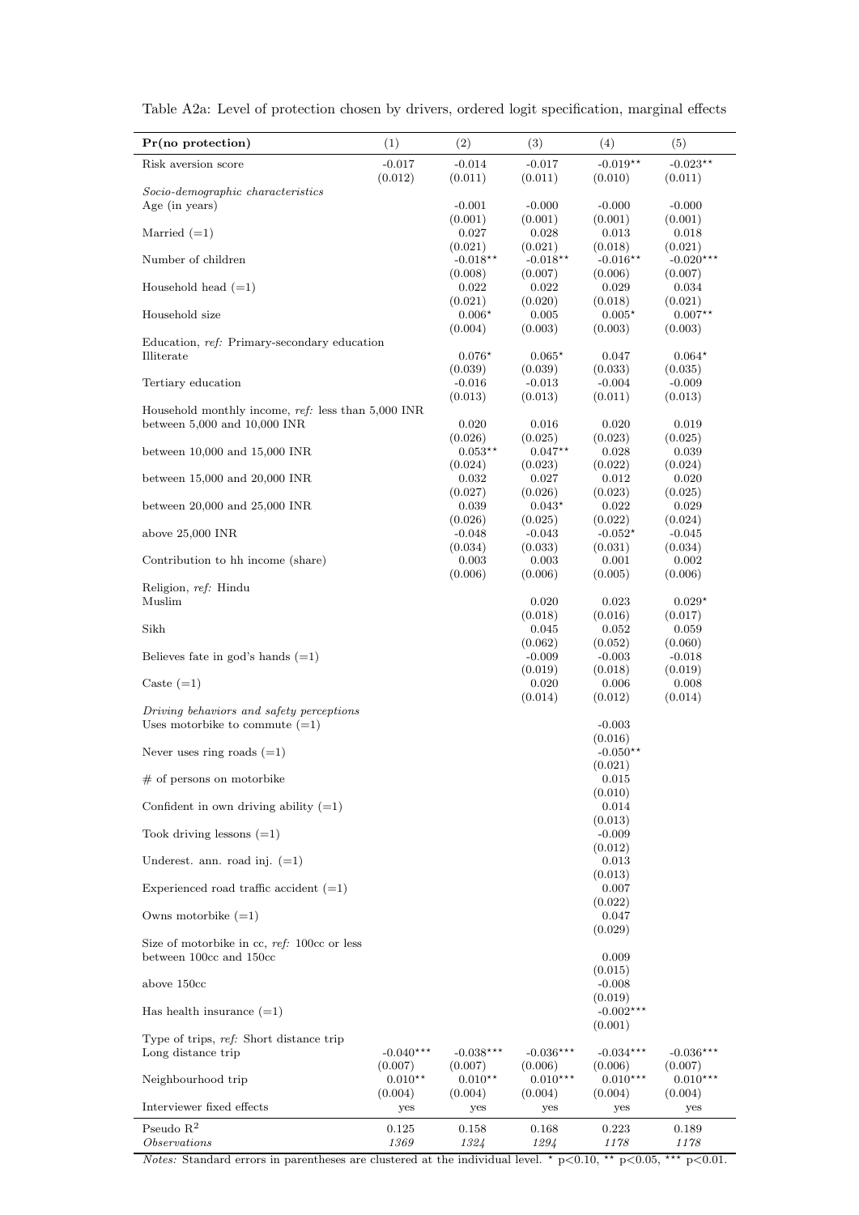Table A2a: Level of protection chosen by drivers, ordered logit specification, marginal effects

| **Pr(no protection)** | (1) | (2) | (3) | (4) | (5) |
|---|---|---|---|---|---|
| Risk aversion score | -0.017 | -0.014 | -0.017 | -0.019** | -0.023** |
| | (0.012) | (0.011) | (0.011) | (0.010) | (0.011) |
| *Socio-demographic characteristics* | | | | | |
| Age (in years) | | -0.001 | -0.000 | -0.000 | -0.000 |
| | | (0.001) | (0.001) | (0.001) | (0.001) |
| Married (=1) | | 0.027 | 0.028 | 0.013 | 0.018 |
| | | (0.021) | (0.021) | (0.018) | (0.021) |
| Number of children | | -0.018** | -0.018** | -0.016** | -0.020*** |
| | | (0.008) | (0.007) | (0.006) | (0.007) |
| Household head (=1) | | 0.022 | 0.022 | 0.029 | 0.034 |
| | | (0.021) | (0.020) | (0.018) | (0.021) |
| Household size | | 0.006* | 0.005 | 0.005* | 0.007** |
| | | (0.004) | (0.003) | (0.003) | (0.003) |
| Education, *ref:* Primary-secondary education | | | | | |
| Illiterate | | 0.076* | 0.065* | 0.047 | 0.064* |
| | | (0.039) | (0.039) | (0.033) | (0.035) |
| Tertiary education | | -0.016 | -0.013 | -0.004 | -0.009 |
| | | (0.013) | (0.013) | (0.011) | (0.013) |
| Household monthly income, *ref:* less than 5,000 INR | | | | | |
| between 5,000 and 10,000 INR | | 0.020 | 0.016 | 0.020 | 0.019 |
| | | (0.026) | (0.025) | (0.023) | (0.025) |
| between 10,000 and 15,000 INR | | 0.053** | 0.047** | 0.028 | 0.039 |
| | | (0.024) | (0.023) | (0.022) | (0.024) |
| between 15,000 and 20,000 INR | | 0.032 | 0.027 | 0.012 | 0.020 |
| | | (0.027) | (0.026) | (0.023) | (0.025) |
| between 20,000 and 25,000 INR | | 0.039 | 0.043* | 0.022 | 0.029 |
| | | (0.026) | (0.025) | (0.022) | (0.024) |
| above 25,000 INR | | -0.048 | -0.043 | -0.052* | -0.045 |
| | | (0.034) | (0.033) | (0.031) | (0.034) |
| Contribution to hh income (share) | | 0.003 | 0.003 | 0.001 | 0.002 |
| | | (0.006) | (0.006) | (0.005) | (0.006) |
| Religion, *ref:* Hindu | | | | | |
| Muslim | | | 0.020 | 0.023 | 0.029* |
| | | | (0.018) | (0.016) | (0.017) |
| Sikh | | | 0.045 | 0.052 | 0.059 |
| | | | (0.062) | (0.052) | (0.060) |
| Believes fate in god's hands (=1) | | | -0.009 | -0.003 | -0.018 |
| | | | (0.019) | (0.018) | (0.019) |
| Caste (=1) | | | 0.020 | 0.006 | 0.008 |
| | | | (0.014) | (0.012) | (0.014) |
| *Driving behaviors and safety perceptions* | | | | | |
| Uses motorbike to commute (=1) | | | | -0.003 | |
| | | | | (0.016) | |
| Never uses ring roads (=1) | | | | -0.050** | |
| | | | | (0.021) | |
| # of persons on motorbike | | | | 0.015 | |
| | | | | (0.010) | |
| Confident in own driving ability (=1) | | | | 0.014 | |
| | | | | (0.013) | |
| Took driving lessons (=1) | | | | -0.009 | |
| | | | | (0.012) | |
| Underest. ann. road inj. (=1) | | | | 0.013 | |
| | | | | (0.013) | |
| Experienced road traffic accident (=1) | | | | 0.007 | |
| | | | | (0.022) | |
| Owns motorbike (=1) | | | | 0.047 | |
| | | | | (0.029) | |
| Size of motorbike in cc, *ref:* 100cc or less | | | | | |
| between 100cc and 150cc | | | | 0.009 | |
| | | | | (0.015) | |
| above 150cc | | | | -0.008 | |
| | | | | (0.019) | |
| Has health insurance (=1) | | | | -0.002*** | |
| | | | | (0.001) | |
| Type of trips, *ref:* Short distance trip | | | | | |
| Long distance trip | -0.040*** | -0.038*** | -0.036*** | -0.034*** | -0.036*** |
| | (0.007) | (0.007) | (0.006) | (0.006) | (0.007) |
| Neighbourhood trip | 0.010** | 0.010** | 0.010*** | 0.010*** | 0.010*** |
| | (0.004) | (0.004) | (0.004) | (0.004) | (0.004) |
| Interviewer fixed effects | yes | yes | yes | yes | yes |
| Pseudo $R^2$ | 0.125 | 0.158 | 0.168 | 0.223 | 0.189 |
| *Observations* | *1369* | *1324* | *1294* | *1178* | *1178* |

*Notes:* Standard errors in parentheses are clustered at the individual level. * $p<0.10$, ** $p<0.05$, *** $p<0.01$.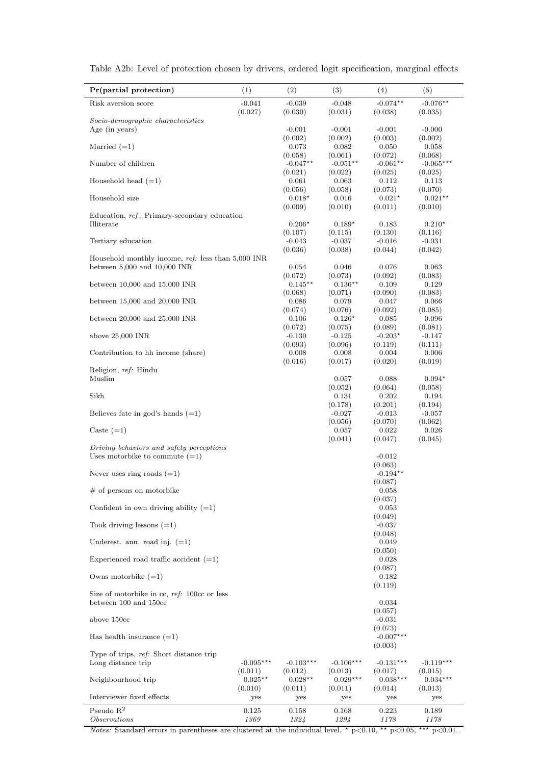Table A2b: Level of protection chosen by drivers, ordered logit specification, marginal effects

| **Pr(partial protection)** | (1) | (2) | (3) | (4) | (5) |
|---|---|---|---|---|---|
| Risk aversion score | -0.041 | -0.039 | -0.048 | -0.074** | -0.076** |
| | (0.027) | (0.030) | (0.031) | (0.038) | (0.035) |
| *Socio-demographic characteristics* | | | | | |
| Age (in years) | | -0.001 | -0.001 | -0.001 | -0.000 |
| | | (0.002) | (0.002) | (0.003) | (0.002) |
| Married (=1) | | 0.073 | 0.082 | 0.050 | 0.058 |
| | | (0.058) | (0.061) | (0.072) | (0.068) |
| Number of children | | -0.047** | -0.051** | -0.061** | -0.065*** |
| | | (0.021) | (0.022) | (0.025) | (0.025) |
| Household head (=1) | | 0.061 | 0.063 | 0.112 | 0.113 |
| | | (0.056) | (0.058) | (0.073) | (0.070) |
| Household size | | 0.018* | 0.016 | 0.021* | 0.021** |
| | | (0.009) | (0.010) | (0.011) | (0.010) |
| Education, *ref*: Primary-secondary education | | | | | |
| Illiterate | | 0.206* | 0.189* | 0.183 | 0.210* |
| | | (0.107) | (0.115) | (0.130) | (0.116) |
| Tertiary education | | -0.043 | -0.037 | -0.016 | -0.031 |
| | | (0.036) | (0.038) | (0.044) | (0.042) |
| Household monthly income, *ref:* less than 5,000 INR | | | | | |
| between 5,000 and 10,000 INR | | 0.054 | 0.046 | 0.076 | 0.063 |
| | | (0.072) | (0.073) | (0.092) | (0.083) |
| between 10,000 and 15,000 INR | | 0.145** | 0.136** | 0.109 | 0.129 |
| | | (0.068) | (0.071) | (0.090) | (0.083) |
| between 15,000 and 20,000 INR | | 0.086 | 0.079 | 0.047 | 0.066 |
| | | (0.074) | (0.076) | (0.092) | (0.085) |
| between 20,000 and 25,000 INR | | 0.106 | 0.126* | 0.085 | 0.096 |
| | | (0.072) | (0.075) | (0.089) | (0.081) |
| above 25,000 INR | | -0.130 | -0.125 | -0.203* | -0.147 |
| | | (0.093) | (0.096) | (0.119) | (0.111) |
| Contribution to hh income (share) | | 0.008 | 0.008 | 0.004 | 0.006 |
| | | (0.016) | (0.017) | (0.020) | (0.019) |
| Religion, *ref:* Hindu | | | | | |
| Muslim | | | 0.057 | 0.088 | 0.094* |
| | | | (0.052) | (0.064) | (0.058) |
| Sikh | | | 0.131 | 0.202 | 0.194 |
| | | | (0.178) | (0.201) | (0.194) |
| Believes fate in god's hands (=1) | | | -0.027 | -0.013 | -0.057 |
| | | | (0.056) | (0.070) | (0.062) |
| Caste (=1) | | | 0.057 | 0.022 | 0.026 |
| | | | (0.041) | (0.047) | (0.045) |
| *Driving behaviors and safety perceptions* | | | | | |
| Uses motorbike to commute (=1) | | | | -0.012 | |
| | | | | (0.063) | |
| Never uses ring roads (=1) | | | | -0.194** | |
| | | | | (0.087) | |
| # of persons on motorbike | | | | 0.058 | |
| | | | | (0.037) | |
| Confident in own driving ability (=1) | | | | 0.053 | |
| | | | | (0.049) | |
| Took driving lessons (=1) | | | | -0.037 | |
| | | | | (0.048) | |
| Underest. ann. road inj. (=1) | | | | 0.049 | |
| | | | | (0.050) | |
| Experienced road traffic accident (=1) | | | | 0.028 | |
| | | | | (0.087) | |
| Owns motorbike (=1) | | | | 0.182 | |
| | | | | (0.119) | |
| Size of motorbike in cc, *ref:* 100cc or less | | | | | |
| between 100 and 150cc | | | | 0.034 | |
| | | | | (0.057) | |
| above 150cc | | | | -0.031 | |
| | | | | (0.073) | |
| Has health insurance (=1) | | | | -0.007*** | |
| | | | | (0.003) | |
| Type of trips, *ref:* Short distance trip | | | | | |
| Long distance trip | -0.095*** | -0.103*** | -0.106*** | -0.131*** | -0.119*** |
| | (0.011) | (0.012) | (0.013) | (0.017) | (0.015) |
| Neighbourhood trip | 0.025** | 0.028** | 0.029*** | 0.038*** | 0.034*** |
| | (0.010) | (0.011) | (0.011) | (0.014) | (0.013) |
| Interviewer fixed effects | yes | yes | yes | yes | yes |
| Pseudo $R^2$ | 0.125 | 0.158 | 0.168 | 0.223 | 0.189 |
| *Observations* | *1369* | *1324* | *1294* | *1178* | *1178* |

*Notes:* Standard errors in parentheses are clustered at the individual level. * $p<0.10$, ** $p<0.05$, *** $p<0.01$.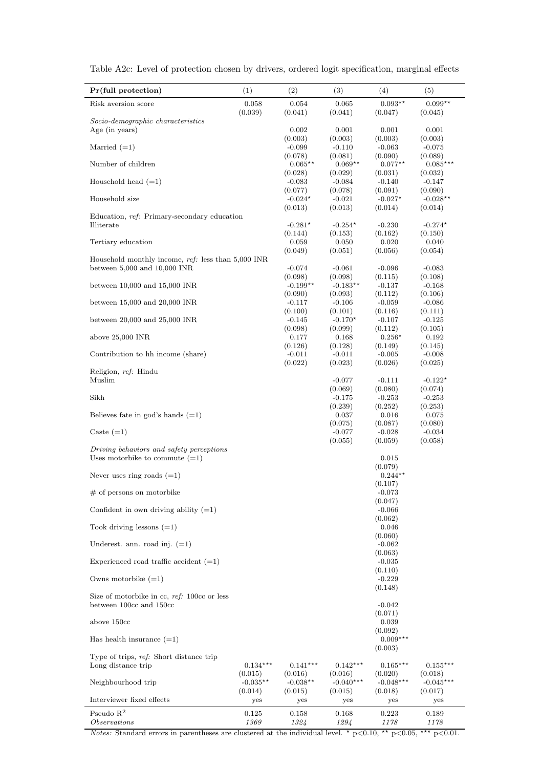Table A2c: Level of protection chosen by drivers, ordered logit specification, marginal effects

| **Pr(full protection)** | (1) | (2) | (3) | (4) | (5) |
|---|---|---|---|---|---|
| Risk aversion score | 0.058 | 0.054 | 0.065 | 0.093** | 0.099** |
| | (0.039) | (0.041) | (0.041) | (0.047) | (0.045) |
| *Socio-demographic characteristics* | | | | | |
| Age (in years) | | 0.002 | 0.001 | 0.001 | 0.001 |
| | | (0.003) | (0.003) | (0.003) | (0.003) |
| Married (=1) | | -0.099 | -0.110 | -0.063 | -0.075 |
| | | (0.078) | (0.081) | (0.090) | (0.089) |
| Number of children | | 0.065** | 0.069** | 0.077** | 0.085*** |
| | | (0.028) | (0.029) | (0.031) | (0.032) |
| Household head (=1) | | -0.083 | -0.084 | -0.140 | -0.147 |
| | | (0.077) | (0.078) | (0.091) | (0.090) |
| Household size | | -0.024* | -0.021 | -0.027* | -0.028** |
| | | (0.013) | (0.013) | (0.014) | (0.014) |
| Education, *ref:* Primary-secondary education | | | | | |
| Illiterate | | -0.281* | -0.254* | -0.230 | -0.274* |
| | | (0.144) | (0.153) | (0.162) | (0.150) |
| Tertiary education | | 0.059 | 0.050 | 0.020 | 0.040 |
| | | (0.049) | (0.051) | (0.056) | (0.054) |
| Household monthly income, *ref:* less than 5,000 INR | | | | | |
| between 5,000 and 10,000 INR | | -0.074 | -0.061 | -0.096 | -0.083 |
| | | (0.098) | (0.098) | (0.115) | (0.108) |
| between 10,000 and 15,000 INR | | -0.199** | -0.183** | -0.137 | -0.168 |
| | | (0.090) | (0.093) | (0.112) | (0.106) |
| between 15,000 and 20,000 INR | | -0.117 | -0.106 | -0.059 | -0.086 |
| | | (0.100) | (0.101) | (0.116) | (0.111) |
| between 20,000 and 25,000 INR | | -0.145 | -0.170* | -0.107 | -0.125 |
| | | (0.098) | (0.099) | (0.112) | (0.105) |
| above 25,000 INR | | 0.177 | 0.168 | 0.256* | 0.192 |
| | | (0.126) | (0.128) | (0.149) | (0.145) |
| Contribution to hh income (share) | | -0.011 | -0.011 | -0.005 | -0.008 |
| | | (0.022) | (0.023) | (0.026) | (0.025) |
| Religion, *ref:* Hindu | | | | | |
| Muslim | | | -0.077 | -0.111 | -0.122* |
| | | | (0.069) | (0.080) | (0.074) |
| Sikh | | | -0.175 | -0.253 | -0.253 |
| | | | (0.239) | (0.252) | (0.253) |
| Believes fate in god's hands (=1) | | | 0.037 | 0.016 | 0.075 |
| | | | (0.075) | (0.087) | (0.080) |
| Caste (=1) | | | -0.077 | -0.028 | -0.034 |
| | | | (0.055) | (0.059) | (0.058) |
| *Driving behaviors and safety perceptions* | | | | | |
| Uses motorbike to commute (=1) | | | | 0.015 | |
| | | | | (0.079) | |
| Never uses ring roads (=1) | | | | 0.244** | |
| | | | | (0.107) | |
| # of persons on motorbike | | | | -0.073 | |
| | | | | (0.047) | |
| Confident in own driving ability (=1) | | | | -0.066 | |
| | | | | (0.062) | |
| Took driving lessons (=1) | | | | 0.046 | |
| | | | | (0.060) | |
| Underest. ann. road inj. (=1) | | | | -0.062 | |
| | | | | (0.063) | |
| Experienced road traffic accident (=1) | | | | -0.035 | |
| | | | | (0.110) | |
| Owns motorbike (=1) | | | | -0.229 | |
| | | | | (0.148) | |
| Size of motorbike in cc, *ref:* 100cc or less | | | | | |
| between 100cc and 150cc | | | | -0.042 | |
| | | | | (0.071) | |
| above 150cc | | | | 0.039 | |
| | | | | (0.092) | |
| Has health insurance (=1) | | | | 0.009*** | |
| | | | | (0.003) | |
| Type of trips, *ref:* Short distance trip | | | | | |
| Long distance trip | 0.134*** | 0.141*** | 0.142*** | 0.165*** | 0.155*** |
| | (0.015) | (0.016) | (0.016) | (0.020) | (0.018) |
| Neighbourhood trip | -0.035** | -0.038** | -0.040*** | -0.048*** | -0.045*** |
| | (0.014) | (0.015) | (0.015) | (0.018) | (0.017) |
| Interviewer fixed effects | yes | yes | yes | yes | yes |
| Pseudo $R^2$ | 0.125 | 0.158 | 0.168 | 0.223 | 0.189 |
| *Observations* | *1369* | *1324* | *1294* | *1178* | *1178* |

*Notes:* Standard errors in parentheses are clustered at the individual level. * p<0.10, ** p<0.05, *** p<0.01.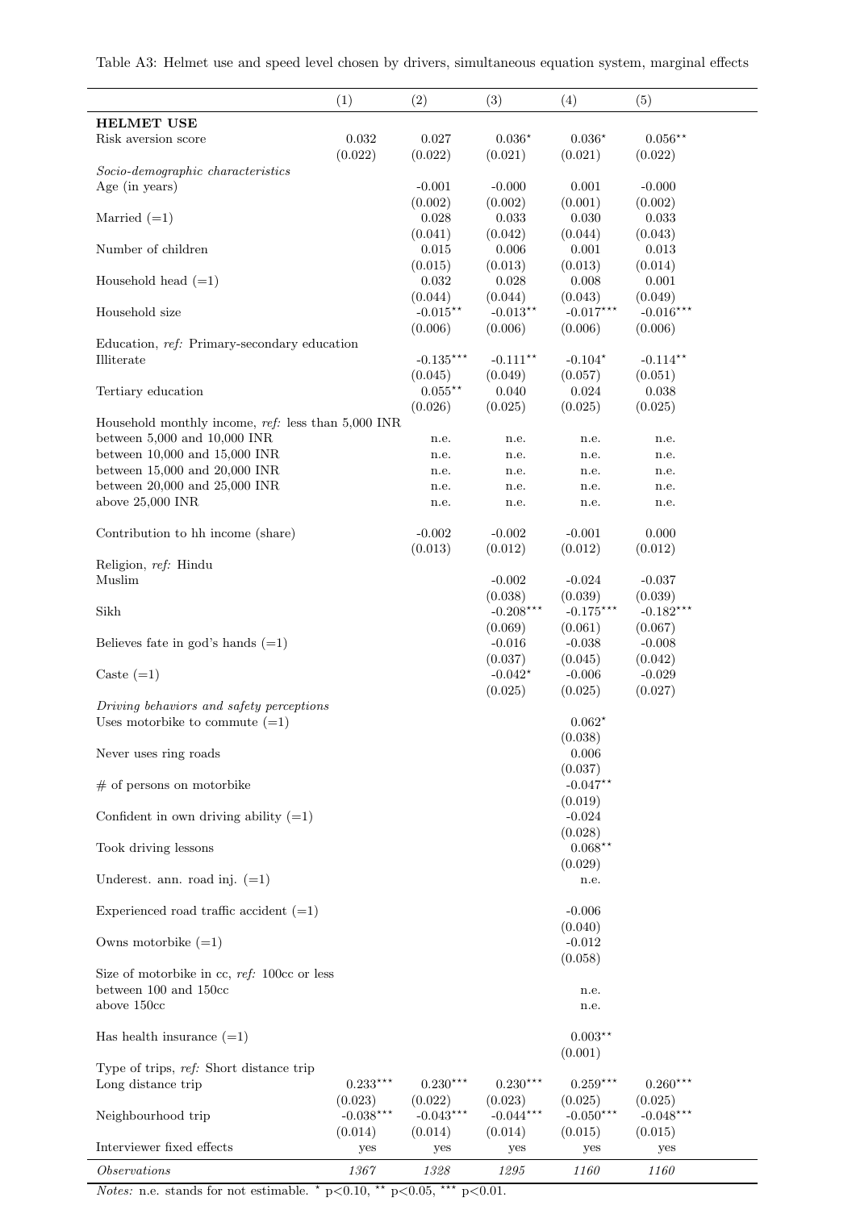Table A3: Helmet use and speed level chosen by drivers, simultaneous equation system, marginal effects

| | (1) | (2) | (3) | (4) | (5) |
|---|---|---|---|---|---|
| **HELMET USE** | | | | | |
| Risk aversion score | 0.032 | 0.027 | 0.036* | 0.036* | 0.056** |
| | (0.022) | (0.022) | (0.021) | (0.021) | (0.022) |
| *Socio-demographic characteristics* | | | | | |
| Age (in years) | | -0.001 | -0.000 | 0.001 | -0.000 |
| | | (0.002) | (0.002) | (0.001) | (0.002) |
| Married (=1) | | 0.028 | 0.033 | 0.030 | 0.033 |
| | | (0.041) | (0.042) | (0.044) | (0.043) |
| Number of children | | 0.015 | 0.006 | 0.001 | 0.013 |
| | | (0.015) | (0.013) | (0.013) | (0.014) |
| Household head (=1) | | 0.032 | 0.028 | 0.008 | 0.001 |
| | | (0.044) | (0.044) | (0.043) | (0.049) |
| Household size | | -0.015** | -0.013** | -0.017*** | -0.016*** |
| | | (0.006) | (0.006) | (0.006) | (0.006) |
| Education, *ref:* Primary-secondary education | | | | | |
| Illiterate | | -0.135*** | -0.111** | -0.104* | -0.114** |
| | | (0.045) | (0.049) | (0.057) | (0.051) |
| Tertiary education | | 0.055** | 0.040 | 0.024 | 0.038 |
| | | (0.026) | (0.025) | (0.025) | (0.025) |
| Household monthly income, *ref:* less than 5,000 INR | | | | | |
| between 5,000 and 10,000 INR | | n.e. | n.e. | n.e. | n.e. |
| between 10,000 and 15,000 INR | | n.e. | n.e. | n.e. | n.e. |
| between 15,000 and 20,000 INR | | n.e. | n.e. | n.e. | n.e. |
| between 20,000 and 25,000 INR | | n.e. | n.e. | n.e. | n.e. |
| above 25,000 INR | | n.e. | n.e. | n.e. | n.e. |
| Contribution to hh income (share) | | -0.002 | -0.002 | -0.001 | 0.000 |
| | | (0.013) | (0.012) | (0.012) | (0.012) |
| Religion, *ref:* Hindu | | | | | |
| Muslim | | | -0.002 | -0.024 | -0.037 |
| | | | (0.038) | (0.039) | (0.039) |
| Sikh | | | -0.208*** | -0.175*** | -0.182*** |
| | | | (0.069) | (0.061) | (0.067) |
| Believes fate in god's hands (=1) | | | -0.016 | -0.038 | -0.008 |
| | | | (0.037) | (0.045) | (0.042) |
| Caste (=1) | | | -0.042* | -0.006 | -0.029 |
| | | | (0.025) | (0.025) | (0.027) |
| *Driving behaviors and safety perceptions* | | | | | |
| Uses motorbike to commute (=1) | | | | 0.062* | |
| | | | | (0.038) | |
| Never uses ring roads | | | | 0.006 | |
| | | | | (0.037) | |
| # of persons on motorbike | | | | -0.047** | |
| | | | | (0.019) | |
| Confident in own driving ability (=1) | | | | -0.024 | |
| | | | | (0.028) | |
| Took driving lessons | | | | 0.068** | |
| | | | | (0.029) | |
| Underest. ann. road inj. (=1) | | | | n.e. | |
| Experienced road traffic accident (=1) | | | | -0.006 | |
| | | | | (0.040) | |
| Owns motorbike (=1) | | | | -0.012 | |
| | | | | (0.058) | |
| Size of motorbike in cc, *ref:* 100cc or less | | | | | |
| between 100 and 150cc | | | | n.e. | |
| above 150cc | | | | n.e. | |
| Has health insurance (=1) | | | | 0.003** | |
| | | | | (0.001) | |
| Type of trips, *ref:* Short distance trip | | | | | |
| Long distance trip | 0.233*** | 0.230*** | 0.230*** | 0.259*** | 0.260*** |
| | (0.023) | (0.022) | (0.023) | (0.025) | (0.025) |
| Neighbourhood trip | -0.038*** | -0.043*** | -0.044*** | -0.050*** | -0.048*** |
| | (0.014) | (0.014) | (0.014) | (0.015) | (0.015) |
| Interviewer fixed effects | yes | yes | yes | yes | yes |
| *Observations* | *1367* | *1328* | *1295* | *1160* | *1160* |

*Notes:* n.e. stands for not estimable. * p<0.10, ** p<0.05, *** p<0.01.